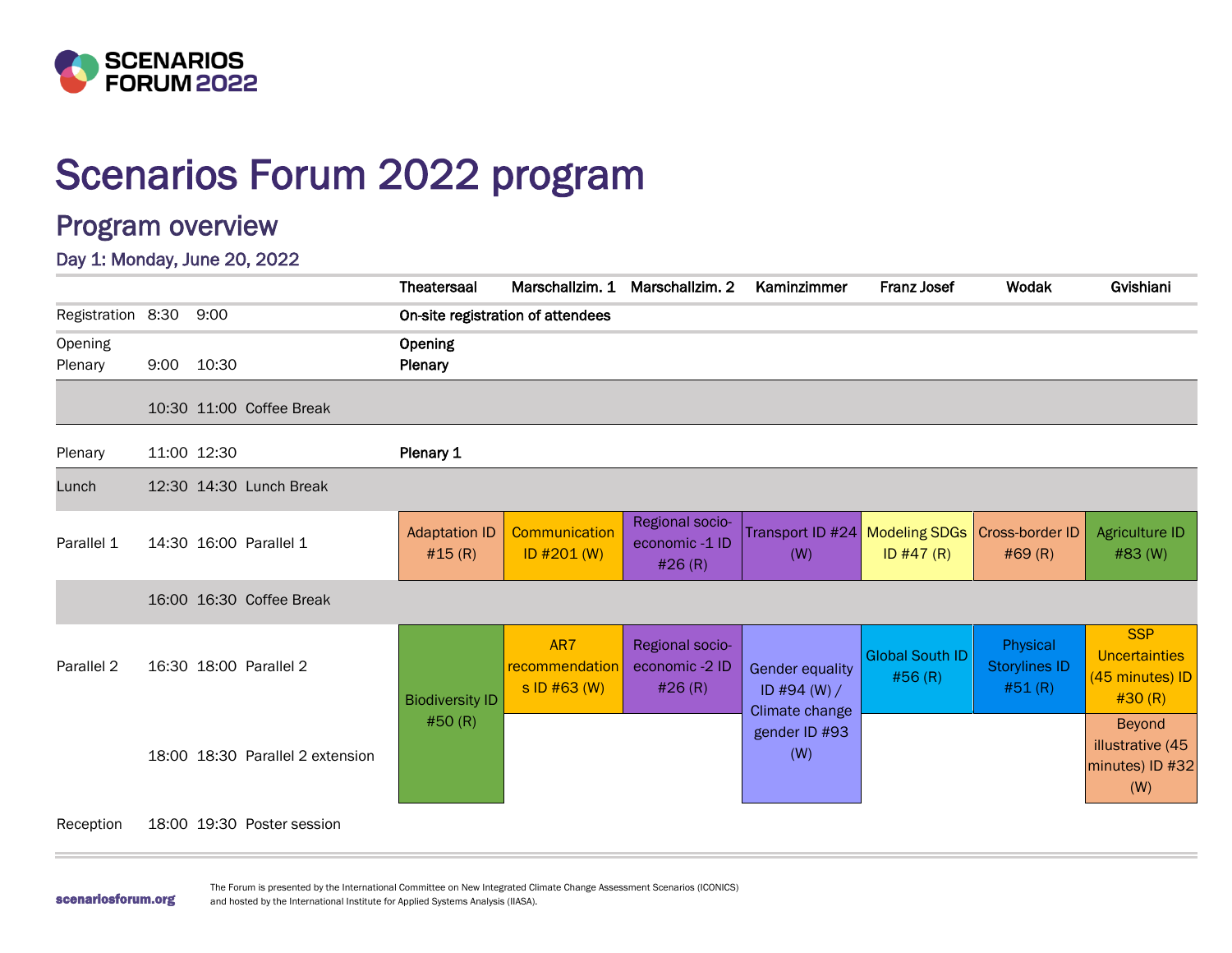SCENARIOS FORUM 2022

# Scenarios Forum 2022 program

## Program overview

### Day 1: Monday, June 20, 2022

| | | | | Theatersaal | Marschallzim. 1 | Marschallzim. 2 | Kaminzimmer | Franz Josef | Wodak | Gvishiani |
|---|---|---|---|---|---|---|---|---|---|---|
| Registration | 8:30 | 9:00 | | **On-site registration of attendees** | | | | | | |
| Opening Plenary | 9:00 | 10:30 | | **Opening Plenary** | | | | | | |
| | 10:30 | 11:00 | Coffee Break | | | | | | | |
| Plenary | 11:00 | 12:30 | | **Plenary 1** | | | | | | |
| Lunch | 12:30 | 14:30 | Lunch Break | | | | | | | |
| Parallel 1 | 14:30 | 16:00 | Parallel 1 | Adaptation ID #15 (R) | Communication ID #201 (W) | Regional socio-economic -1 ID #26 (R) | Transport ID #24 (W) | Modeling SDGs ID #47 (R) | Cross-border ID #69 (R) | Agriculture ID #83 (W) |
| | 16:00 | 16:30 | Coffee Break | | | | | | | |
| Parallel 2 | 16:30 | 18:00 | Parallel 2 | Biodiversity ID #50 (R) | AR7 recommendations ID #63 (W) | Regional socio-economic -2 ID #26 (R) | Gender equality ID #94 (W) / Climate change gender ID #93 (W) | Global South ID #56 (R) | Physical Storylines ID #51 (R) | SSP Uncertainties (45 minutes) ID #30 (R) |
| | 18:00 | 18:30 | Parallel 2 extension | | | | | | | Beyond illustrative (45 minutes) ID #32 (W) |
| Reception | 18:00 | 19:30 | Poster session | | | | | | | |

scenariosforum.org

The Forum is presented by the International Committee on New Integrated Climate Change Assessment Scenarios (ICONICS) and hosted by the International Institute for Applied Systems Analysis (IIASA).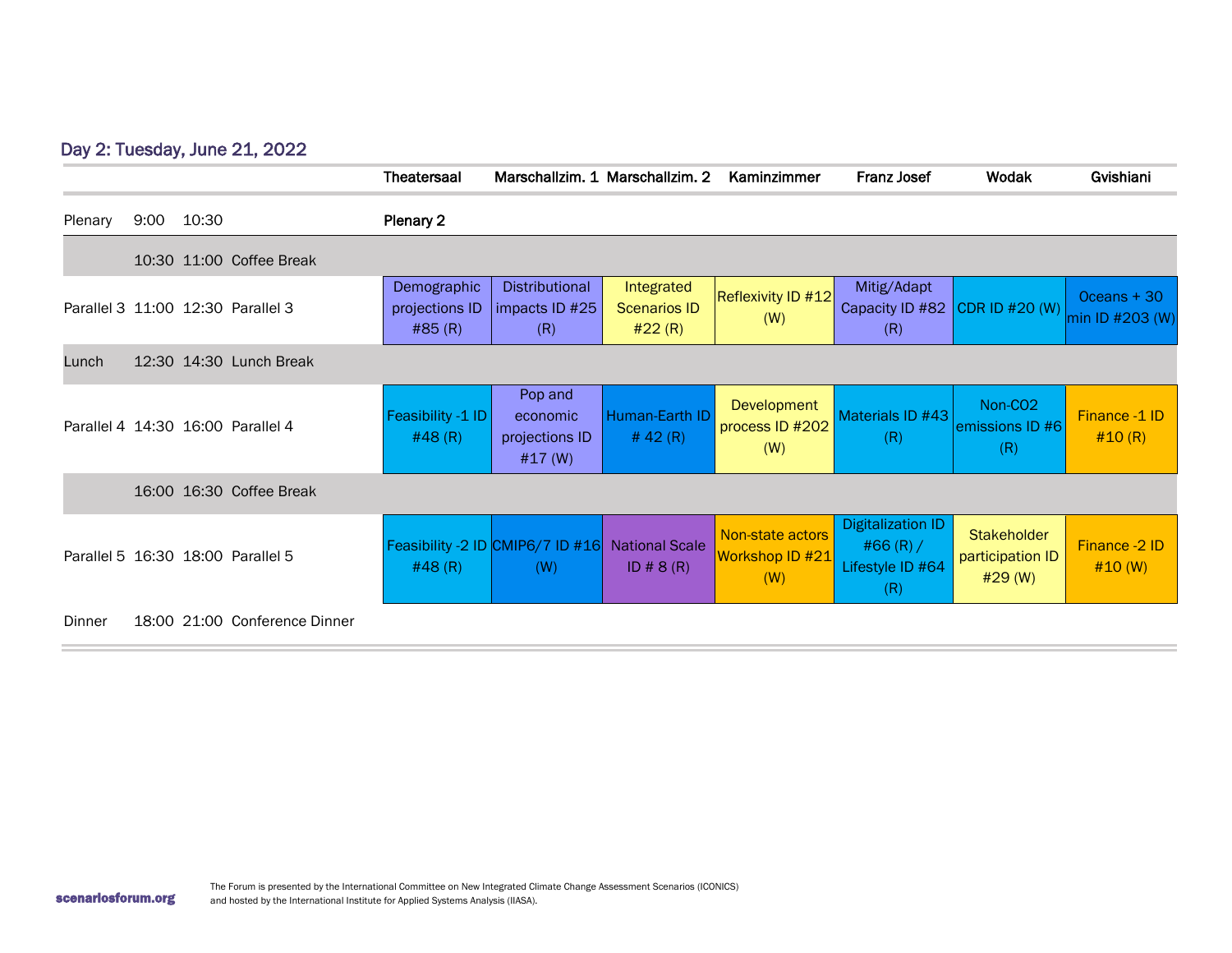## Day 2: Tuesday, June 21, 2022

| | | | | Theatersaal | Marschallzim. 1 | Marschallzim. 2 | Kaminzimmer | Franz Josef | Wodak | Gvishiani |
|---|---|---|---|---|---|---|---|---|---|---|
| Plenary | 9:00 | 10:30 | | Plenary 2 | | | | | | |
| | 10:30 | 11:00 | Coffee Break | | | | | | | |
| Parallel 3 | 11:00 | 12:30 | Parallel 3 | Demographic projections ID #85 (R) | Distributional impacts ID #25 (R) | Integrated Scenarios ID #22 (R) | Reflexivity ID #12 (W) | Mitig/Adapt Capacity ID #82 (R) | CDR ID #20 (W) | Oceans + 30 min ID #203 (W) |
| Lunch | 12:30 | 14:30 | Lunch Break | | | | | | | |
| Parallel 4 | 14:30 | 16:00 | Parallel 4 | Feasibility -1 ID #48 (R) | Pop and economic projections ID #17 (W) | Human-Earth ID # 42 (R) | Development process ID #202 (W) | Materials ID #43 (R) | Non-CO2 emissions ID #6 (R) | Finance -1 ID #10 (R) |
| | 16:00 | 16:30 | Coffee Break | | | | | | | |
| Parallel 5 | 16:30 | 18:00 | Parallel 5 | Feasibility -2 ID #48 (R) | CMIP6/7 ID #16 (W) | National Scale ID # 8 (R) | Non-state actors Workshop ID #21 (W) | Digitalization ID #66 (R) / Lifestyle ID #64 (R) | Stakeholder participation ID #29 (W) | Finance -2 ID #10 (W) |
| Dinner | 18:00 | 21:00 | Conference Dinner | | | | | | | |

scenariosforum.org

The Forum is presented by the International Committee on New Integrated Climate Change Assessment Scenarios (ICONICS) and hosted by the International Institute for Applied Systems Analysis (IIASA).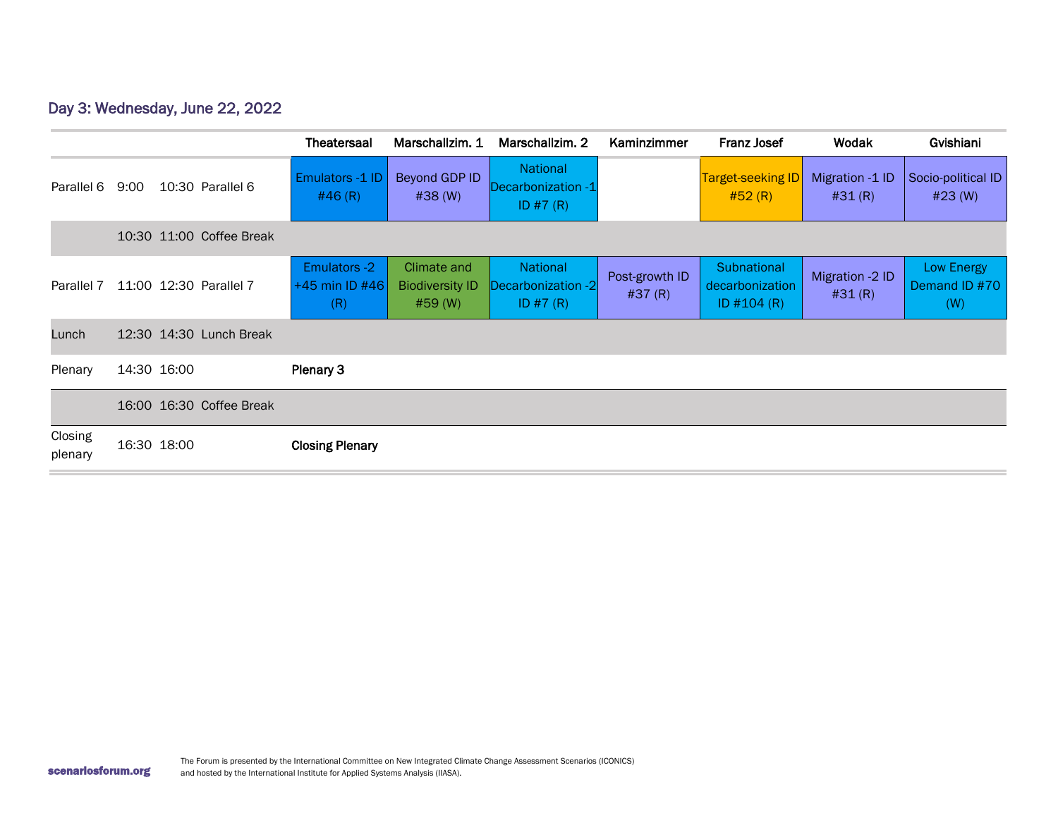## Day 3: Wednesday, June 22, 2022

| | | | | Theatersaal | Marschallzim. 1 | Marschallzim. 2 | Kaminzimmer | Franz Josef | Wodak | Gvishiani |
|---|---|---|---|---|---|---|---|---|---|---|
| Parallel 6 | 9:00 | 10:30 | Parallel 6 | Emulators -1 ID #46 (R) | Beyond GDP ID #38 (W) | National Decarbonization -1 ID #7 (R) | | Target-seeking ID #52 (R) | Migration -1 ID #31 (R) | Socio-political ID #23 (W) |
| | 10:30 | 11:00 | Coffee Break | | | | | | | |
| Parallel 7 | 11:00 | 12:30 | Parallel 7 | Emulators -2 +45 min ID #46 (R) | Climate and Biodiversity ID #59 (W) | National Decarbonization -2 ID #7 (R) | Post-growth ID #37 (R) | Subnational decarbonization ID #104 (R) | Migration -2 ID #31 (R) | Low Energy Demand ID #70 (W) |
| Lunch | 12:30 | 14:30 | Lunch Break | | | | | | | |
| Plenary | 14:30 | 16:00 | | **Plenary 3** | | | | | | |
| | 16:00 | 16:30 | Coffee Break | | | | | | | |
| Closing plenary | 16:30 | 18:00 | | **Closing Plenary** | | | | | | |

scenariosforum.org

The Forum is presented by the International Committee on New Integrated Climate Change Assessment Scenarios (ICONICS) and hosted by the International Institute for Applied Systems Analysis (IIASA).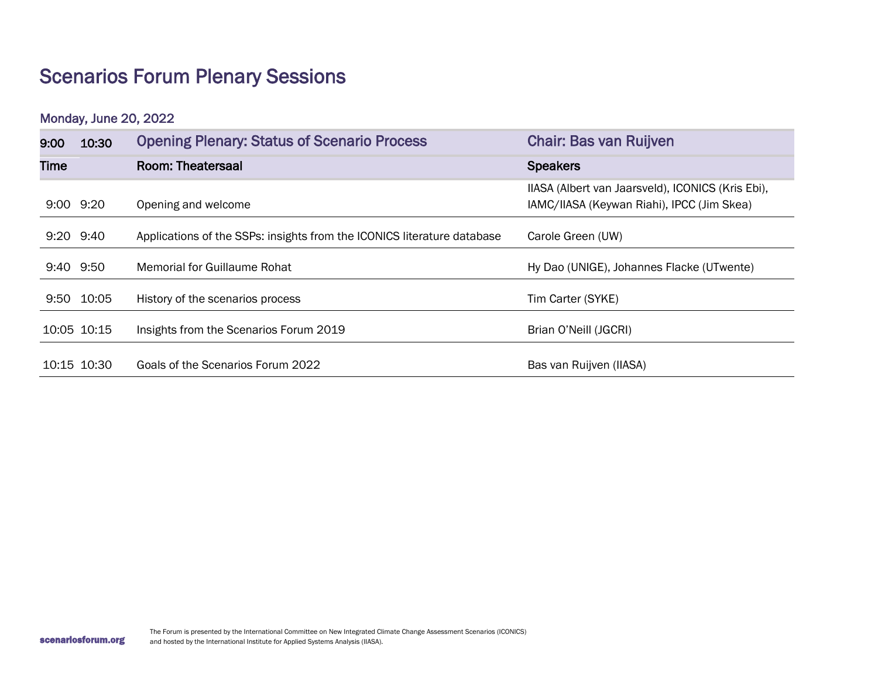# Scenarios Forum Plenary Sessions

## Monday, June 20, 2022

| 9:00 | 10:30 | Opening Plenary: Status of Scenario Process | Chair: Bas van Ruijven |
|---|---|---|---|
| **Time** | | **Room: Theatersaal** | **Speakers** |
| 9:00 | 9:20 | Opening and welcome | IIASA (Albert van Jaarsveld), ICONICS (Kris Ebi), IAMC/IIASA (Keywan Riahi), IPCC (Jim Skea) |
| 9:20 | 9:40 | Applications of the SSPs: insights from the ICONICS literature database | Carole Green (UW) |
| 9:40 | 9:50 | Memorial for Guillaume Rohat | Hy Dao (UNIGE), Johannes Flacke (UTwente) |
| 9:50 | 10:05 | History of the scenarios process | Tim Carter (SYKE) |
| 10:05 | 10:15 | Insights from the Scenarios Forum 2019 | Brian O'Neill (JGCRI) |
| 10:15 | 10:30 | Goals of the Scenarios Forum 2022 | Bas van Ruijven (IIASA) |

scenariosforum.org

The Forum is presented by the International Committee on New Integrated Climate Change Assessment Scenarios (ICONICS) and hosted by the International Institute for Applied Systems Analysis (IIASA).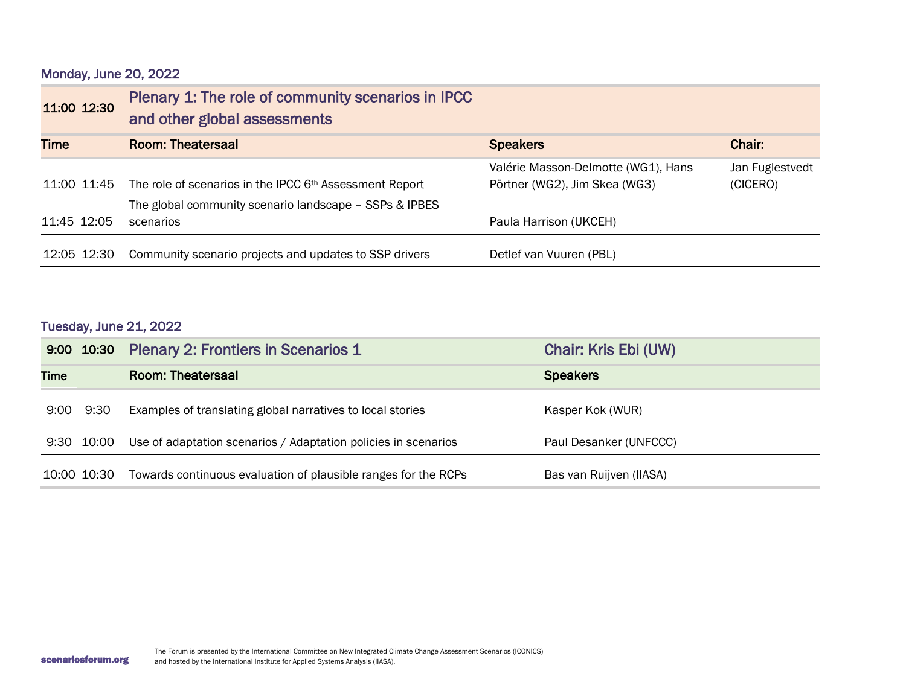### Monday, June 20, 2022

| 11:00 12:30 | Plenary 1: The role of community scenarios in IPCC and other global assessments | | |
|---|---|---|---|
| **Time** | **Room: Theatersaal** | **Speakers** | **Chair:** |
| 11:00 11:45 | The role of scenarios in the IPCC 6th Assessment Report | Valérie Masson-Delmotte (WG1), Hans Pörtner (WG2), Jim Skea (WG3) | Jan Fuglestvedt (CICERO) |
| 11:45 12:05 | The global community scenario landscape – SSPs & IPBES scenarios | Paula Harrison (UKCEH) | |
| 12:05 12:30 | Community scenario projects and updates to SSP drivers | Detlef van Vuuren (PBL) | |

### Tuesday, June 21, 2022

| 9:00 10:30 | Plenary 2: Frontiers in Scenarios 1 | Chair: Kris Ebi (UW) |
|---|---|---|
| **Time** | **Room: Theatersaal** | **Speakers** |
| 9:00 9:30 | Examples of translating global narratives to local stories | Kasper Kok (WUR) |
| 9:30 10:00 | Use of adaptation scenarios / Adaptation policies in scenarios | Paul Desanker (UNFCCC) |
| 10:00 10:30 | Towards continuous evaluation of plausible ranges for the RCPs | Bas van Ruijven (IIASA) |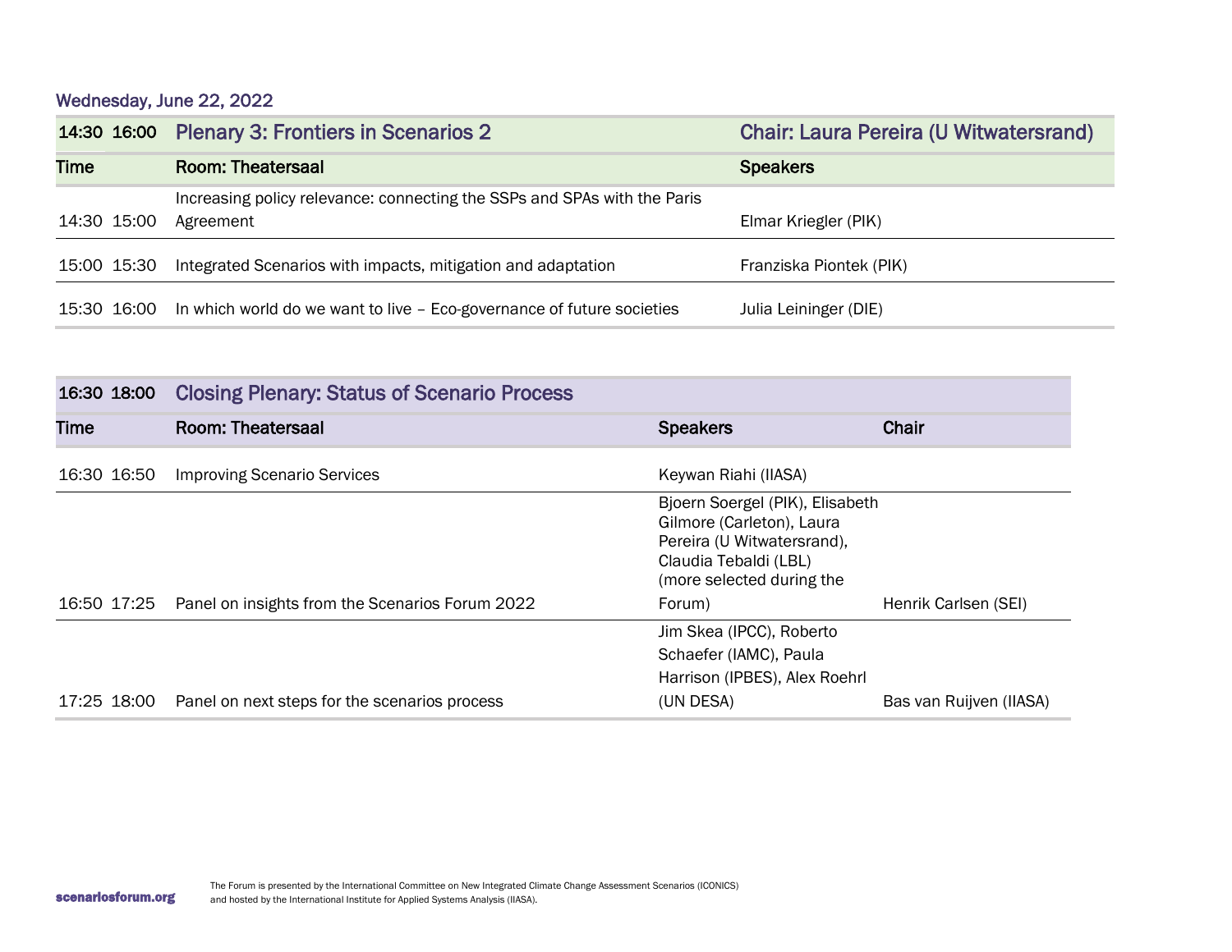### Wednesday, June 22, 2022

| 14:30 16:00 | Plenary 3: Frontiers in Scenarios 2 | Chair: Laura Pereira (U Witwatersrand) |
|---|---|---|
| **Time** | **Room: Theatersaal** | **Speakers** |
| 14:30 15:00 | Increasing policy relevance: connecting the SSPs and SPAs with the Paris Agreement | Elmar Kriegler (PIK) |
| 15:00 15:30 | Integrated Scenarios with impacts, mitigation and adaptation | Franziska Piontek (PIK) |
| 15:30 16:00 | In which world do we want to live – Eco-governance of future societies | Julia Leininger (DIE) |

| 16:30 18:00 | Closing Plenary: Status of Scenario Process | | |
|---|---|---|---|
| **Time** | **Room: Theatersaal** | **Speakers** | **Chair** |
| 16:30 16:50 | Improving Scenario Services | Keywan Riahi (IIASA) | |
| 16:50 17:25 | Panel on insights from the Scenarios Forum 2022 | Bjoern Soergel (PIK), Elisabeth Gilmore (Carleton), Laura Pereira (U Witwatersrand), Claudia Tebaldi (LBL) (more selected during the Forum) | Henrik Carlsen (SEI) |
| 17:25 18:00 | Panel on next steps for the scenarios process | Jim Skea (IPCC), Roberto Schaefer (IAMC), Paula Harrison (IPBES), Alex Roehrl (UN DESA) | Bas van Ruijven (IIASA) |

scenariosforum.org

The Forum is presented by the International Committee on New Integrated Climate Change Assessment Scenarios (ICONICS) and hosted by the International Institute for Applied Systems Analysis (IIASA).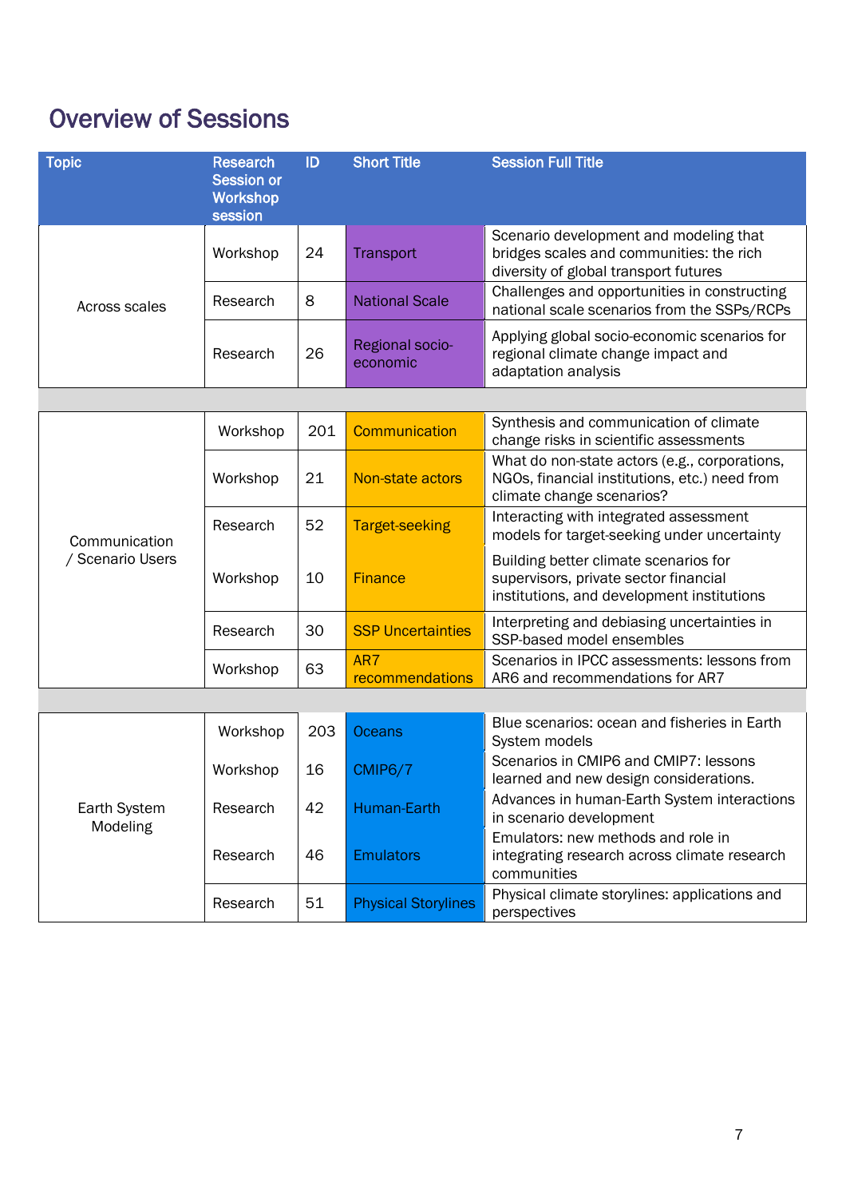# Overview of Sessions

| Topic | Research Session or Workshop session | ID | Short Title | Session Full Title |
|---|---|---|---|---|
| Across scales | Workshop | 24 | Transport | Scenario development and modeling that bridges scales and communities: the rich diversity of global transport futures |
| | Research | 8 | National Scale | Challenges and opportunities in constructing national scale scenarios from the SSPs/RCPs |
| | Research | 26 | Regional socio-economic | Applying global socio-economic scenarios for regional climate change impact and adaptation analysis |
| | | | | |
| Communication / Scenario Users | Workshop | 201 | Communication | Synthesis and communication of climate change risks in scientific assessments |
| | Workshop | 21 | Non-state actors | What do non-state actors (e.g., corporations, NGOs, financial institutions, etc.) need from climate change scenarios? |
| | Research | 52 | Target-seeking | Interacting with integrated assessment models for target-seeking under uncertainty |
| | Workshop | 10 | Finance | Building better climate scenarios for supervisors, private sector financial institutions, and development institutions |
| | Research | 30 | SSP Uncertainties | Interpreting and debiasing uncertainties in SSP-based model ensembles |
| | Workshop | 63 | AR7 recommendations | Scenarios in IPCC assessments: lessons from AR6 and recommendations for AR7 |
| | | | | |
| Earth System Modeling | Workshop | 203 | Oceans | Blue scenarios: ocean and fisheries in Earth System models |
| | Workshop | 16 | CMIP6/7 | Scenarios in CMIP6 and CMIP7: lessons learned and new design considerations. |
| | Research | 42 | Human-Earth | Advances in human-Earth System interactions in scenario development |
| | Research | 46 | Emulators | Emulators: new methods and role in integrating research across climate research communities |
| | Research | 51 | Physical Storylines | Physical climate storylines: applications and perspectives |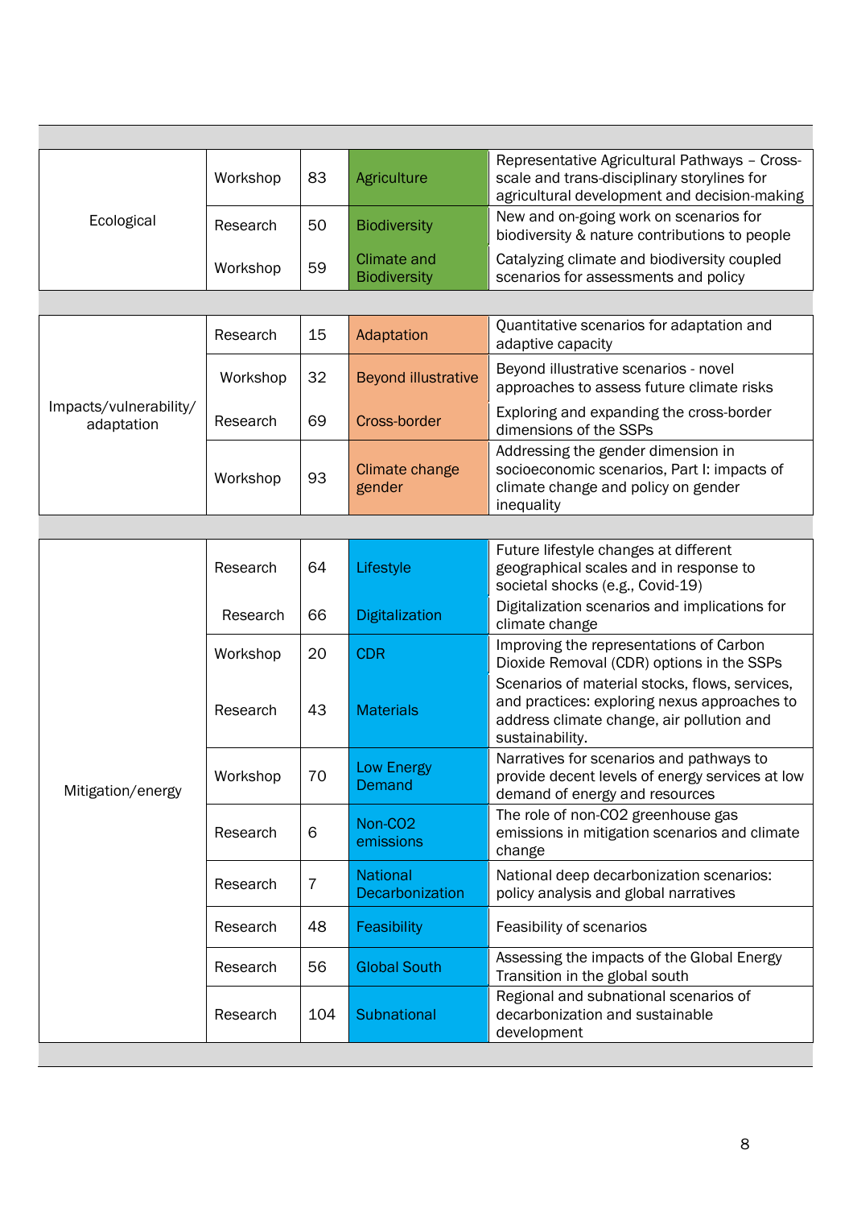| | | | | |
|---|---|---|---|---|
| Ecological | Workshop | 83 | Agriculture | Representative Agricultural Pathways – Cross-scale and trans-disciplinary storylines for agricultural development and decision-making |
| | Research | 50 | Biodiversity | New and on-going work on scenarios for biodiversity & nature contributions to people |
| | Workshop | 59 | Climate and Biodiversity | Catalyzing climate and biodiversity coupled scenarios for assessments and policy |
| Impacts/vulnerability/ adaptation | Research | 15 | Adaptation | Quantitative scenarios for adaptation and adaptive capacity |
| | Workshop | 32 | Beyond illustrative | Beyond illustrative scenarios - novel approaches to assess future climate risks |
| | Research | 69 | Cross-border | Exploring and expanding the cross-border dimensions of the SSPs |
| | Workshop | 93 | Climate change gender | Addressing the gender dimension in socioeconomic scenarios, Part I: impacts of climate change and policy on gender inequality |
| Mitigation/energy | Research | 64 | Lifestyle | Future lifestyle changes at different geographical scales and in response to societal shocks (e.g., Covid-19) |
| | Research | 66 | Digitalization | Digitalization scenarios and implications for climate change |
| | Workshop | 20 | CDR | Improving the representations of Carbon Dioxide Removal (CDR) options in the SSPs |
| | Research | 43 | Materials | Scenarios of material stocks, flows, services, and practices: exploring nexus approaches to address climate change, air pollution and sustainability. |
| | Workshop | 70 | Low Energy Demand | Narratives for scenarios and pathways to provide decent levels of energy services at low demand of energy and resources |
| | Research | 6 | Non-CO2 emissions | The role of non-CO2 greenhouse gas emissions in mitigation scenarios and climate change |
| | Research | 7 | National Decarbonization | National deep decarbonization scenarios: policy analysis and global narratives |
| | Research | 48 | Feasibility | Feasibility of scenarios |
| | Research | 56 | Global South | Assessing the impacts of the Global Energy Transition in the global south |
| | Research | 104 | Subnational | Regional and subnational scenarios of decarbonization and sustainable development |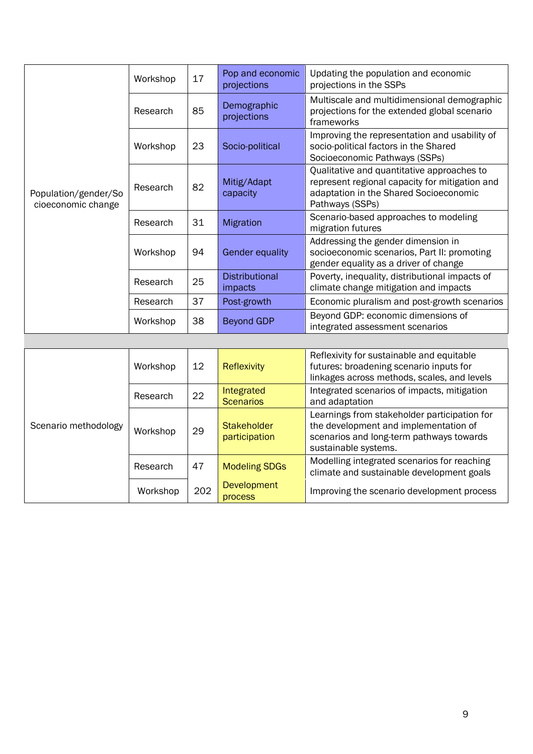| | | | | |
|---|---|---|---|---|
| Population/gender/Socioeconomic change | Workshop | 17 | Pop and economic projections | Updating the population and economic projections in the SSPs |
| | Research | 85 | Demographic projections | Multiscale and multidimensional demographic projections for the extended global scenario frameworks |
| | Workshop | 23 | Socio-political | Improving the representation and usability of socio-political factors in the Shared Socioeconomic Pathways (SSPs) |
| | Research | 82 | Mitig/Adapt capacity | Qualitative and quantitative approaches to represent regional capacity for mitigation and adaptation in the Shared Socioeconomic Pathways (SSPs) |
| | Research | 31 | Migration | Scenario-based approaches to modeling migration futures |
| | Workshop | 94 | Gender equality | Addressing the gender dimension in socioeconomic scenarios, Part II: promoting gender equality as a driver of change |
| | Research | 25 | Distributional impacts | Poverty, inequality, distributional impacts of climate change mitigation and impacts |
| | Research | 37 | Post-growth | Economic pluralism and post-growth scenarios |
| | Workshop | 38 | Beyond GDP | Beyond GDP: economic dimensions of integrated assessment scenarios |
| | | | | |
| Scenario methodology | Workshop | 12 | Reflexivity | Reflexivity for sustainable and equitable futures: broadening scenario inputs for linkages across methods, scales, and levels |
| | Research | 22 | Integrated Scenarios | Integrated scenarios of impacts, mitigation and adaptation |
| | Workshop | 29 | Stakeholder participation | Learnings from stakeholder participation for the development and implementation of scenarios and long-term pathways towards sustainable systems. |
| | Research | 47 | Modeling SDGs | Modelling integrated scenarios for reaching climate and sustainable development goals |
| | Workshop | 202 | Development process | Improving the scenario development process |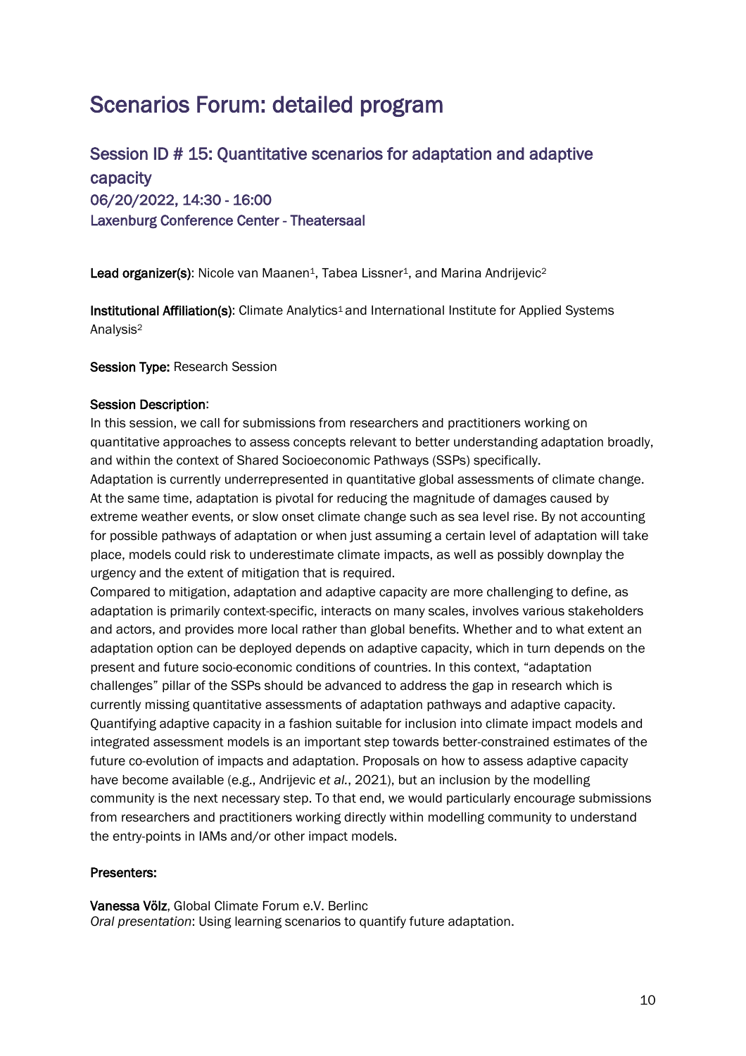# Scenarios Forum: detailed program

## Session ID # 15: Quantitative scenarios for adaptation and adaptive capacity

### 06/20/2022, 14:30 - 16:00

### Laxenburg Conference Center - Theatersaal

**Lead organizer(s)**: Nicole van Maanen[1], Tabea Lissner[1], and Marina Andrijevic[2]

**Institutional Affiliation(s)**: Climate Analytics[1] and International Institute for Applied Systems Analysis[2]

**Session Type:** Research Session

**Session Description**:

In this session, we call for submissions from researchers and practitioners working on quantitative approaches to assess concepts relevant to better understanding adaptation broadly, and within the context of Shared Socioeconomic Pathways (SSPs) specifically.

Adaptation is currently underrepresented in quantitative global assessments of climate change. At the same time, adaptation is pivotal for reducing the magnitude of damages caused by extreme weather events, or slow onset climate change such as sea level rise. By not accounting for possible pathways of adaptation or when just assuming a certain level of adaptation will take place, models could risk to underestimate climate impacts, as well as possibly downplay the urgency and the extent of mitigation that is required.

Compared to mitigation, adaptation and adaptive capacity are more challenging to define, as adaptation is primarily context-specific, interacts on many scales, involves various stakeholders and actors, and provides more local rather than global benefits. Whether and to what extent an adaptation option can be deployed depends on adaptive capacity, which in turn depends on the present and future socio-economic conditions of countries. In this context, "adaptation challenges" pillar of the SSPs should be advanced to address the gap in research which is currently missing quantitative assessments of adaptation pathways and adaptive capacity. Quantifying adaptive capacity in a fashion suitable for inclusion into climate impact models and integrated assessment models is an important step towards better-constrained estimates of the future co-evolution of impacts and adaptation. Proposals on how to assess adaptive capacity have become available (e.g., Andrijevic *et al.*, 2021), but an inclusion by the modelling community is the next necessary step. To that end, we would particularly encourage submissions from researchers and practitioners working directly within modelling community to understand the entry-points in IAMs and/or other impact models.

**Presenters:**

**Vanessa Völz**, Global Climate Forum e.V. Berlinc
*Oral presentation*: Using learning scenarios to quantify future adaptation.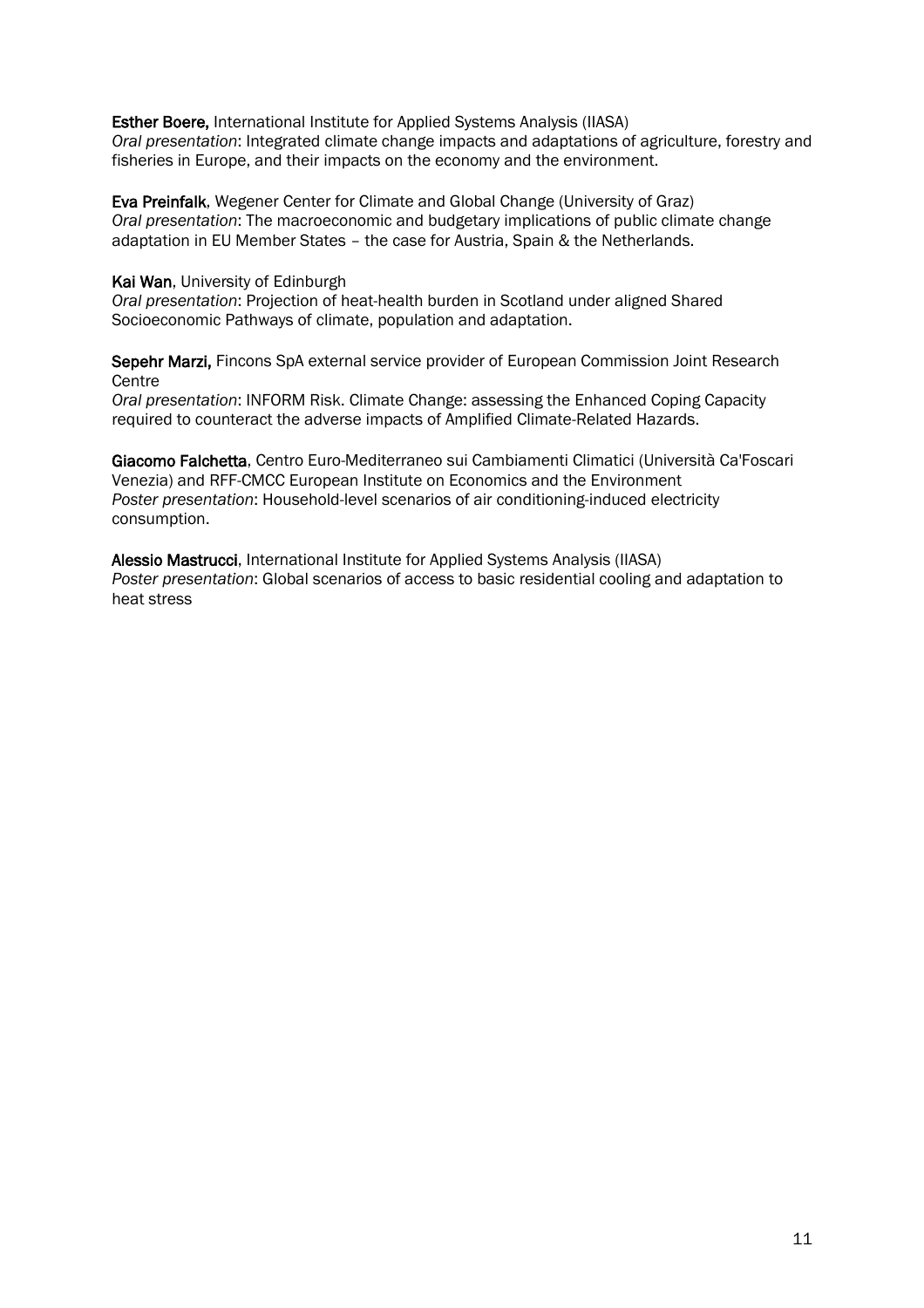**Esther Boere,** International Institute for Applied Systems Analysis (IIASA)
*Oral presentation*: Integrated climate change impacts and adaptations of agriculture, forestry and fisheries in Europe, and their impacts on the economy and the environment.

**Eva Preinfalk**, Wegener Center for Climate and Global Change (University of Graz)
*Oral presentation*: The macroeconomic and budgetary implications of public climate change adaptation in EU Member States – the case for Austria, Spain & the Netherlands.

**Kai Wan**, University of Edinburgh
*Oral presentation*: Projection of heat-health burden in Scotland under aligned Shared Socioeconomic Pathways of climate, population and adaptation.

**Sepehr Marzi,** Fincons SpA external service provider of European Commission Joint Research Centre
*Oral presentation*: INFORM Risk. Climate Change: assessing the Enhanced Coping Capacity required to counteract the adverse impacts of Amplified Climate-Related Hazards.

**Giacomo Falchetta**, Centro Euro-Mediterraneo sui Cambiamenti Climatici (Università Ca'Foscari Venezia) and RFF-CMCC European Institute on Economics and the Environment
*Poster presentation*: Household-level scenarios of air conditioning-induced electricity consumption.

**Alessio Mastrucci**, International Institute for Applied Systems Analysis (IIASA)
*Poster presentation*: Global scenarios of access to basic residential cooling and adaptation to heat stress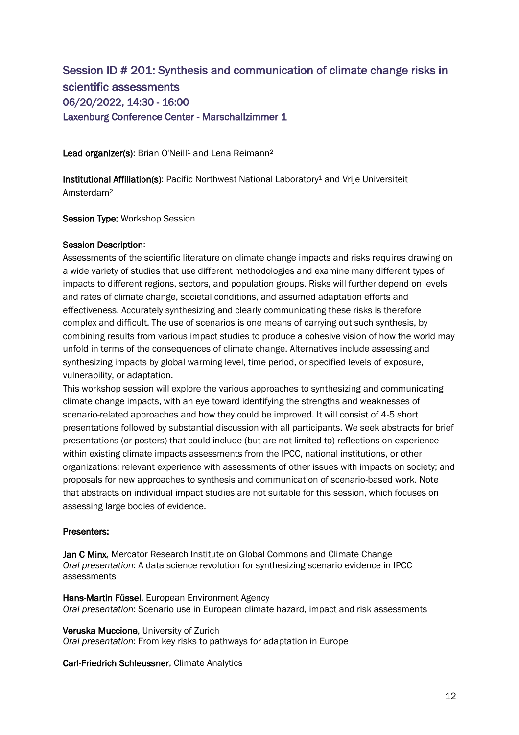## Session ID # 201: Synthesis and communication of climate change risks in scientific assessments

### 06/20/2022, 14:30 - 16:00

### Laxenburg Conference Center - Marschallzimmer 1

**Lead organizer(s)**: Brian O'Neill[1] and Lena Reimann[2]

**Institutional Affiliation(s)**: Pacific Northwest National Laboratory[1] and Vrije Universiteit Amsterdam[2]

**Session Type:** Workshop Session

**Session Description**:

Assessments of the scientific literature on climate change impacts and risks requires drawing on a wide variety of studies that use different methodologies and examine many different types of impacts to different regions, sectors, and population groups. Risks will further depend on levels and rates of climate change, societal conditions, and assumed adaptation efforts and effectiveness. Accurately synthesizing and clearly communicating these risks is therefore complex and difficult. The use of scenarios is one means of carrying out such synthesis, by combining results from various impact studies to produce a cohesive vision of how the world may unfold in terms of the consequences of climate change. Alternatives include assessing and synthesizing impacts by global warming level, time period, or specified levels of exposure, vulnerability, or adaptation.

This workshop session will explore the various approaches to synthesizing and communicating climate change impacts, with an eye toward identifying the strengths and weaknesses of scenario-related approaches and how they could be improved. It will consist of 4-5 short presentations followed by substantial discussion with all participants. We seek abstracts for brief presentations (or posters) that could include (but are not limited to) reflections on experience within existing climate impacts assessments from the IPCC, national institutions, or other organizations; relevant experience with assessments of other issues with impacts on society; and proposals for new approaches to synthesis and communication of scenario-based work. Note that abstracts on individual impact studies are not suitable for this session, which focuses on assessing large bodies of evidence.

**Presenters:**

**Jan C Minx**, Mercator Research Institute on Global Commons and Climate Change
*Oral presentation*: A data science revolution for synthesizing scenario evidence in IPCC assessments

**Hans-Martin Füssel**, European Environment Agency
*Oral presentation*: Scenario use in European climate hazard, impact and risk assessments

**Veruska Muccione**, University of Zurich
*Oral presentation*: From key risks to pathways for adaptation in Europe

**Carl-Friedrich Schleussner**, Climate Analytics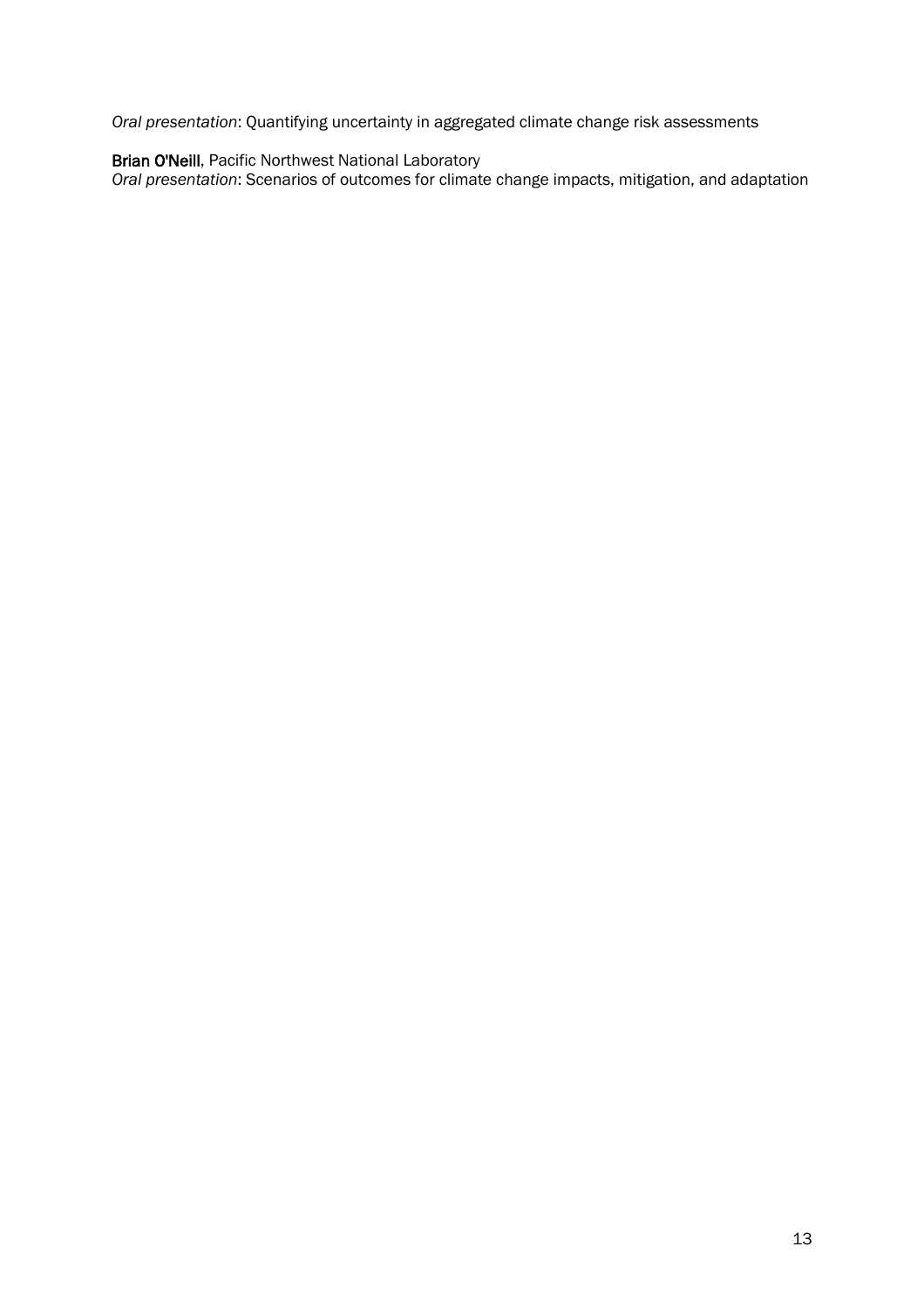*Oral presentation*: Quantifying uncertainty in aggregated climate change risk assessments

**Brian O'Neill**, Pacific Northwest National Laboratory
*Oral presentation*: Scenarios of outcomes for climate change impacts, mitigation, and adaptation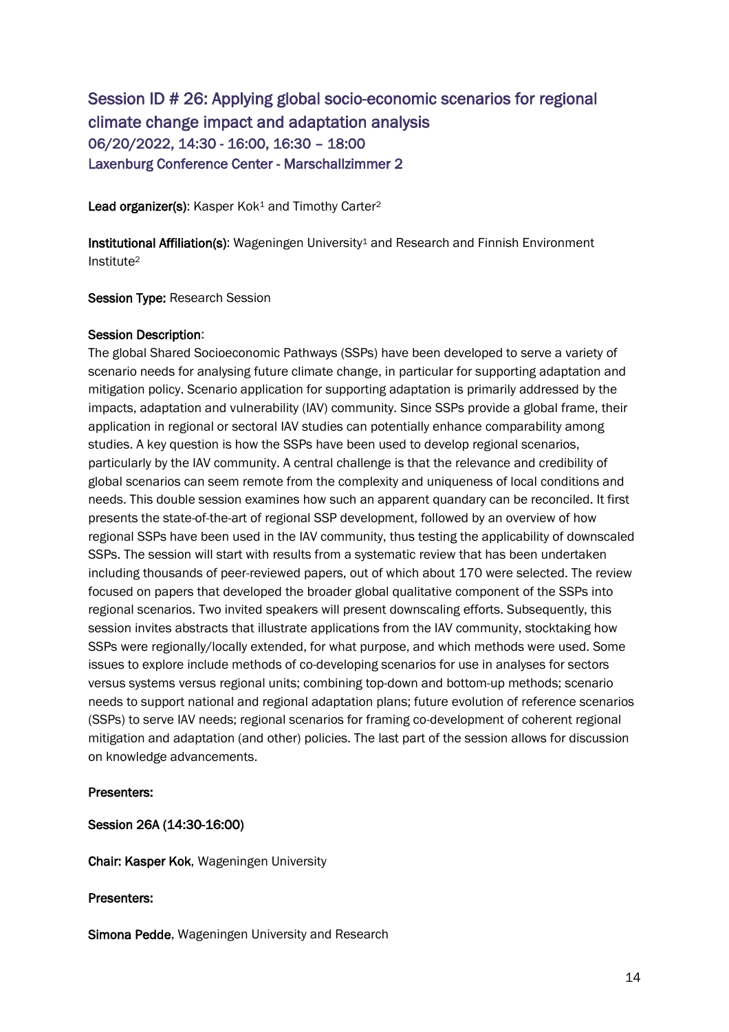## Session ID # 26: Applying global socio-economic scenarios for regional climate change impact and adaptation analysis

06/20/2022, 14:30 - 16:00, 16:30 – 18:00

Laxenburg Conference Center - Marschallzimmer 2

**Lead organizer(s)**: Kasper Kok[1] and Timothy Carter[2]

**Institutional Affiliation(s)**: Wageningen University[1] and Research and Finnish Environment Institute[2]

**Session Type:** Research Session

**Session Description**:

The global Shared Socioeconomic Pathways (SSPs) have been developed to serve a variety of scenario needs for analysing future climate change, in particular for supporting adaptation and mitigation policy. Scenario application for supporting adaptation is primarily addressed by the impacts, adaptation and vulnerability (IAV) community. Since SSPs provide a global frame, their application in regional or sectoral IAV studies can potentially enhance comparability among studies. A key question is how the SSPs have been used to develop regional scenarios, particularly by the IAV community. A central challenge is that the relevance and credibility of global scenarios can seem remote from the complexity and uniqueness of local conditions and needs. This double session examines how such an apparent quandary can be reconciled. It first presents the state-of-the-art of regional SSP development, followed by an overview of how regional SSPs have been used in the IAV community, thus testing the applicability of downscaled SSPs. The session will start with results from a systematic review that has been undertaken including thousands of peer-reviewed papers, out of which about 170 were selected. The review focused on papers that developed the broader global qualitative component of the SSPs into regional scenarios. Two invited speakers will present downscaling efforts. Subsequently, this session invites abstracts that illustrate applications from the IAV community, stocktaking how SSPs were regionally/locally extended, for what purpose, and which methods were used. Some issues to explore include methods of co-developing scenarios for use in analyses for sectors versus systems versus regional units; combining top-down and bottom-up methods; scenario needs to support national and regional adaptation plans; future evolution of reference scenarios (SSPs) to serve IAV needs; regional scenarios for framing co-development of coherent regional mitigation and adaptation (and other) policies. The last part of the session allows for discussion on knowledge advancements.

**Presenters:**

**Session 26A (14:30-16:00)**

**Chair: Kasper Kok**, Wageningen University

**Presenters:**

**Simona Pedde**, Wageningen University and Research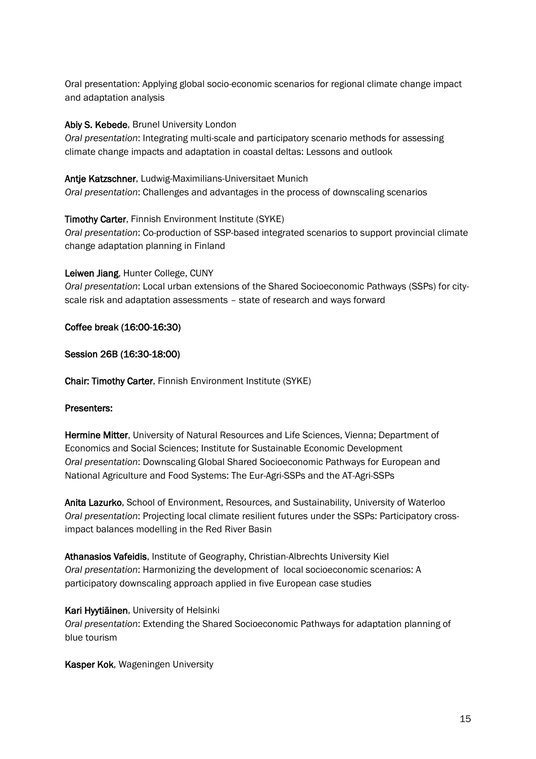Oral presentation: Applying global socio-economic scenarios for regional climate change impact and adaptation analysis

**Abiy S. Kebede**, Brunel University London
*Oral presentation*: Integrating multi-scale and participatory scenario methods for assessing climate change impacts and adaptation in coastal deltas: Lessons and outlook

**Antje Katzschner**, Ludwig-Maximilians-Universitaet Munich
*Oral presentation*: Challenges and advantages in the process of downscaling scenarios

**Timothy Carter**, Finnish Environment Institute (SYKE)
*Oral presentation*: Co-production of SSP-based integrated scenarios to support provincial climate change adaptation planning in Finland

**Leiwen Jiang**, Hunter College, CUNY
*Oral presentation*: Local urban extensions of the Shared Socioeconomic Pathways (SSPs) for city-scale risk and adaptation assessments – state of research and ways forward

**Coffee break (16:00-16:30)**

**Session 26B (16:30-18:00)**

**Chair: Timothy Carter**, Finnish Environment Institute (SYKE)

**Presenters:**

**Hermine Mitter**, University of Natural Resources and Life Sciences, Vienna; Department of Economics and Social Sciences; Institute for Sustainable Economic Development
*Oral presentation*: Downscaling Global Shared Socioeconomic Pathways for European and National Agriculture and Food Systems: The Eur-Agri-SSPs and the AT-Agri-SSPs

**Anita Lazurko**, School of Environment, Resources, and Sustainability, University of Waterloo
*Oral presentation*: Projecting local climate resilient futures under the SSPs: Participatory cross-impact balances modelling in the Red River Basin

**Athanasios Vafeidis**, Institute of Geography, Christian-Albrechts University Kiel
*Oral presentation*: Harmonizing the development of local socioeconomic scenarios: A participatory downscaling approach applied in five European case studies

**Kari Hyytiäinen**, University of Helsinki
*Oral presentation*: Extending the Shared Socioeconomic Pathways for adaptation planning of blue tourism

**Kasper Kok**, Wageningen University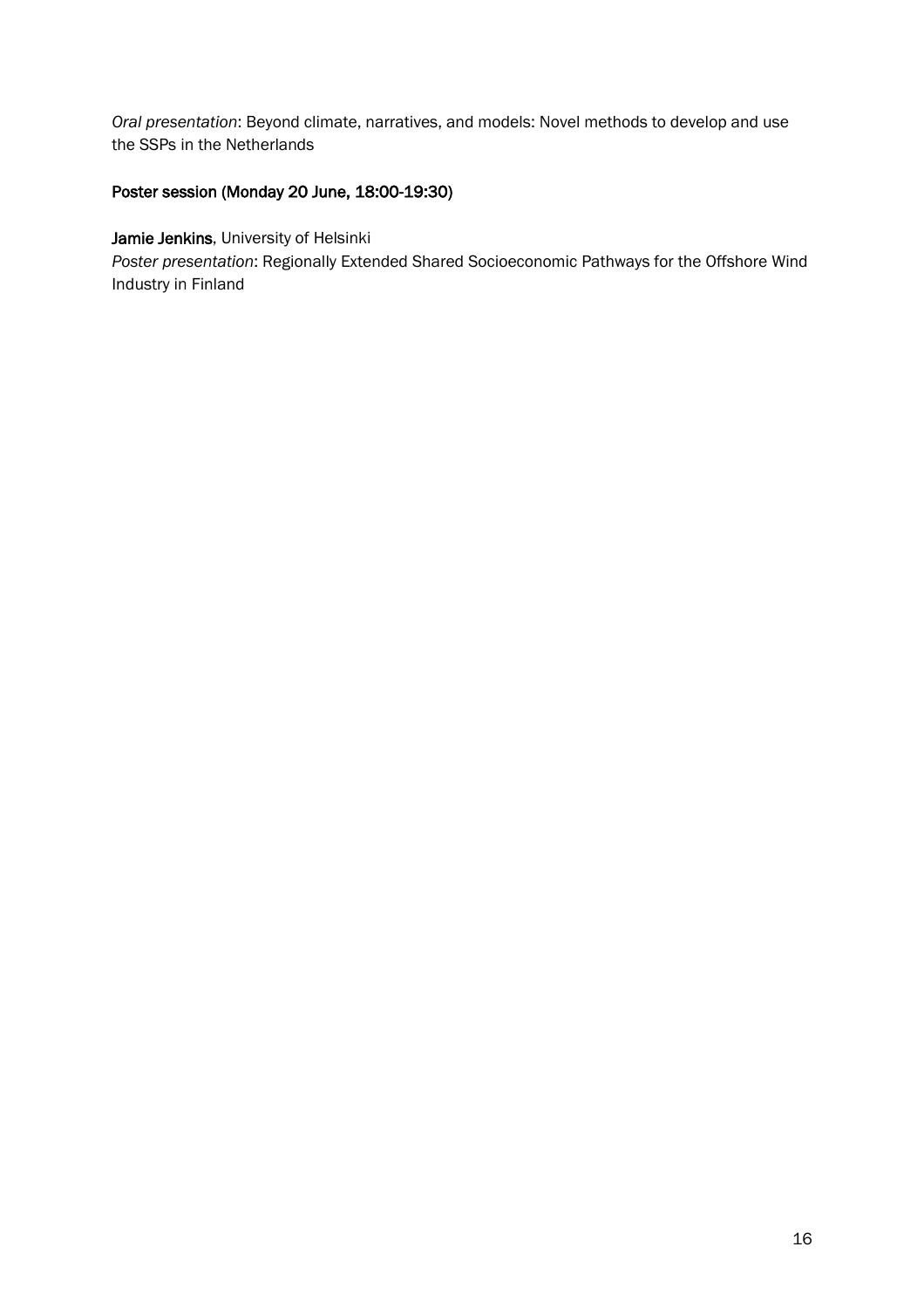*Oral presentation*: Beyond climate, narratives, and models: Novel methods to develop and use the SSPs in the Netherlands

### Poster session (Monday 20 June, 18:00-19:30)

**Jamie Jenkins**, University of Helsinki
*Poster presentation*: Regionally Extended Shared Socioeconomic Pathways for the Offshore Wind Industry in Finland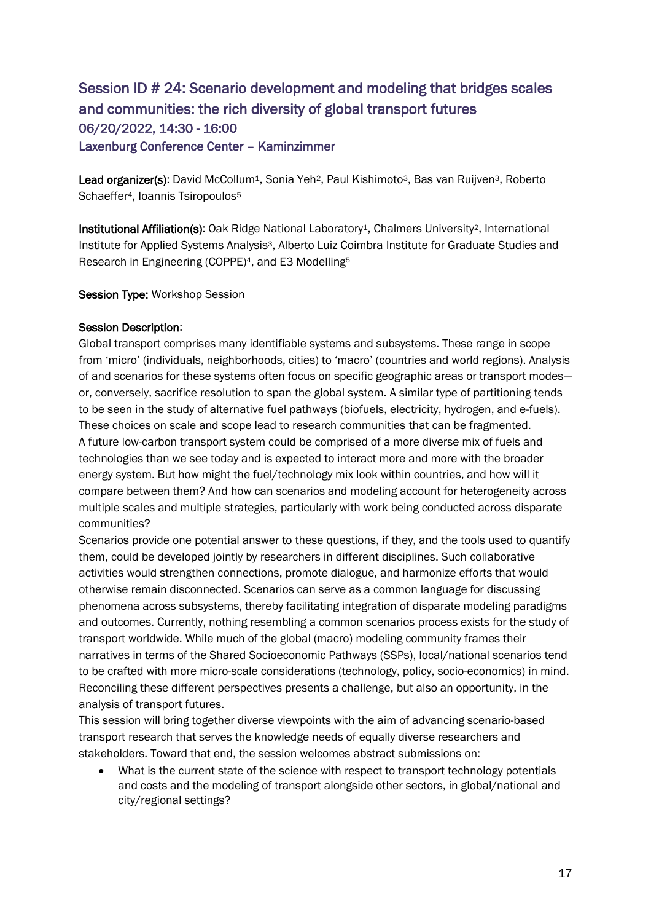## Session ID # 24: Scenario development and modeling that bridges scales and communities: the rich diversity of global transport futures

### 06/20/2022, 14:30 - 16:00

### Laxenburg Conference Center – Kaminzimmer

**Lead organizer(s)**: David McCollum[1], Sonia Yeh[2], Paul Kishimoto[3], Bas van Ruijven[3], Roberto Schaeffer[4], Ioannis Tsiropoulos[5]

**Institutional Affiliation(s)**: Oak Ridge National Laboratory[1], Chalmers University[2], International Institute for Applied Systems Analysis[3], Alberto Luiz Coimbra Institute for Graduate Studies and Research in Engineering (COPPE)[4], and E3 Modelling[5]

**Session Type:** Workshop Session

**Session Description**:

Global transport comprises many identifiable systems and subsystems. These range in scope from 'micro' (individuals, neighborhoods, cities) to 'macro' (countries and world regions). Analysis of and scenarios for these systems often focus on specific geographic areas or transport modes—or, conversely, sacrifice resolution to span the global system. A similar type of partitioning tends to be seen in the study of alternative fuel pathways (biofuels, electricity, hydrogen, and e-fuels). These choices on scale and scope lead to research communities that can be fragmented.

A future low-carbon transport system could be comprised of a more diverse mix of fuels and technologies than we see today and is expected to interact more and more with the broader energy system. But how might the fuel/technology mix look within countries, and how will it compare between them? And how can scenarios and modeling account for heterogeneity across multiple scales and multiple strategies, particularly with work being conducted across disparate communities?

Scenarios provide one potential answer to these questions, if they, and the tools used to quantify them, could be developed jointly by researchers in different disciplines. Such collaborative activities would strengthen connections, promote dialogue, and harmonize efforts that would otherwise remain disconnected. Scenarios can serve as a common language for discussing phenomena across subsystems, thereby facilitating integration of disparate modeling paradigms and outcomes. Currently, nothing resembling a common scenarios process exists for the study of transport worldwide. While much of the global (macro) modeling community frames their narratives in terms of the Shared Socioeconomic Pathways (SSPs), local/national scenarios tend to be crafted with more micro-scale considerations (technology, policy, socio-economics) in mind. Reconciling these different perspectives presents a challenge, but also an opportunity, in the analysis of transport futures.

This session will bring together diverse viewpoints with the aim of advancing scenario-based transport research that serves the knowledge needs of equally diverse researchers and stakeholders. Toward that end, the session welcomes abstract submissions on:

- What is the current state of the science with respect to transport technology potentials and costs and the modeling of transport alongside other sectors, in global/national and city/regional settings?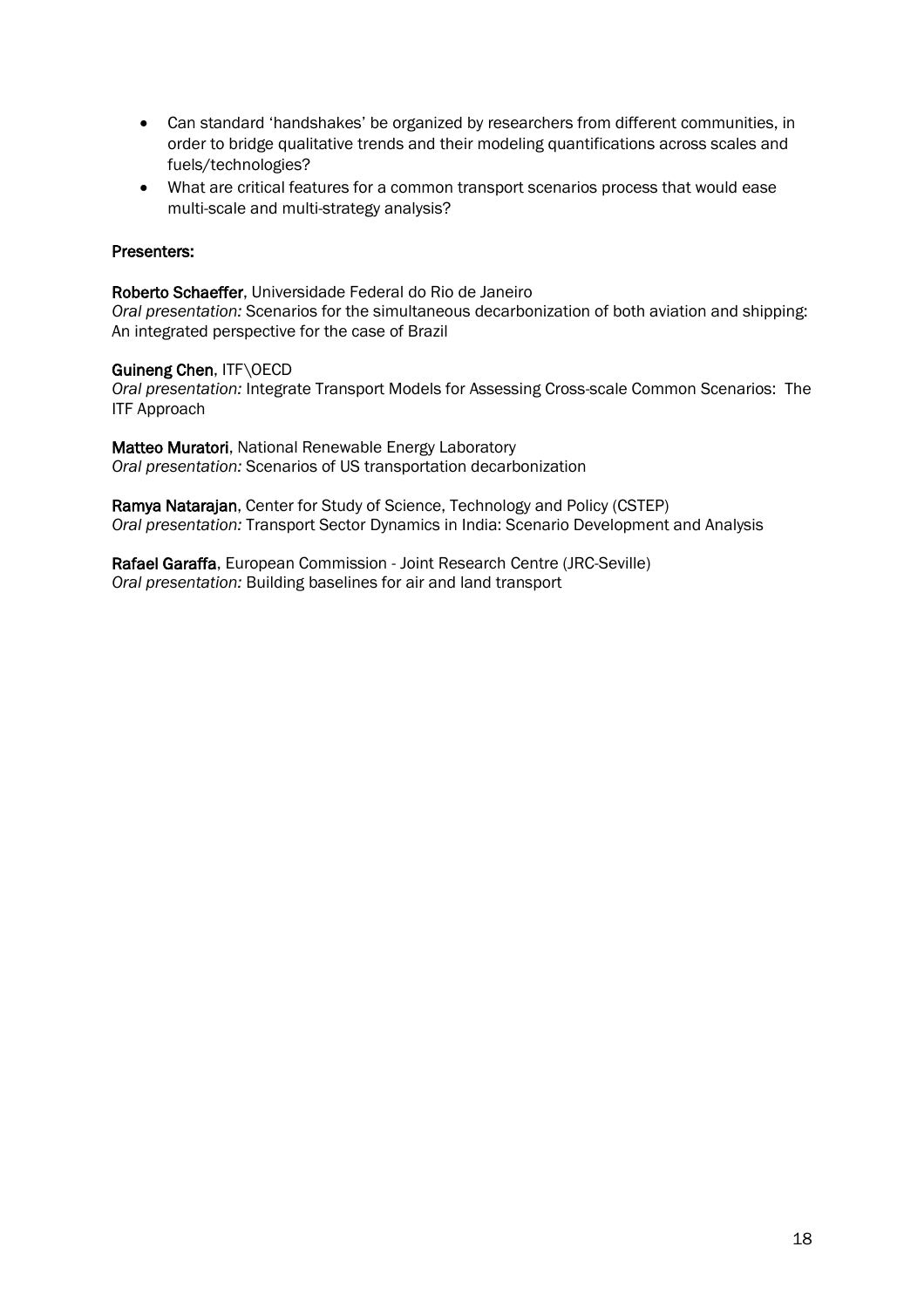- Can standard 'handshakes' be organized by researchers from different communities, in order to bridge qualitative trends and their modeling quantifications across scales and fuels/technologies?
- What are critical features for a common transport scenarios process that would ease multi-scale and multi-strategy analysis?

**Presenters:**

**Roberto Schaeffer**, Universidade Federal do Rio de Janeiro
*Oral presentation:* Scenarios for the simultaneous decarbonization of both aviation and shipping: An integrated perspective for the case of Brazil

**Guineng Chen**, ITF\OECD
*Oral presentation:* Integrate Transport Models for Assessing Cross-scale Common Scenarios: The ITF Approach

**Matteo Muratori**, National Renewable Energy Laboratory
*Oral presentation:* Scenarios of US transportation decarbonization

**Ramya Natarajan**, Center for Study of Science, Technology and Policy (CSTEP)
*Oral presentation:* Transport Sector Dynamics in India: Scenario Development and Analysis

**Rafael Garaffa**, European Commission - Joint Research Centre (JRC-Seville)
*Oral presentation:* Building baselines for air and land transport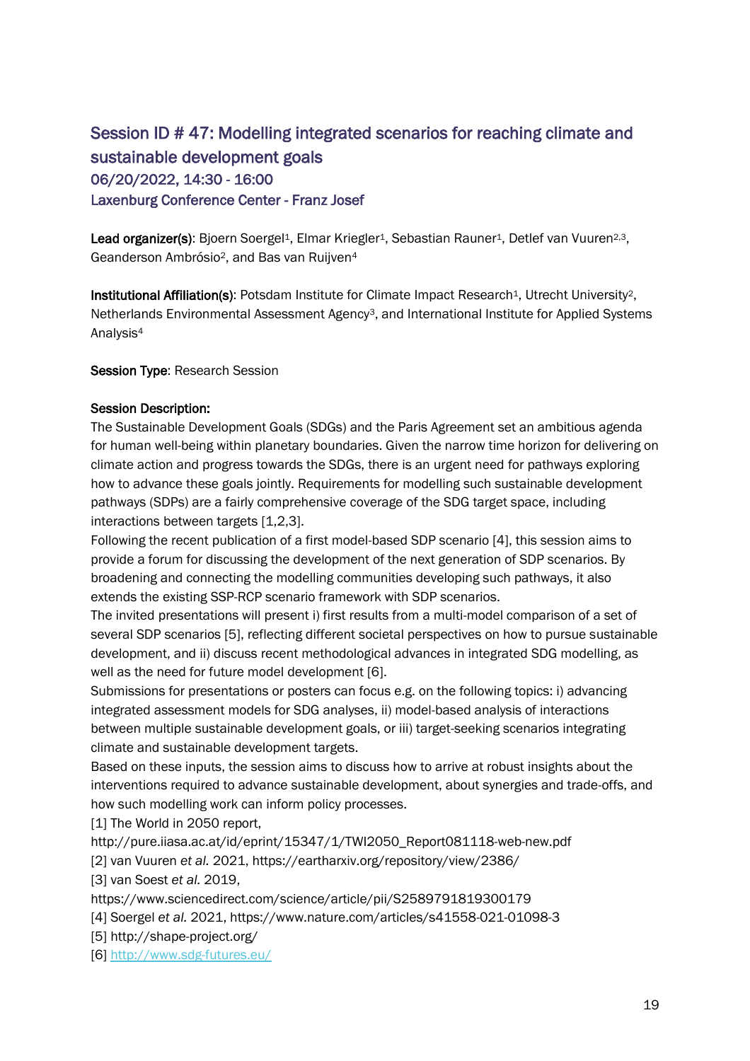## Session ID # 47: Modelling integrated scenarios for reaching climate and sustainable development goals

### 06/20/2022, 14:30 - 16:00

### Laxenburg Conference Center - Franz Josef

**Lead organizer(s)**: Bjoern Soergel[1], Elmar Kriegler[1], Sebastian Rauner[1], Detlef van Vuuren[2,3], Geanderson Ambrósio[2], and Bas van Ruijven[4]

**Institutional Affiliation(s)**: Potsdam Institute for Climate Impact Research[1], Utrecht University[2], Netherlands Environmental Assessment Agency[3], and International Institute for Applied Systems Analysis[4]

**Session Type**: Research Session

**Session Description:**

The Sustainable Development Goals (SDGs) and the Paris Agreement set an ambitious agenda for human well-being within planetary boundaries. Given the narrow time horizon for delivering on climate action and progress towards the SDGs, there is an urgent need for pathways exploring how to advance these goals jointly. Requirements for modelling such sustainable development pathways (SDPs) are a fairly comprehensive coverage of the SDG target space, including interactions between targets [1,2,3].

Following the recent publication of a first model-based SDP scenario [4], this session aims to provide a forum for discussing the development of the next generation of SDP scenarios. By broadening and connecting the modelling communities developing such pathways, it also extends the existing SSP-RCP scenario framework with SDP scenarios.

The invited presentations will present i) first results from a multi-model comparison of a set of several SDP scenarios [5], reflecting different societal perspectives on how to pursue sustainable development, and ii) discuss recent methodological advances in integrated SDG modelling, as well as the need for future model development [6].

Submissions for presentations or posters can focus e.g. on the following topics: i) advancing integrated assessment models for SDG analyses, ii) model-based analysis of interactions between multiple sustainable development goals, or iii) target-seeking scenarios integrating climate and sustainable development targets.

Based on these inputs, the session aims to discuss how to arrive at robust insights about the interventions required to advance sustainable development, about synergies and trade-offs, and how such modelling work can inform policy processes.

[1] The World in 2050 report, http://pure.iiasa.ac.at/id/eprint/15347/1/TWI2050_Report081118-web-new.pdf

[2] van Vuuren *et al.* 2021, https://eartharxiv.org/repository/view/2386/

[3] van Soest *et al.* 2019, https://www.sciencedirect.com/science/article/pii/S2589791819300179

[4] Soergel *et al.* 2021, https://www.nature.com/articles/s41558-021-01098-3

[5] http://shape-project.org/

[6] http://www.sdg-futures.eu/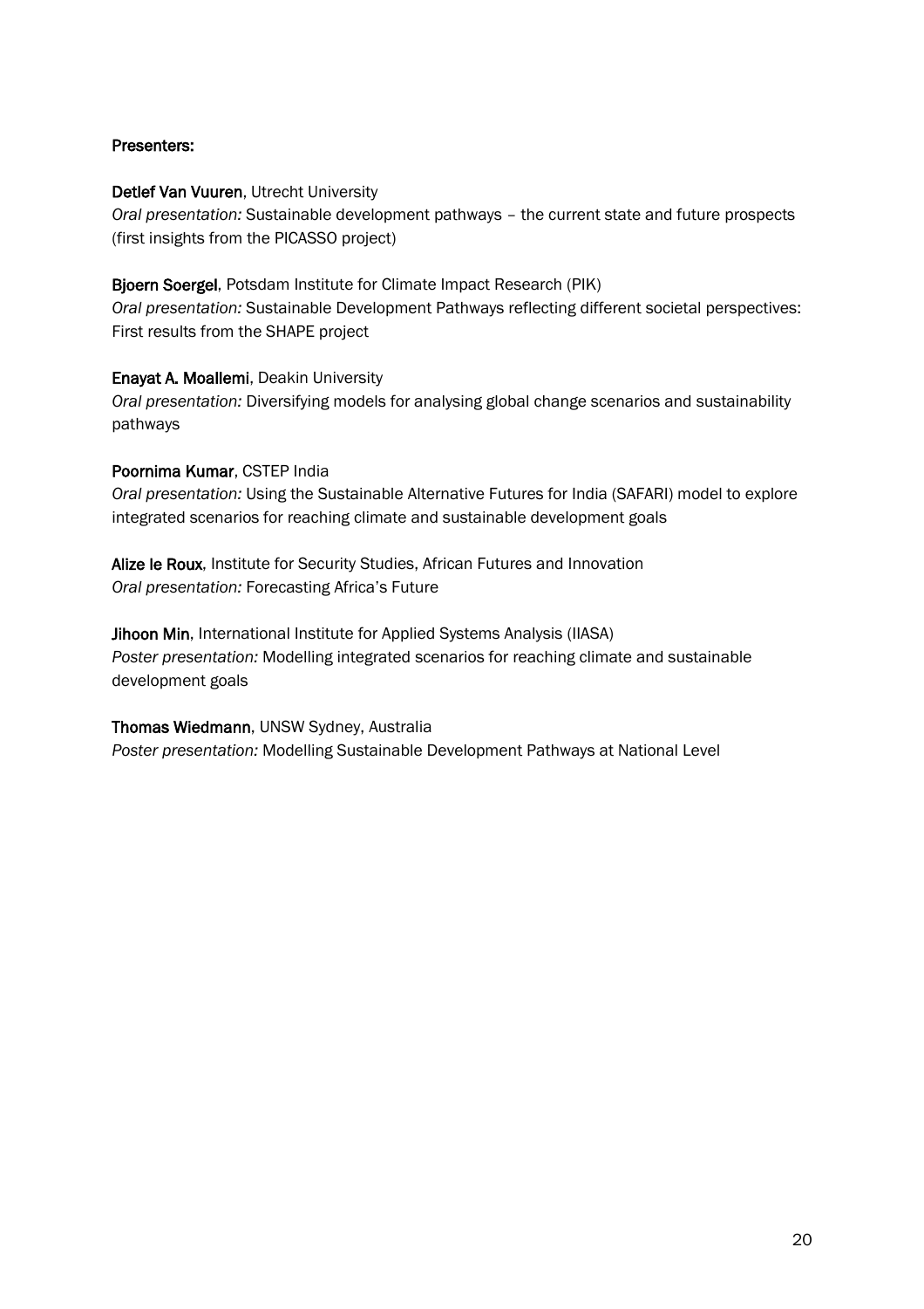**Presenters:**

**Detlef Van Vuuren**, Utrecht University
*Oral presentation:* Sustainable development pathways – the current state and future prospects (first insights from the PICASSO project)

**Bjoern Soergel**, Potsdam Institute for Climate Impact Research (PIK)
*Oral presentation:* Sustainable Development Pathways reflecting different societal perspectives: First results from the SHAPE project

**Enayat A. Moallemi**, Deakin University
*Oral presentation:* Diversifying models for analysing global change scenarios and sustainability pathways

**Poornima Kumar**, CSTEP India
*Oral presentation:* Using the Sustainable Alternative Futures for India (SAFARI) model to explore integrated scenarios for reaching climate and sustainable development goals

**Alize le Roux**, Institute for Security Studies, African Futures and Innovation
*Oral presentation:* Forecasting Africa's Future

**Jihoon Min**, International Institute for Applied Systems Analysis (IIASA)
*Poster presentation:* Modelling integrated scenarios for reaching climate and sustainable development goals

**Thomas Wiedmann**, UNSW Sydney, Australia
*Poster presentation:* Modelling Sustainable Development Pathways at National Level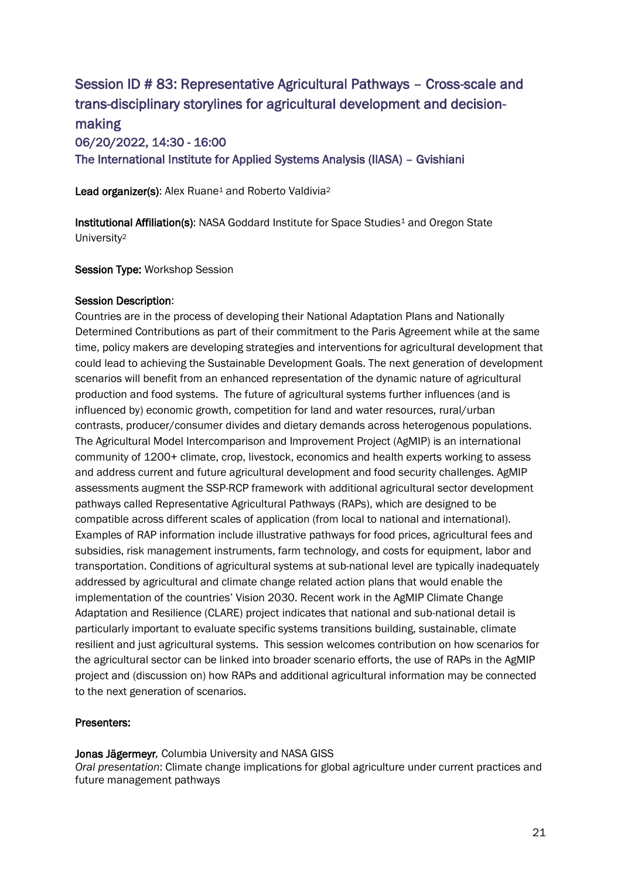## Session ID # 83: Representative Agricultural Pathways – Cross-scale and trans-disciplinary storylines for agricultural development and decision-making

### 06/20/2022, 14:30 - 16:00

### The International Institute for Applied Systems Analysis (IIASA) – Gvishiani

**Lead organizer(s)**: Alex Ruane[1] and Roberto Valdivia[2]

**Institutional Affiliation(s)**: NASA Goddard Institute for Space Studies[1] and Oregon State University[2]

**Session Type:** Workshop Session

**Session Description**:

Countries are in the process of developing their National Adaptation Plans and Nationally Determined Contributions as part of their commitment to the Paris Agreement while at the same time, policy makers are developing strategies and interventions for agricultural development that could lead to achieving the Sustainable Development Goals. The next generation of development scenarios will benefit from an enhanced representation of the dynamic nature of agricultural production and food systems. The future of agricultural systems further influences (and is influenced by) economic growth, competition for land and water resources, rural/urban contrasts, producer/consumer divides and dietary demands across heterogenous populations. The Agricultural Model Intercomparison and Improvement Project (AgMIP) is an international community of 1200+ climate, crop, livestock, economics and health experts working to assess and address current and future agricultural development and food security challenges. AgMIP assessments augment the SSP-RCP framework with additional agricultural sector development pathways called Representative Agricultural Pathways (RAPs), which are designed to be compatible across different scales of application (from local to national and international). Examples of RAP information include illustrative pathways for food prices, agricultural fees and subsidies, risk management instruments, farm technology, and costs for equipment, labor and transportation. Conditions of agricultural systems at sub-national level are typically inadequately addressed by agricultural and climate change related action plans that would enable the implementation of the countries' Vision 2030. Recent work in the AgMIP Climate Change Adaptation and Resilience (CLARE) project indicates that national and sub-national detail is particularly important to evaluate specific systems transitions building, sustainable, climate resilient and just agricultural systems. This session welcomes contribution on how scenarios for the agricultural sector can be linked into broader scenario efforts, the use of RAPs in the AgMIP project and (discussion on) how RAPs and additional agricultural information may be connected to the next generation of scenarios.

**Presenters:**

**Jonas Jägermeyr**, Columbia University and NASA GISS
*Oral presentation*: Climate change implications for global agriculture under current practices and future management pathways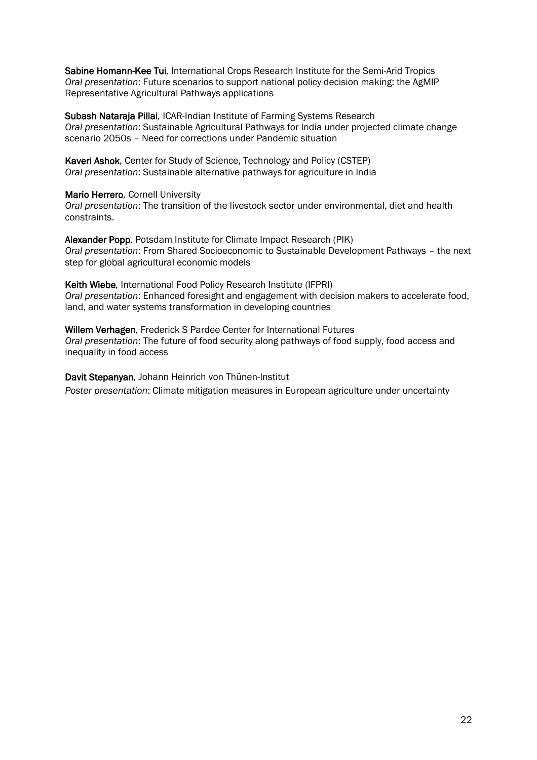**Sabine Homann-Kee Tui**, International Crops Research Institute for the Semi-Arid Tropics
*Oral presentation*: Future scenarios to support national policy decision making: the AgMIP Representative Agricultural Pathways applications

**Subash Nataraja Pillai**, ICAR-Indian Institute of Farming Systems Research
*Oral presentation*: Sustainable Agricultural Pathways for India under projected climate change scenario 2050s – Need for corrections under Pandemic situation

**Kaveri Ashok**, Center for Study of Science, Technology and Policy (CSTEP)
*Oral presentation*: Sustainable alternative pathways for agriculture in India

**Mario Herrero**, Cornell University
*Oral presentation*: The transition of the livestock sector under environmental, diet and health constraints.

**Alexander Popp**, Potsdam Institute for Climate Impact Research (PIK)
*Oral presentation*: From Shared Socioeconomic to Sustainable Development Pathways – the next step for global agricultural economic models

**Keith Wiebe**, International Food Policy Research Institute (IFPRI)
*Oral presentation*: Enhanced foresight and engagement with decision makers to accelerate food, land, and water systems transformation in developing countries

**Willem Verhagen**, Frederick S Pardee Center for International Futures
*Oral presentation*: The future of food security along pathways of food supply, food access and inequality in food access

**Davit Stepanyan**, Johann Heinrich von Thünen-Institut
*Poster presentation*: Climate mitigation measures in European agriculture under uncertainty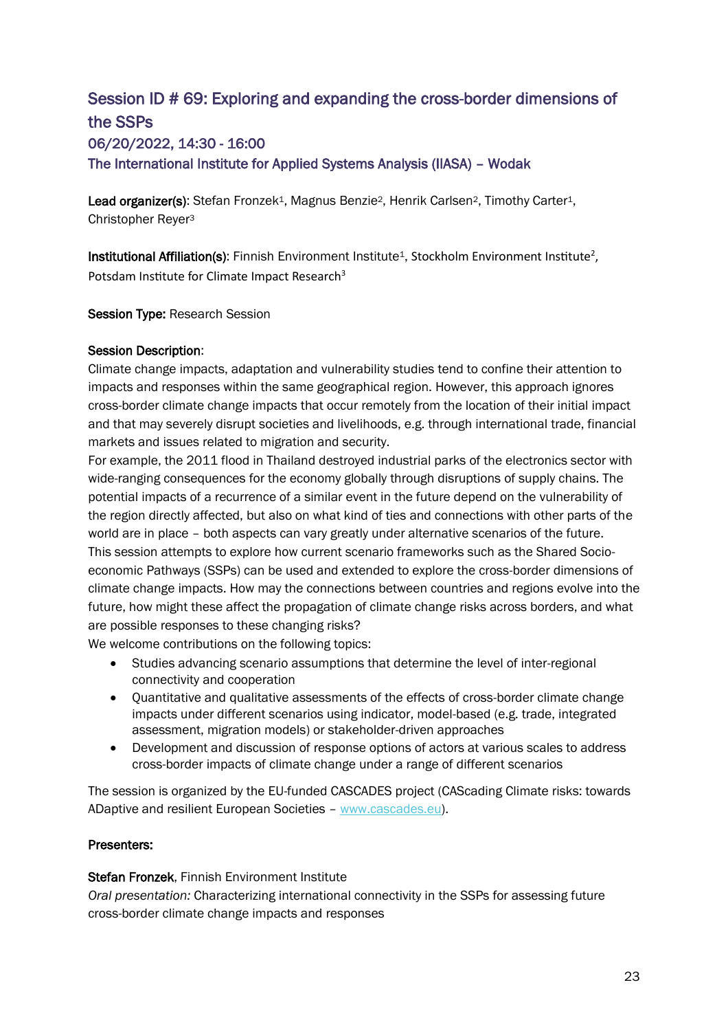## Session ID # 69: Exploring and expanding the cross-border dimensions of the SSPs

### 06/20/2022, 14:30 - 16:00

### The International Institute for Applied Systems Analysis (IIASA) – Wodak

**Lead organizer(s)**: Stefan Fronzek[1], Magnus Benzie[2], Henrik Carlsen[2], Timothy Carter[1], Christopher Reyer[3]

**Institutional Affiliation(s)**: Finnish Environment Institute[1], Stockholm Environment Institute[2], Potsdam Institute for Climate Impact Research[3]

**Session Type:** Research Session

**Session Description**:

Climate change impacts, adaptation and vulnerability studies tend to confine their attention to impacts and responses within the same geographical region. However, this approach ignores cross-border climate change impacts that occur remotely from the location of their initial impact and that may severely disrupt societies and livelihoods, e.g. through international trade, financial markets and issues related to migration and security.

For example, the 2011 flood in Thailand destroyed industrial parks of the electronics sector with wide-ranging consequences for the economy globally through disruptions of supply chains. The potential impacts of a recurrence of a similar event in the future depend on the vulnerability of the region directly affected, but also on what kind of ties and connections with other parts of the world are in place – both aspects can vary greatly under alternative scenarios of the future.

This session attempts to explore how current scenario frameworks such as the Shared Socio-economic Pathways (SSPs) can be used and extended to explore the cross-border dimensions of climate change impacts. How may the connections between countries and regions evolve into the future, how might these affect the propagation of climate change risks across borders, and what are possible responses to these changing risks?

We welcome contributions on the following topics:

- Studies advancing scenario assumptions that determine the level of inter-regional connectivity and cooperation
- Quantitative and qualitative assessments of the effects of cross-border climate change impacts under different scenarios using indicator, model-based (e.g. trade, integrated assessment, migration models) or stakeholder-driven approaches
- Development and discussion of response options of actors at various scales to address cross-border impacts of climate change under a range of different scenarios

The session is organized by the EU-funded CASCADES project (CAScading Climate risks: towards ADaptive and resilient European Societies – [www.cascades.eu](www.cascades.eu)).

**Presenters:**

**Stefan Fronzek**, Finnish Environment Institute

*Oral presentation:* Characterizing international connectivity in the SSPs for assessing future cross-border climate change impacts and responses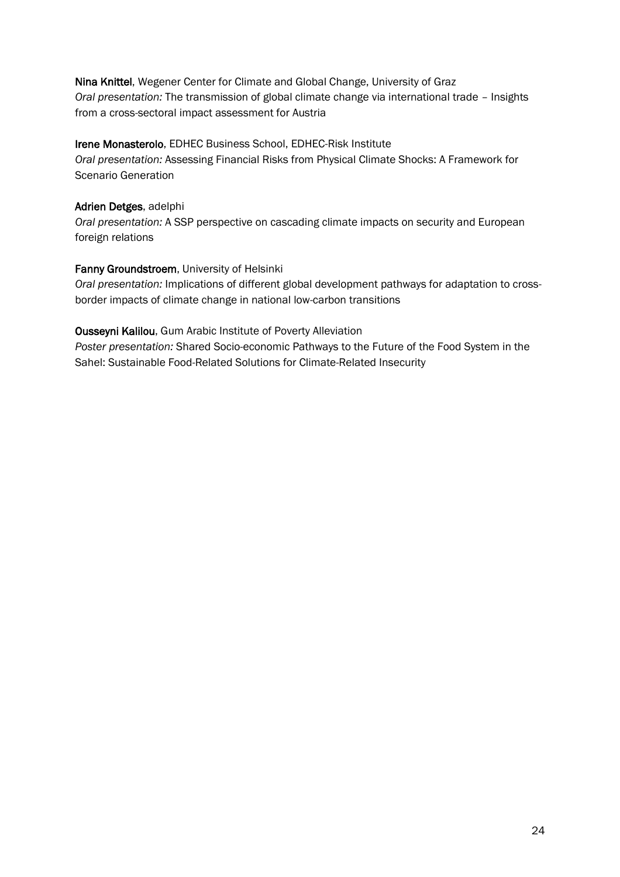**Nina Knittel**, Wegener Center for Climate and Global Change, University of Graz
*Oral presentation:* The transmission of global climate change via international trade – Insights from a cross-sectoral impact assessment for Austria

**Irene Monasterolo**, EDHEC Business School, EDHEC-Risk Institute
*Oral presentation:* Assessing Financial Risks from Physical Climate Shocks: A Framework for Scenario Generation

**Adrien Detges**, adelphi
*Oral presentation:* A SSP perspective on cascading climate impacts on security and European foreign relations

**Fanny Groundstroem**, University of Helsinki
*Oral presentation:* Implications of different global development pathways for adaptation to cross-border impacts of climate change in national low-carbon transitions

**Ousseyni Kalilou**, Gum Arabic Institute of Poverty Alleviation
*Poster presentation:* Shared Socio-economic Pathways to the Future of the Food System in the Sahel: Sustainable Food-Related Solutions for Climate-Related Insecurity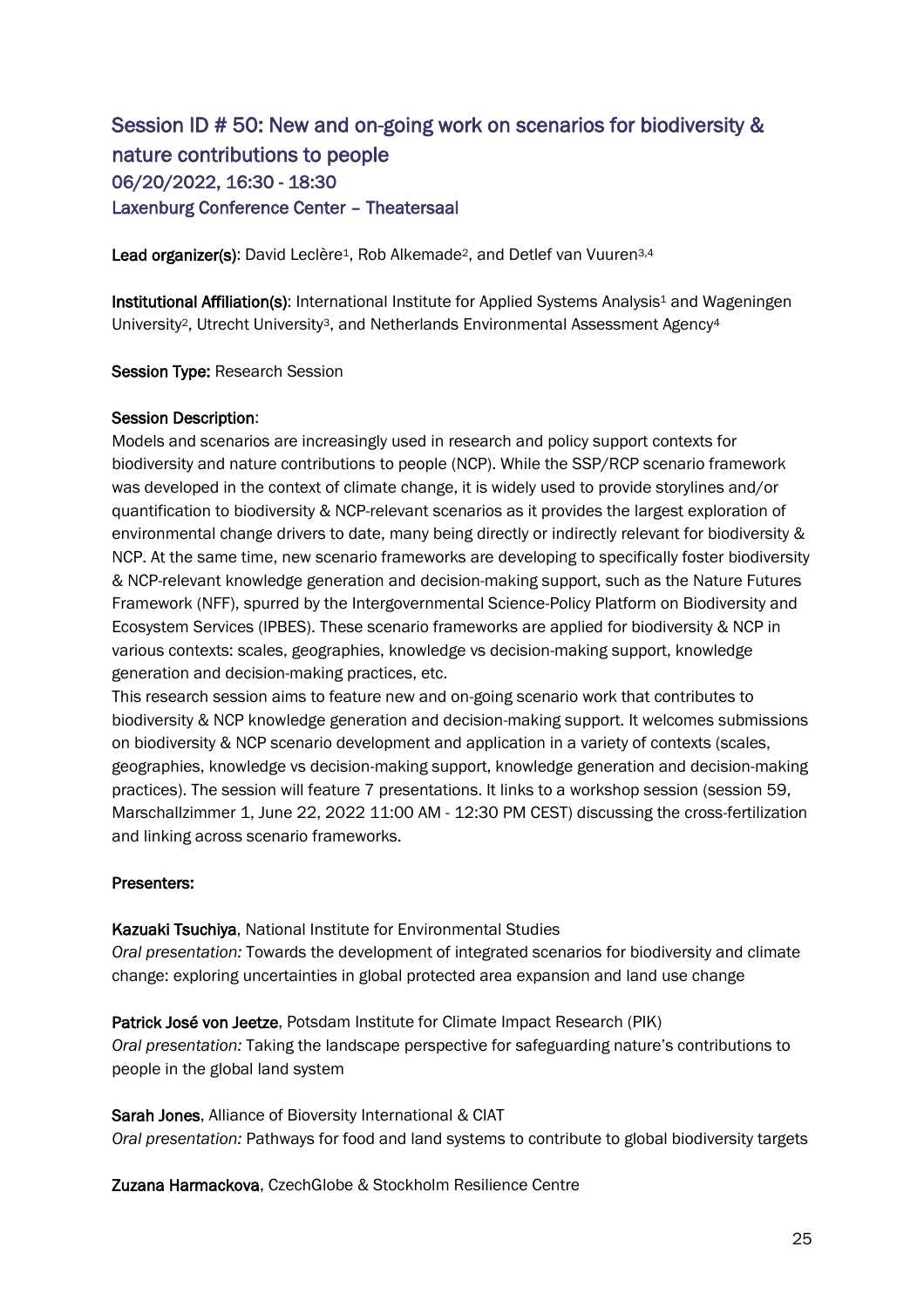## Session ID # 50: New and on-going work on scenarios for biodiversity & nature contributions to people

### 06/20/2022, 16:30 - 18:30

### Laxenburg Conference Center – Theatersaal

**Lead organizer(s)**: David Leclère[1], Rob Alkemade[2], and Detlef van Vuuren[3,4]

**Institutional Affiliation(s)**: International Institute for Applied Systems Analysis[1] and Wageningen University[2], Utrecht University[3], and Netherlands Environmental Assessment Agency[4]

**Session Type:** Research Session

**Session Description**:

Models and scenarios are increasingly used in research and policy support contexts for biodiversity and nature contributions to people (NCP). While the SSP/RCP scenario framework was developed in the context of climate change, it is widely used to provide storylines and/or quantification to biodiversity & NCP-relevant scenarios as it provides the largest exploration of environmental change drivers to date, many being directly or indirectly relevant for biodiversity & NCP. At the same time, new scenario frameworks are developing to specifically foster biodiversity & NCP-relevant knowledge generation and decision-making support, such as the Nature Futures Framework (NFF), spurred by the Intergovernmental Science-Policy Platform on Biodiversity and Ecosystem Services (IPBES). These scenario frameworks are applied for biodiversity & NCP in various contexts: scales, geographies, knowledge vs decision-making support, knowledge generation and decision-making practices, etc.

This research session aims to feature new and on-going scenario work that contributes to biodiversity & NCP knowledge generation and decision-making support. It welcomes submissions on biodiversity & NCP scenario development and application in a variety of contexts (scales, geographies, knowledge vs decision-making support, knowledge generation and decision-making practices). The session will feature 7 presentations. It links to a workshop session (session 59, Marschallzimmer 1, June 22, 2022 11:00 AM - 12:30 PM CEST) discussing the cross-fertilization and linking across scenario frameworks.

**Presenters:**

**Kazuaki Tsuchiya**, National Institute for Environmental Studies
*Oral presentation:* Towards the development of integrated scenarios for biodiversity and climate change: exploring uncertainties in global protected area expansion and land use change

**Patrick José von Jeetze**, Potsdam Institute for Climate Impact Research (PIK)
*Oral presentation:* Taking the landscape perspective for safeguarding nature's contributions to people in the global land system

**Sarah Jones**, Alliance of Bioversity International & CIAT
*Oral presentation:* Pathways for food and land systems to contribute to global biodiversity targets

**Zuzana Harmackova**, CzechGlobe & Stockholm Resilience Centre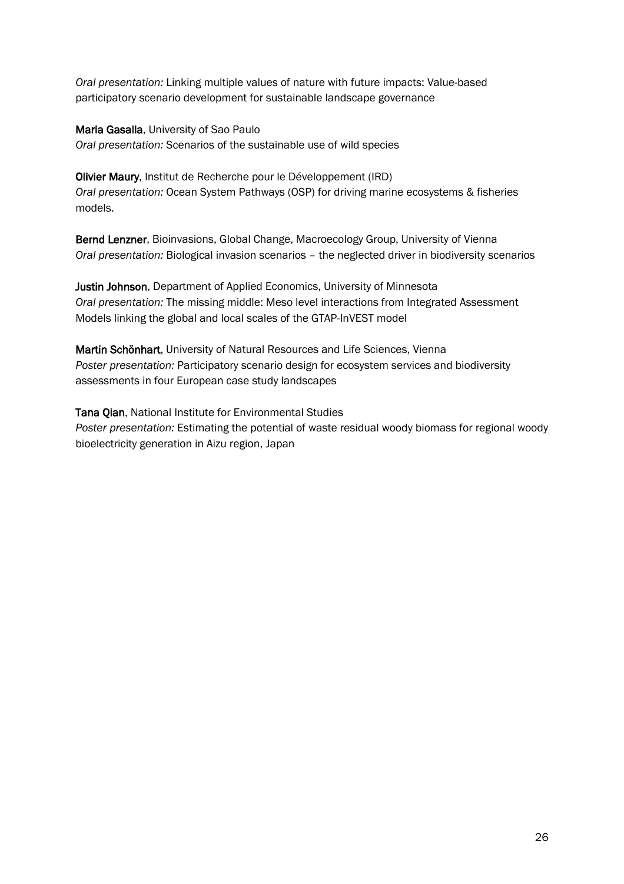*Oral presentation:* Linking multiple values of nature with future impacts: Value-based participatory scenario development for sustainable landscape governance

**Maria Gasalla**, University of Sao Paulo
*Oral presentation:* Scenarios of the sustainable use of wild species

**Olivier Maury**, Institut de Recherche pour le Développement (IRD)
*Oral presentation:* Ocean System Pathways (OSP) for driving marine ecosystems & fisheries models.

**Bernd Lenzner**, Bioinvasions, Global Change, Macroecology Group, University of Vienna
*Oral presentation:* Biological invasion scenarios – the neglected driver in biodiversity scenarios

**Justin Johnson**, Department of Applied Economics, University of Minnesota
*Oral presentation:* The missing middle: Meso level interactions from Integrated Assessment Models linking the global and local scales of the GTAP-InVEST model

**Martin Schönhart**, University of Natural Resources and Life Sciences, Vienna
*Poster presentation:* Participatory scenario design for ecosystem services and biodiversity assessments in four European case study landscapes

**Tana Qian**, National Institute for Environmental Studies
*Poster presentation:* Estimating the potential of waste residual woody biomass for regional woody bioelectricity generation in Aizu region, Japan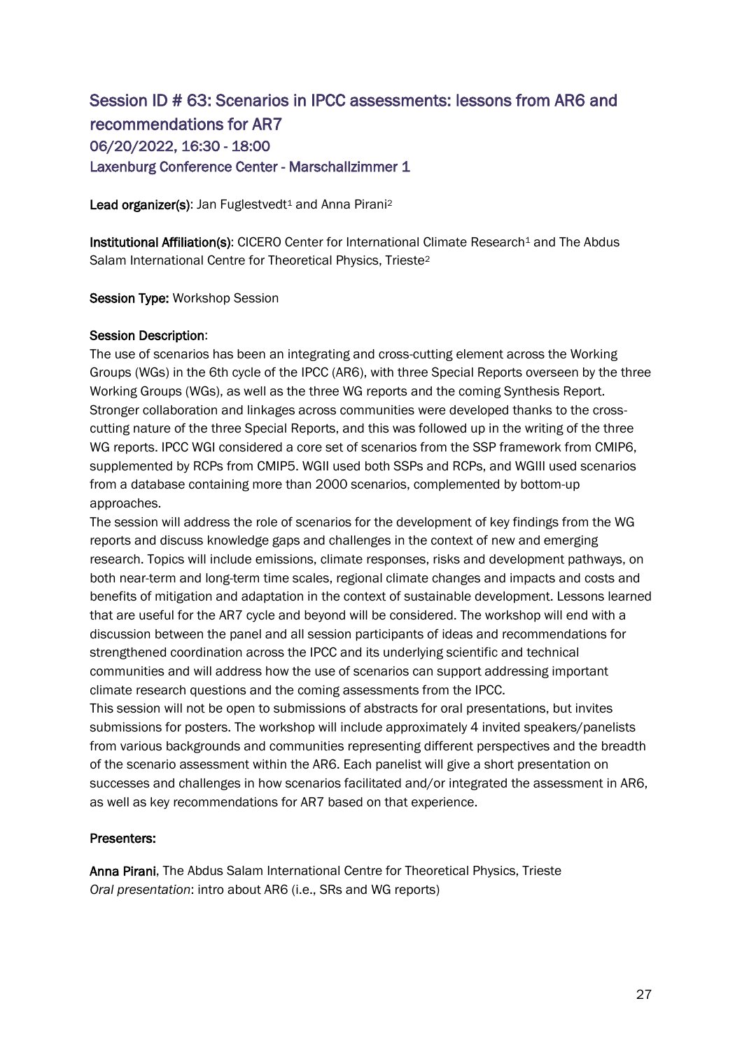## Session ID # 63: Scenarios in IPCC assessments: lessons from AR6 and recommendations for AR7

### 06/20/2022, 16:30 - 18:00

### Laxenburg Conference Center - Marschallzimmer 1

**Lead organizer(s)**: Jan Fuglestvedt[1] and Anna Pirani[2]

**Institutional Affiliation(s)**: CICERO Center for International Climate Research[1] and The Abdus Salam International Centre for Theoretical Physics, Trieste[2]

**Session Type:** Workshop Session

**Session Description**:

The use of scenarios has been an integrating and cross-cutting element across the Working Groups (WGs) in the 6th cycle of the IPCC (AR6), with three Special Reports overseen by the three Working Groups (WGs), as well as the three WG reports and the coming Synthesis Report. Stronger collaboration and linkages across communities were developed thanks to the cross-cutting nature of the three Special Reports, and this was followed up in the writing of the three WG reports. IPCC WGI considered a core set of scenarios from the SSP framework from CMIP6, supplemented by RCPs from CMIP5. WGII used both SSPs and RCPs, and WGIII used scenarios from a database containing more than 2000 scenarios, complemented by bottom-up approaches.

The session will address the role of scenarios for the development of key findings from the WG reports and discuss knowledge gaps and challenges in the context of new and emerging research. Topics will include emissions, climate responses, risks and development pathways, on both near-term and long-term time scales, regional climate changes and impacts and costs and benefits of mitigation and adaptation in the context of sustainable development. Lessons learned that are useful for the AR7 cycle and beyond will be considered. The workshop will end with a discussion between the panel and all session participants of ideas and recommendations for strengthened coordination across the IPCC and its underlying scientific and technical communities and will address how the use of scenarios can support addressing important climate research questions and the coming assessments from the IPCC.

This session will not be open to submissions of abstracts for oral presentations, but invites submissions for posters. The workshop will include approximately 4 invited speakers/panelists from various backgrounds and communities representing different perspectives and the breadth of the scenario assessment within the AR6. Each panelist will give a short presentation on successes and challenges in how scenarios facilitated and/or integrated the assessment in AR6, as well as key recommendations for AR7 based on that experience.

**Presenters:**

**Anna Pirani**, The Abdus Salam International Centre for Theoretical Physics, Trieste
*Oral presentation*: intro about AR6 (i.e., SRs and WG reports)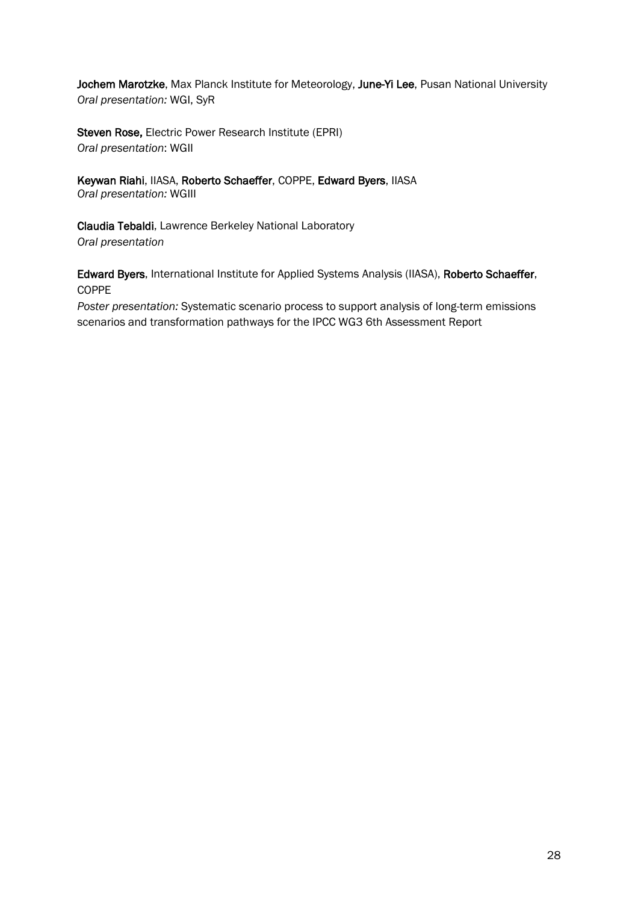**Jochem Marotzke**, Max Planck Institute for Meteorology, **June-Yi Lee**, Pusan National University
*Oral presentation:* WGI, SyR

**Steven Rose,** Electric Power Research Institute (EPRI)
*Oral presentation*: WGII

**Keywan Riahi**, IIASA, **Roberto Schaeffer**, COPPE, **Edward Byers**, IIASA
*Oral presentation:* WGIII

**Claudia Tebaldi**, Lawrence Berkeley National Laboratory
*Oral presentation*

**Edward Byers**, International Institute for Applied Systems Analysis (IIASA), **Roberto Schaeffer**, COPPE
*Poster presentation:* Systematic scenario process to support analysis of long-term emissions scenarios and transformation pathways for the IPCC WG3 6th Assessment Report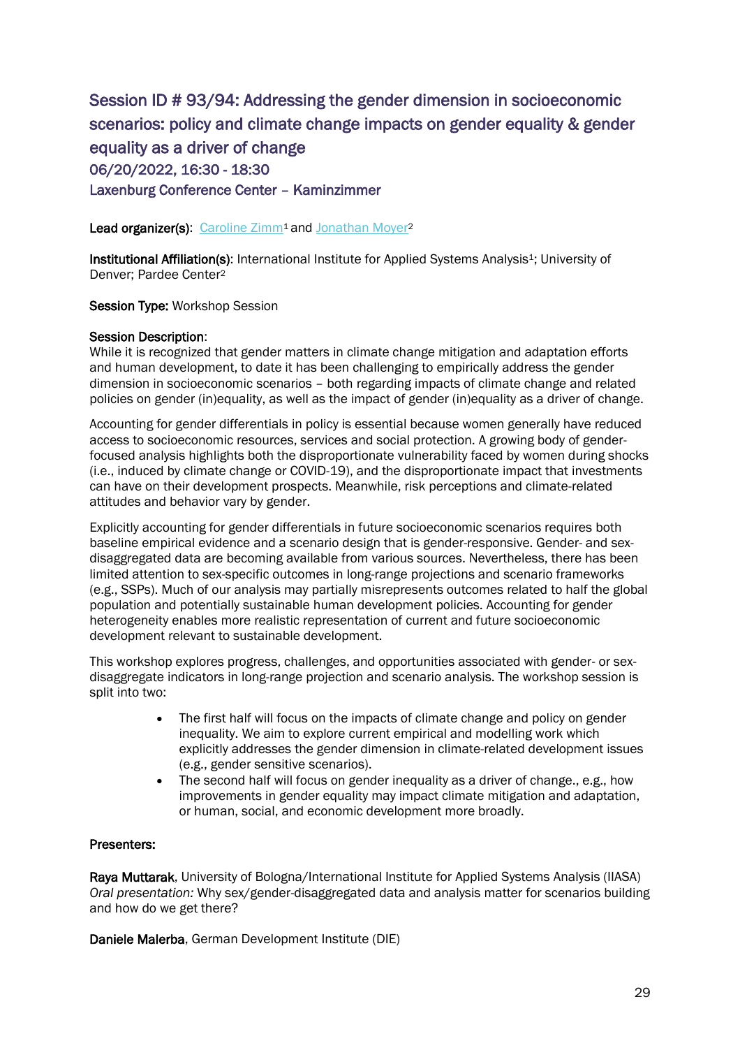## Session ID # 93/94: Addressing the gender dimension in socioeconomic scenarios: policy and climate change impacts on gender equality & gender equality as a driver of change

06/20/2022, 16:30 - 18:30

Laxenburg Conference Center – Kaminzimmer

**Lead organizer(s)**: Caroline Zimm[1] and Jonathan Moyer[2]

**Institutional Affiliation(s)**: International Institute for Applied Systems Analysis[1]; University of Denver; Pardee Center[2]

**Session Type:** Workshop Session

**Session Description**:
While it is recognized that gender matters in climate change mitigation and adaptation efforts and human development, to date it has been challenging to empirically address the gender dimension in socioeconomic scenarios – both regarding impacts of climate change and related policies on gender (in)equality, as well as the impact of gender (in)equality as a driver of change.

Accounting for gender differentials in policy is essential because women generally have reduced access to socioeconomic resources, services and social protection. A growing body of gender-focused analysis highlights both the disproportionate vulnerability faced by women during shocks (i.e., induced by climate change or COVID-19), and the disproportionate impact that investments can have on their development prospects. Meanwhile, risk perceptions and climate-related attitudes and behavior vary by gender.

Explicitly accounting for gender differentials in future socioeconomic scenarios requires both baseline empirical evidence and a scenario design that is gender-responsive. Gender- and sex-disaggregated data are becoming available from various sources. Nevertheless, there has been limited attention to sex-specific outcomes in long-range projections and scenario frameworks (e.g., SSPs). Much of our analysis may partially misrepresents outcomes related to half the global population and potentially sustainable human development policies. Accounting for gender heterogeneity enables more realistic representation of current and future socioeconomic development relevant to sustainable development.

This workshop explores progress, challenges, and opportunities associated with gender- or sex-disaggregate indicators in long-range projection and scenario analysis. The workshop session is split into two:

- The first half will focus on the impacts of climate change and policy on gender inequality. We aim to explore current empirical and modelling work which explicitly addresses the gender dimension in climate-related development issues (e.g., gender sensitive scenarios).
- The second half will focus on gender inequality as a driver of change., e.g., how improvements in gender equality may impact climate mitigation and adaptation, or human, social, and economic development more broadly.

**Presenters:**

**Raya Muttarak**, University of Bologna/International Institute for Applied Systems Analysis (IIASA)
*Oral presentation:* Why sex/gender-disaggregated data and analysis matter for scenarios building and how do we get there?

**Daniele Malerba**, German Development Institute (DIE)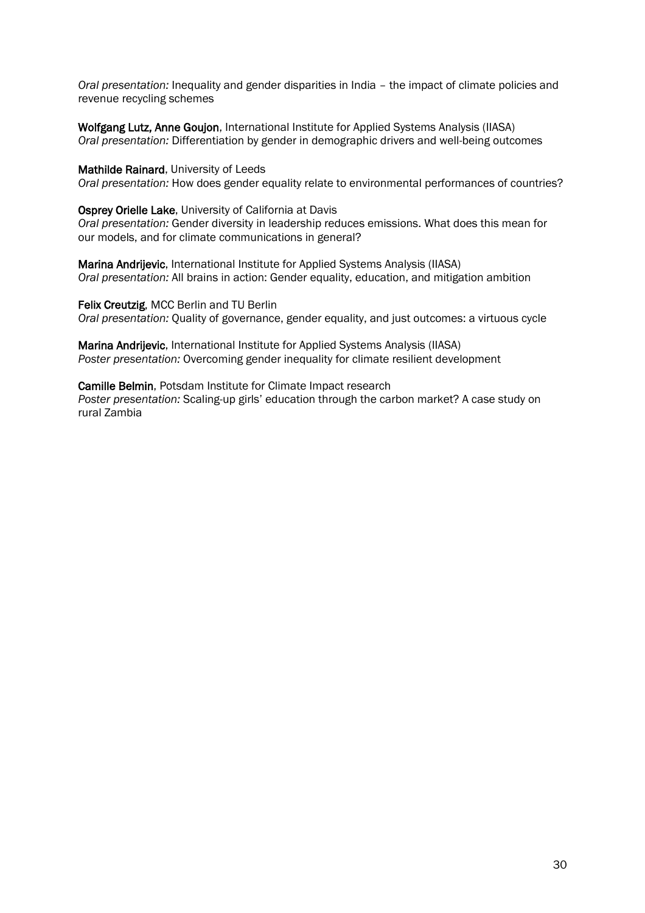*Oral presentation:* Inequality and gender disparities in India – the impact of climate policies and revenue recycling schemes

**Wolfgang Lutz, Anne Goujon**, International Institute for Applied Systems Analysis (IIASA)
*Oral presentation:* Differentiation by gender in demographic drivers and well-being outcomes

**Mathilde Rainard**, University of Leeds
*Oral presentation:* How does gender equality relate to environmental performances of countries?

**Osprey Orielle Lake**, University of California at Davis
*Oral presentation:* Gender diversity in leadership reduces emissions. What does this mean for our models, and for climate communications in general?

**Marina Andrijevic**, International Institute for Applied Systems Analysis (IIASA)
*Oral presentation:* All brains in action: Gender equality, education, and mitigation ambition

**Felix Creutzig**, MCC Berlin and TU Berlin
*Oral presentation:* Quality of governance, gender equality, and just outcomes: a virtuous cycle

**Marina Andrijevic**, International Institute for Applied Systems Analysis (IIASA)
*Poster presentation:* Overcoming gender inequality for climate resilient development

**Camille Belmin**, Potsdam Institute for Climate Impact research
*Poster presentation:* Scaling-up girls' education through the carbon market? A case study on rural Zambia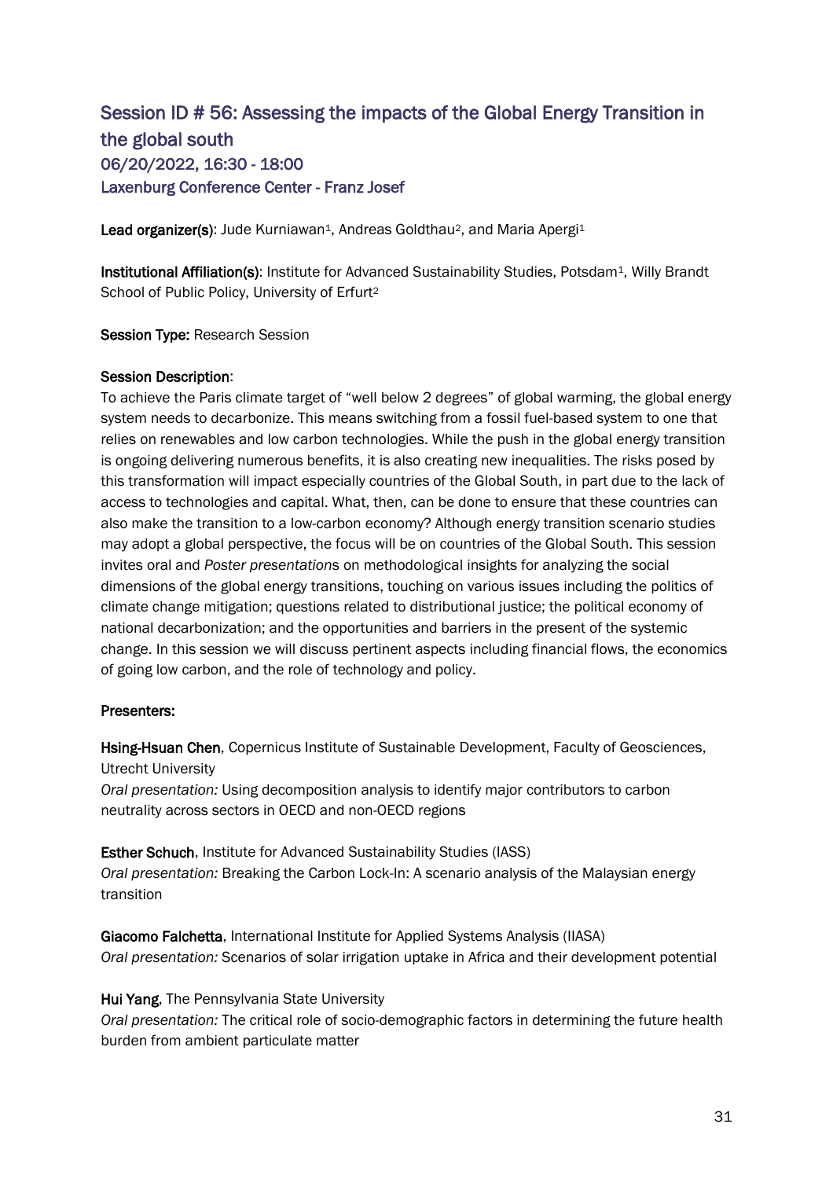## Session ID # 56: Assessing the impacts of the Global Energy Transition in the global south

### 06/20/2022, 16:30 - 18:00

### Laxenburg Conference Center - Franz Josef

**Lead organizer(s)**: Jude Kurniawan[1], Andreas Goldthau[2], and Maria Apergi[1]

**Institutional Affiliation(s)**: Institute for Advanced Sustainability Studies, Potsdam[1], Willy Brandt School of Public Policy, University of Erfurt[2]

**Session Type:** Research Session

**Session Description**:

To achieve the Paris climate target of "well below 2 degrees" of global warming, the global energy system needs to decarbonize. This means switching from a fossil fuel-based system to one that relies on renewables and low carbon technologies. While the push in the global energy transition is ongoing delivering numerous benefits, it is also creating new inequalities. The risks posed by this transformation will impact especially countries of the Global South, in part due to the lack of access to technologies and capital. What, then, can be done to ensure that these countries can also make the transition to a low-carbon economy? Although energy transition scenario studies may adopt a global perspective, the focus will be on countries of the Global South. This session invites oral and *Poster presentation*s on methodological insights for analyzing the social dimensions of the global energy transitions, touching on various issues including the politics of climate change mitigation; questions related to distributional justice; the political economy of national decarbonization; and the opportunities and barriers in the present of the systemic change. In this session we will discuss pertinent aspects including financial flows, the economics of going low carbon, and the role of technology and policy.

**Presenters:**

**Hsing-Hsuan Chen**, Copernicus Institute of Sustainable Development, Faculty of Geosciences, Utrecht University
*Oral presentation:* Using decomposition analysis to identify major contributors to carbon neutrality across sectors in OECD and non-OECD regions

**Esther Schuch**, Institute for Advanced Sustainability Studies (IASS)
*Oral presentation:* Breaking the Carbon Lock-In: A scenario analysis of the Malaysian energy transition

**Giacomo Falchetta**, International Institute for Applied Systems Analysis (IIASA)
*Oral presentation:* Scenarios of solar irrigation uptake in Africa and their development potential

**Hui Yang**, The Pennsylvania State University
*Oral presentation:* The critical role of socio-demographic factors in determining the future health burden from ambient particulate matter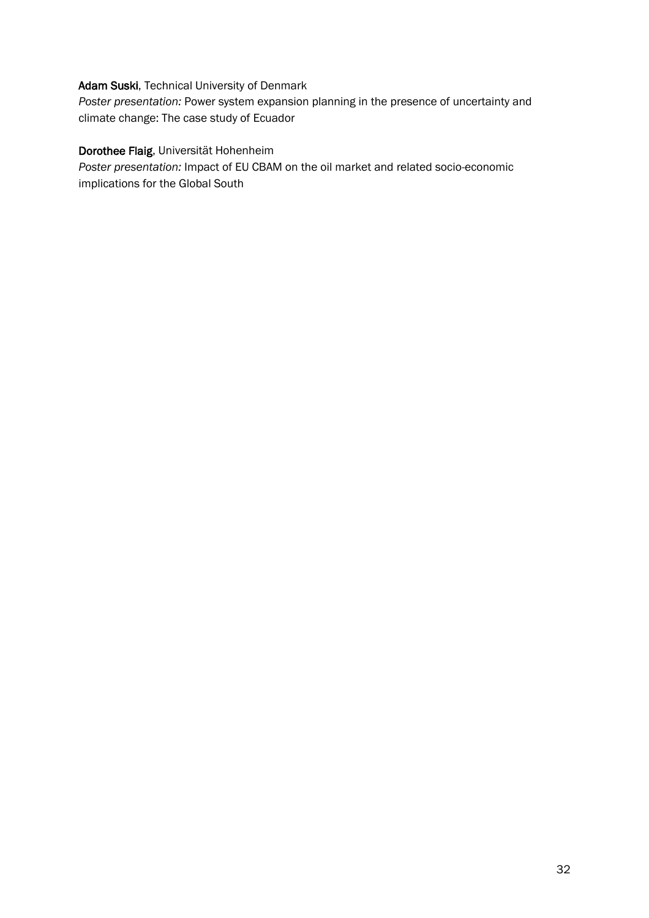**Adam Suski**, Technical University of Denmark
*Poster presentation:* Power system expansion planning in the presence of uncertainty and climate change: The case study of Ecuador

**Dorothee Flaig**, Universität Hohenheim
*Poster presentation:* Impact of EU CBAM on the oil market and related socio-economic implications for the Global South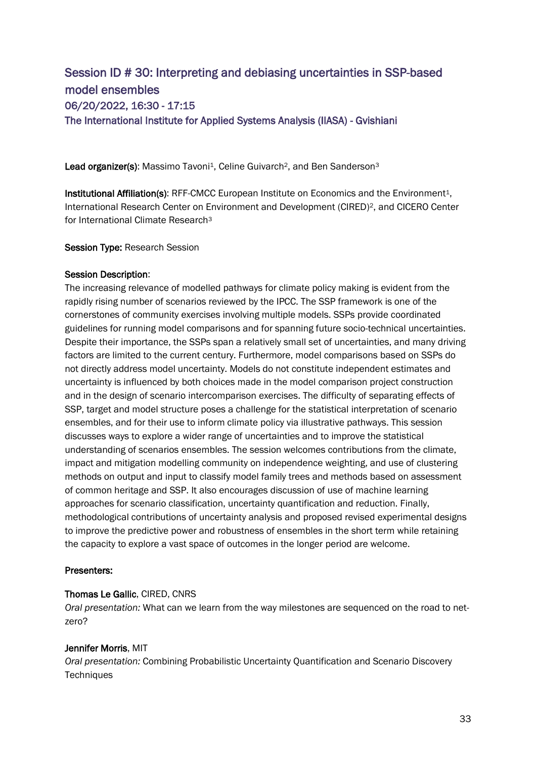## Session ID # 30: Interpreting and debiasing uncertainties in SSP-based model ensembles

### 06/20/2022, 16:30 - 17:15

### The International Institute for Applied Systems Analysis (IIASA) - Gvishiani

**Lead organizer(s)**: Massimo Tavoni[1], Celine Guivarch[2], and Ben Sanderson[3]

**Institutional Affiliation(s)**: RFF-CMCC European Institute on Economics and the Environment[1], International Research Center on Environment and Development (CIRED)[2], and CICERO Center for International Climate Research[3]

**Session Type:** Research Session

**Session Description**:

The increasing relevance of modelled pathways for climate policy making is evident from the rapidly rising number of scenarios reviewed by the IPCC. The SSP framework is one of the cornerstones of community exercises involving multiple models. SSPs provide coordinated guidelines for running model comparisons and for spanning future socio-technical uncertainties. Despite their importance, the SSPs span a relatively small set of uncertainties, and many driving factors are limited to the current century. Furthermore, model comparisons based on SSPs do not directly address model uncertainty. Models do not constitute independent estimates and uncertainty is influenced by both choices made in the model comparison project construction and in the design of scenario intercomparison exercises. The difficulty of separating effects of SSP, target and model structure poses a challenge for the statistical interpretation of scenario ensembles, and for their use to inform climate policy via illustrative pathways. This session discusses ways to explore a wider range of uncertainties and to improve the statistical understanding of scenarios ensembles. The session welcomes contributions from the climate, impact and mitigation modelling community on independence weighting, and use of clustering methods on output and input to classify model family trees and methods based on assessment of common heritage and SSP. It also encourages discussion of use of machine learning approaches for scenario classification, uncertainty quantification and reduction. Finally, methodological contributions of uncertainty analysis and proposed revised experimental designs to improve the predictive power and robustness of ensembles in the short term while retaining the capacity to explore a vast space of outcomes in the longer period are welcome.

**Presenters:**

**Thomas Le Gallic**, CIRED, CNRS
*Oral presentation:* What can we learn from the way milestones are sequenced on the road to net-zero?

**Jennifer Morris**, MIT
*Oral presentation:* Combining Probabilistic Uncertainty Quantification and Scenario Discovery Techniques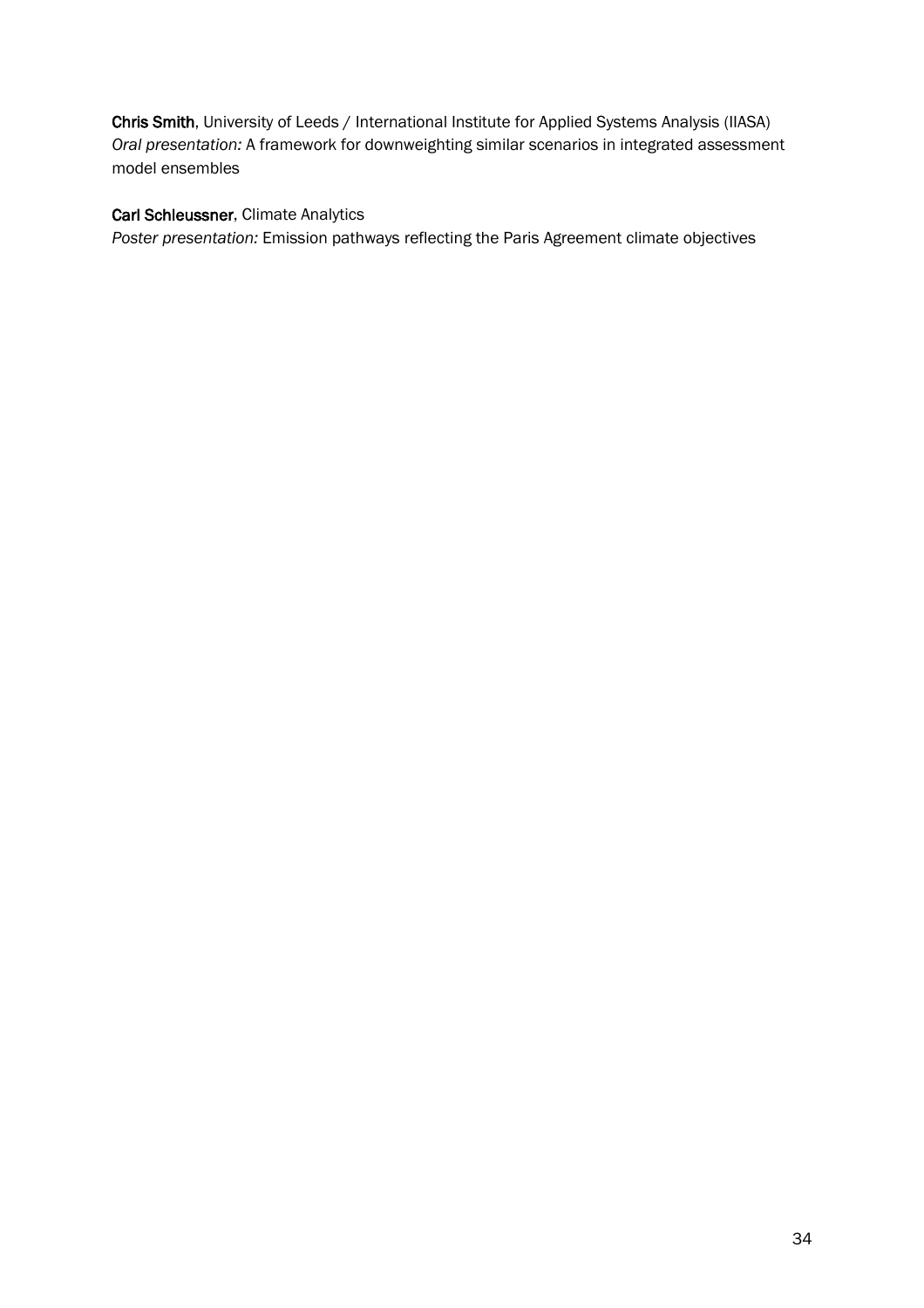**Chris Smith**, University of Leeds / International Institute for Applied Systems Analysis (IIASA)
*Oral presentation:* A framework for downweighting similar scenarios in integrated assessment model ensembles

**Carl Schleussner**, Climate Analytics
*Poster presentation:* Emission pathways reflecting the Paris Agreement climate objectives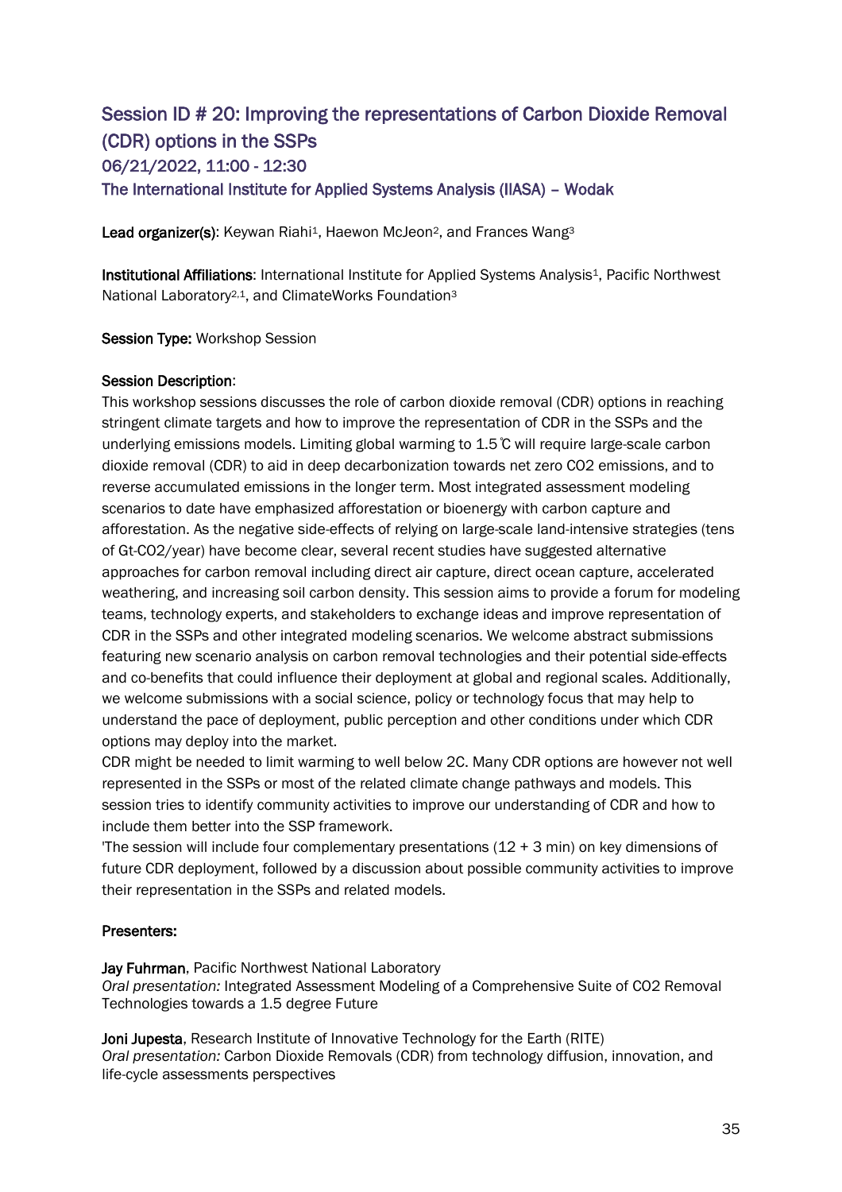## Session ID # 20: Improving the representations of Carbon Dioxide Removal (CDR) options in the SSPs

### 06/21/2022, 11:00 - 12:30

### The International Institute for Applied Systems Analysis (IIASA) – Wodak

**Lead organizer(s)**: Keywan Riahi[1], Haewon McJeon[2], and Frances Wang[3]

**Institutional Affiliations**: International Institute for Applied Systems Analysis[1], Pacific Northwest National Laboratory[2,1], and ClimateWorks Foundation[3]

**Session Type:** Workshop Session

**Session Description**:

This workshop sessions discusses the role of carbon dioxide removal (CDR) options in reaching stringent climate targets and how to improve the representation of CDR in the SSPs and the underlying emissions models. Limiting global warming to 1.5℃ will require large-scale carbon dioxide removal (CDR) to aid in deep decarbonization towards net zero $CO_2$ emissions, and to reverse accumulated emissions in the longer term. Most integrated assessment modeling scenarios to date have emphasized afforestation or bioenergy with carbon capture and afforestation. As the negative side-effects of relying on large-scale land-intensive strategies (tens of Gt-$CO_2$/year) have become clear, several recent studies have suggested alternative approaches for carbon removal including direct air capture, direct ocean capture, accelerated weathering, and increasing soil carbon density. This session aims to provide a forum for modeling teams, technology experts, and stakeholders to exchange ideas and improve representation of CDR in the SSPs and other integrated modeling scenarios. We welcome abstract submissions featuring new scenario analysis on carbon removal technologies and their potential side-effects and co-benefits that could influence their deployment at global and regional scales. Additionally, we welcome submissions with a social science, policy or technology focus that may help to understand the pace of deployment, public perception and other conditions under which CDR options may deploy into the market.

CDR might be needed to limit warming to well below 2C. Many CDR options are however not well represented in the SSPs or most of the related climate change pathways and models. This session tries to identify community activities to improve our understanding of CDR and how to include them better into the SSP framework.

'The session will include four complementary presentations (12 + 3 min) on key dimensions of future CDR deployment, followed by a discussion about possible community activities to improve their representation in the SSPs and related models.

**Presenters:**

**Jay Fuhrman**, Pacific Northwest National Laboratory
*Oral presentation:* Integrated Assessment Modeling of a Comprehensive Suite of $CO_2$ Removal Technologies towards a 1.5 degree Future

**Joni Jupesta**, Research Institute of Innovative Technology for the Earth (RITE)
*Oral presentation:* Carbon Dioxide Removals (CDR) from technology diffusion, innovation, and life-cycle assessments perspectives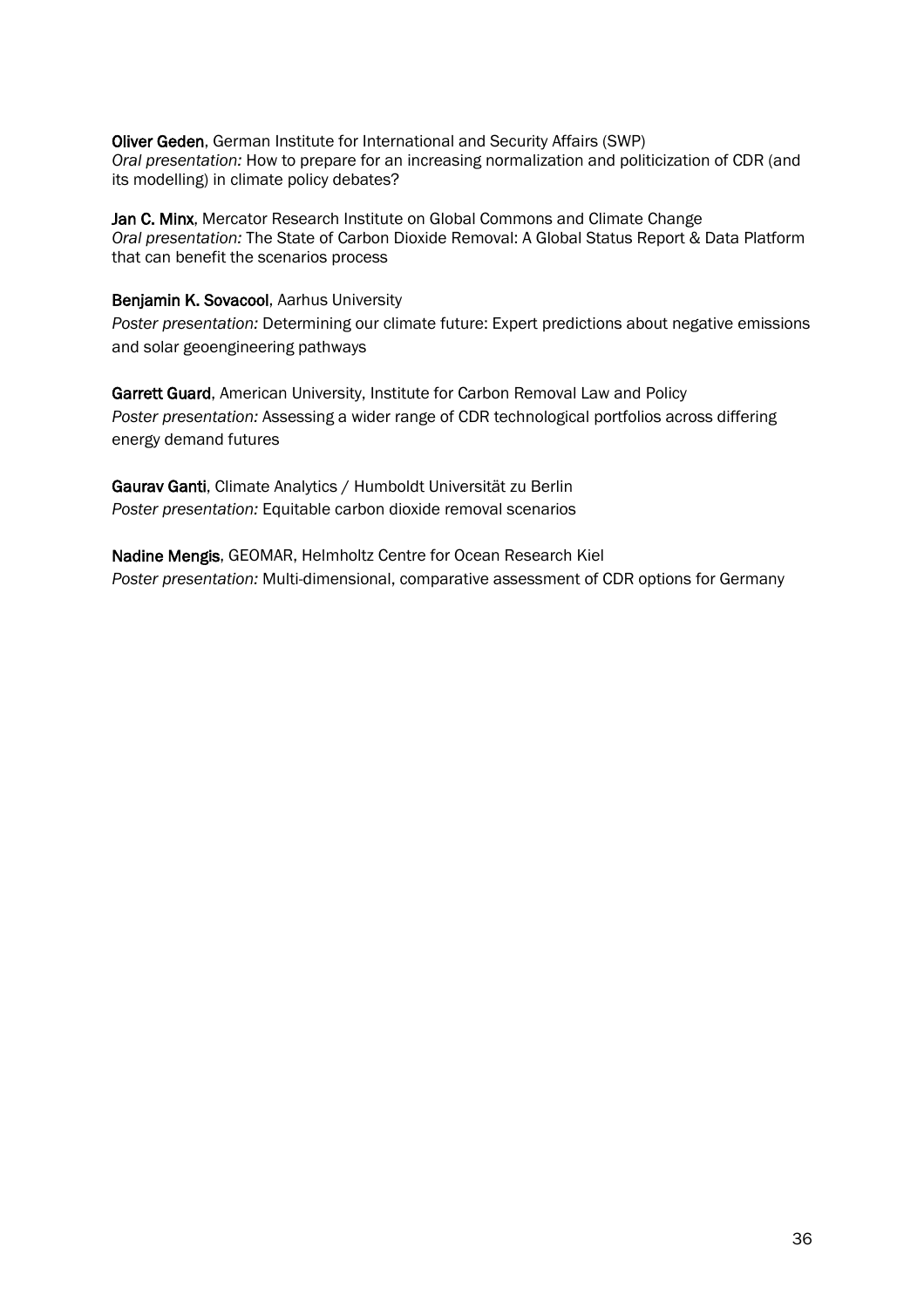**Oliver Geden**, German Institute for International and Security Affairs (SWP)
*Oral presentation:* How to prepare for an increasing normalization and politicization of CDR (and its modelling) in climate policy debates?

**Jan C. Minx**, Mercator Research Institute on Global Commons and Climate Change
*Oral presentation:* The State of Carbon Dioxide Removal: A Global Status Report & Data Platform that can benefit the scenarios process

**Benjamin K. Sovacool**, Aarhus University
*Poster presentation:* Determining our climate future: Expert predictions about negative emissions and solar geoengineering pathways

**Garrett Guard**, American University, Institute for Carbon Removal Law and Policy
*Poster presentation:* Assessing a wider range of CDR technological portfolios across differing energy demand futures

**Gaurav Ganti**, Climate Analytics / Humboldt Universität zu Berlin
*Poster presentation:* Equitable carbon dioxide removal scenarios

**Nadine Mengis**, GEOMAR, Helmholtz Centre for Ocean Research Kiel
*Poster presentation:* Multi-dimensional, comparative assessment of CDR options for Germany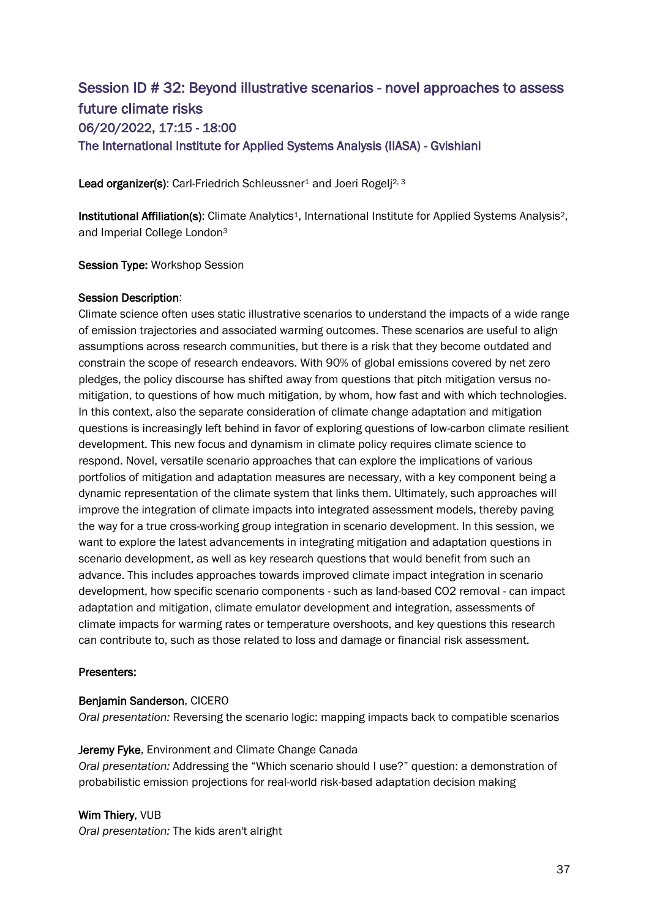## Session ID # 32: Beyond illustrative scenarios - novel approaches to assess future climate risks

### 06/20/2022, 17:15 - 18:00

### The International Institute for Applied Systems Analysis (IIASA) - Gvishiani

**Lead organizer(s)**: Carl-Friedrich Schleussner[1] and Joeri Rogelj[2, 3]

**Institutional Affiliation(s)**: Climate Analytics[1], International Institute for Applied Systems Analysis[2], and Imperial College London[3]

**Session Type:** Workshop Session

**Session Description**:
Climate science often uses static illustrative scenarios to understand the impacts of a wide range of emission trajectories and associated warming outcomes. These scenarios are useful to align assumptions across research communities, but there is a risk that they become outdated and constrain the scope of research endeavors. With 90% of global emissions covered by net zero pledges, the policy discourse has shifted away from questions that pitch mitigation versus no-mitigation, to questions of how much mitigation, by whom, how fast and with which technologies. In this context, also the separate consideration of climate change adaptation and mitigation questions is increasingly left behind in favor of exploring questions of low-carbon climate resilient development. This new focus and dynamism in climate policy requires climate science to respond. Novel, versatile scenario approaches that can explore the implications of various portfolios of mitigation and adaptation measures are necessary, with a key component being a dynamic representation of the climate system that links them. Ultimately, such approaches will improve the integration of climate impacts into integrated assessment models, thereby paving the way for a true cross-working group integration in scenario development. In this session, we want to explore the latest advancements in integrating mitigation and adaptation questions in scenario development, as well as key research questions that would benefit from such an advance. This includes approaches towards improved climate impact integration in scenario development, how specific scenario components - such as land-based $CO_2$ removal - can impact adaptation and mitigation, climate emulator development and integration, assessments of climate impacts for warming rates or temperature overshoots, and key questions this research can contribute to, such as those related to loss and damage or financial risk assessment.

**Presenters:**

**Benjamin Sanderson**, CICERO
*Oral presentation:* Reversing the scenario logic: mapping impacts back to compatible scenarios

**Jeremy Fyke**, Environment and Climate Change Canada
*Oral presentation:* Addressing the "Which scenario should I use?" question: a demonstration of probabilistic emission projections for real-world risk-based adaptation decision making

**Wim Thiery**, VUB
*Oral presentation:* The kids aren't alright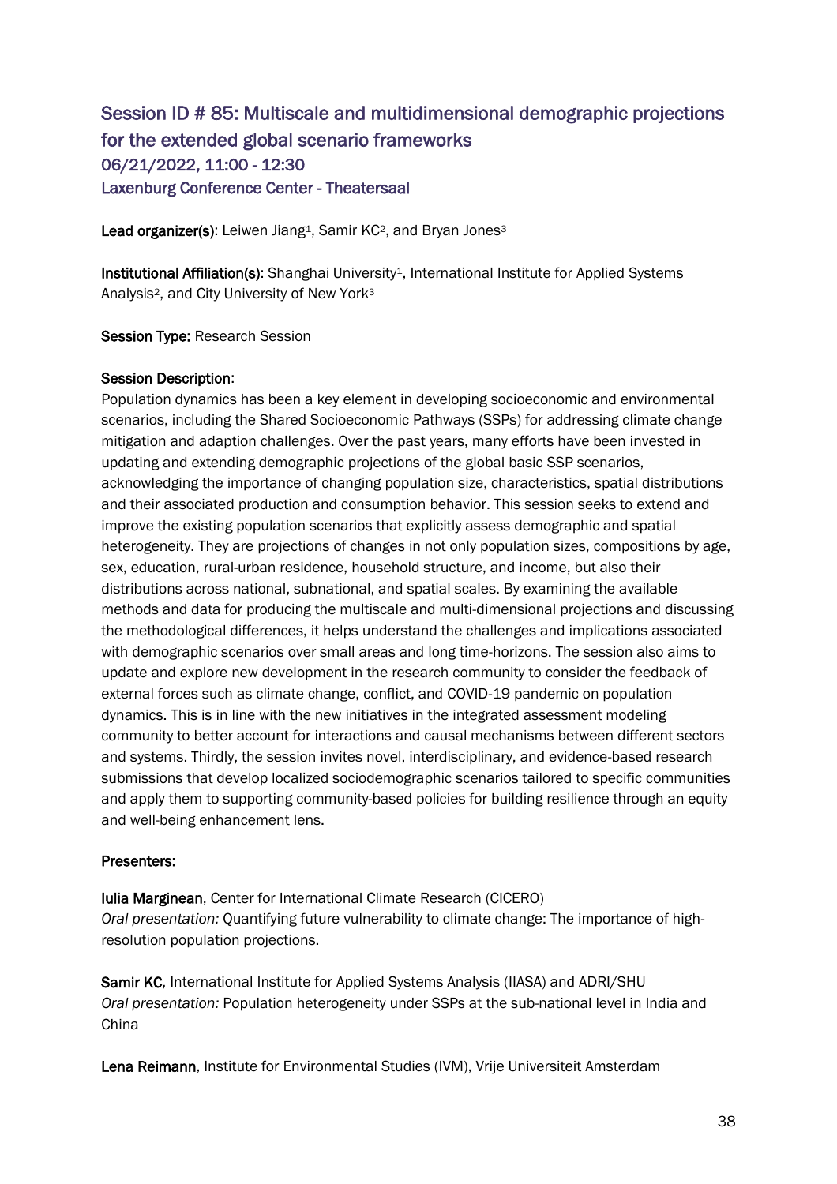## Session ID # 85: Multiscale and multidimensional demographic projections for the extended global scenario frameworks

### 06/21/2022, 11:00 - 12:30

### Laxenburg Conference Center - Theatersaal

**Lead organizer(s)**: Leiwen Jiang[1], Samir KC[2], and Bryan Jones[3]

**Institutional Affiliation(s)**: Shanghai University[1], International Institute for Applied Systems Analysis[2], and City University of New York[3]

**Session Type:** Research Session

**Session Description**:

Population dynamics has been a key element in developing socioeconomic and environmental scenarios, including the Shared Socioeconomic Pathways (SSPs) for addressing climate change mitigation and adaption challenges. Over the past years, many efforts have been invested in updating and extending demographic projections of the global basic SSP scenarios, acknowledging the importance of changing population size, characteristics, spatial distributions and their associated production and consumption behavior. This session seeks to extend and improve the existing population scenarios that explicitly assess demographic and spatial heterogeneity. They are projections of changes in not only population sizes, compositions by age, sex, education, rural-urban residence, household structure, and income, but also their distributions across national, subnational, and spatial scales. By examining the available methods and data for producing the multiscale and multi-dimensional projections and discussing the methodological differences, it helps understand the challenges and implications associated with demographic scenarios over small areas and long time-horizons. The session also aims to update and explore new development in the research community to consider the feedback of external forces such as climate change, conflict, and COVID-19 pandemic on population dynamics. This is in line with the new initiatives in the integrated assessment modeling community to better account for interactions and causal mechanisms between different sectors and systems. Thirdly, the session invites novel, interdisciplinary, and evidence-based research submissions that develop localized sociodemographic scenarios tailored to specific communities and apply them to supporting community-based policies for building resilience through an equity and well-being enhancement lens.

**Presenters:**

**Iulia Marginean**, Center for International Climate Research (CICERO)
*Oral presentation:* Quantifying future vulnerability to climate change: The importance of high-resolution population projections.

**Samir KC**, International Institute for Applied Systems Analysis (IIASA) and ADRI/SHU
*Oral presentation:* Population heterogeneity under SSPs at the sub-national level in India and China

**Lena Reimann**, Institute for Environmental Studies (IVM), Vrije Universiteit Amsterdam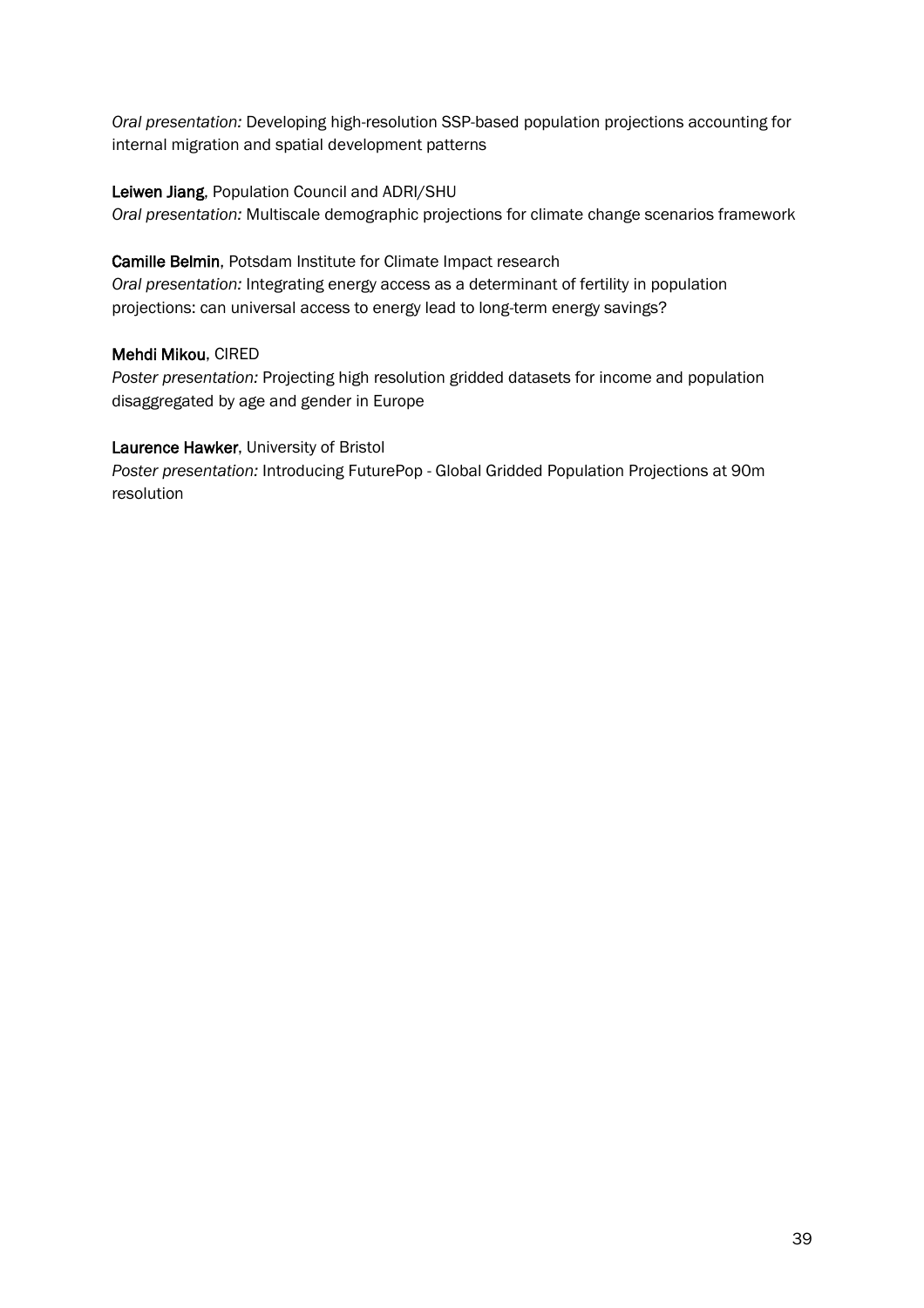*Oral presentation:* Developing high-resolution SSP-based population projections accounting for internal migration and spatial development patterns

**Leiwen Jiang**, Population Council and ADRI/SHU
*Oral presentation:* Multiscale demographic projections for climate change scenarios framework

**Camille Belmin**, Potsdam Institute for Climate Impact research
*Oral presentation:* Integrating energy access as a determinant of fertility in population projections: can universal access to energy lead to long-term energy savings?

**Mehdi Mikou**, CIRED
*Poster presentation:* Projecting high resolution gridded datasets for income and population disaggregated by age and gender in Europe

**Laurence Hawker**, University of Bristol
*Poster presentation:* Introducing FuturePop - Global Gridded Population Projections at 90m resolution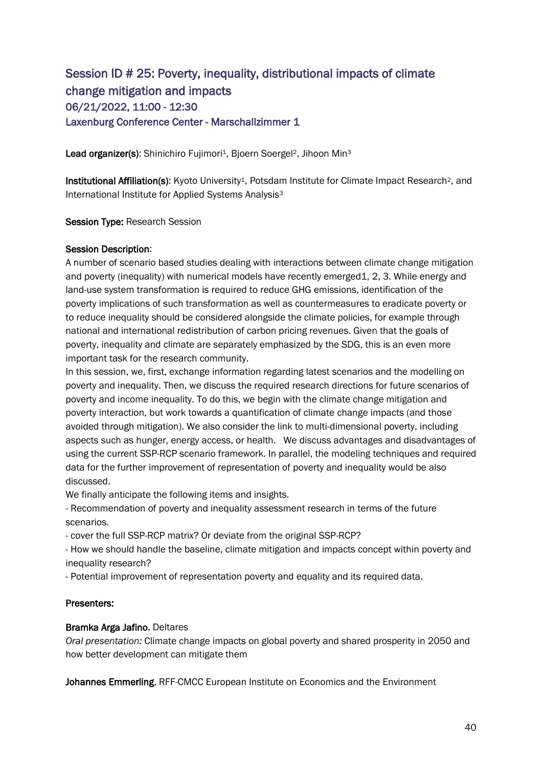## Session ID # 25: Poverty, inequality, distributional impacts of climate change mitigation and impacts

### 06/21/2022, 11:00 - 12:30

### Laxenburg Conference Center - Marschallzimmer 1

**Lead organizer(s)**: Shinichiro Fujimori[1], Bjoern Soergel[2], Jihoon Min[3]

**Institutional Affiliation(s)**: Kyoto University[1], Potsdam Institute for Climate Impact Research[2], and International Institute for Applied Systems Analysis[3]

**Session Type:** Research Session

**Session Description**:

A number of scenario based studies dealing with interactions between climate change mitigation and poverty (inequality) with numerical models have recently emerged1, 2, 3. While energy and land-use system transformation is required to reduce GHG emissions, identification of the poverty implications of such transformation as well as countermeasures to eradicate poverty or to reduce inequality should be considered alongside the climate policies, for example through national and international redistribution of carbon pricing revenues. Given that the goals of poverty, inequality and climate are separately emphasized by the SDG, this is an even more important task for the research community.

In this session, we, first, exchange information regarding latest scenarios and the modelling on poverty and inequality. Then, we discuss the required research directions for future scenarios of poverty and income inequality. To do this, we begin with the climate change mitigation and poverty interaction, but work towards a quantification of climate change impacts (and those avoided through mitigation). We also consider the link to multi-dimensional poverty, including aspects such as hunger, energy access, or health. We discuss advantages and disadvantages of using the current SSP-RCP scenario framework. In parallel, the modeling techniques and required data for the further improvement of representation of poverty and inequality would be also discussed.

We finally anticipate the following items and insights.

- Recommendation of poverty and inequality assessment research in terms of the future scenarios.
- cover the full SSP-RCP matrix? Or deviate from the original SSP-RCP?
- How we should handle the baseline, climate mitigation and impacts concept within poverty and inequality research?
- Potential improvement of representation poverty and equality and its required data.

**Presenters:**

**Bramka Arga Jafino**, Deltares

*Oral presentation:* Climate change impacts on global poverty and shared prosperity in 2050 and how better development can mitigate them

**Johannes Emmerling**, RFF-CMCC European Institute on Economics and the Environment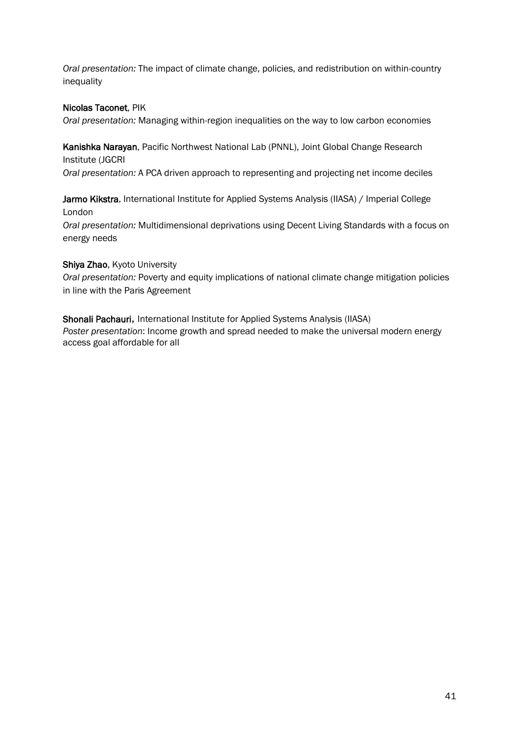*Oral presentation:* The impact of climate change, policies, and redistribution on within-country inequality

**Nicolas Taconet**, PIK
*Oral presentation:* Managing within-region inequalities on the way to low carbon economies

**Kanishka Narayan**, Pacific Northwest National Lab (PNNL), Joint Global Change Research Institute (JGCRI
*Oral presentation:* A PCA driven approach to representing and projecting net income deciles

**Jarmo Kikstra**, International Institute for Applied Systems Analysis (IIASA) / Imperial College London
*Oral presentation:* Multidimensional deprivations using Decent Living Standards with a focus on energy needs

**Shiya Zhao**, Kyoto University
*Oral presentation:* Poverty and equity implications of national climate change mitigation policies in line with the Paris Agreement

**Shonali Pachauri,** International Institute for Applied Systems Analysis (IIASA)
*Poster presentation*: Income growth and spread needed to make the universal modern energy access goal affordable for all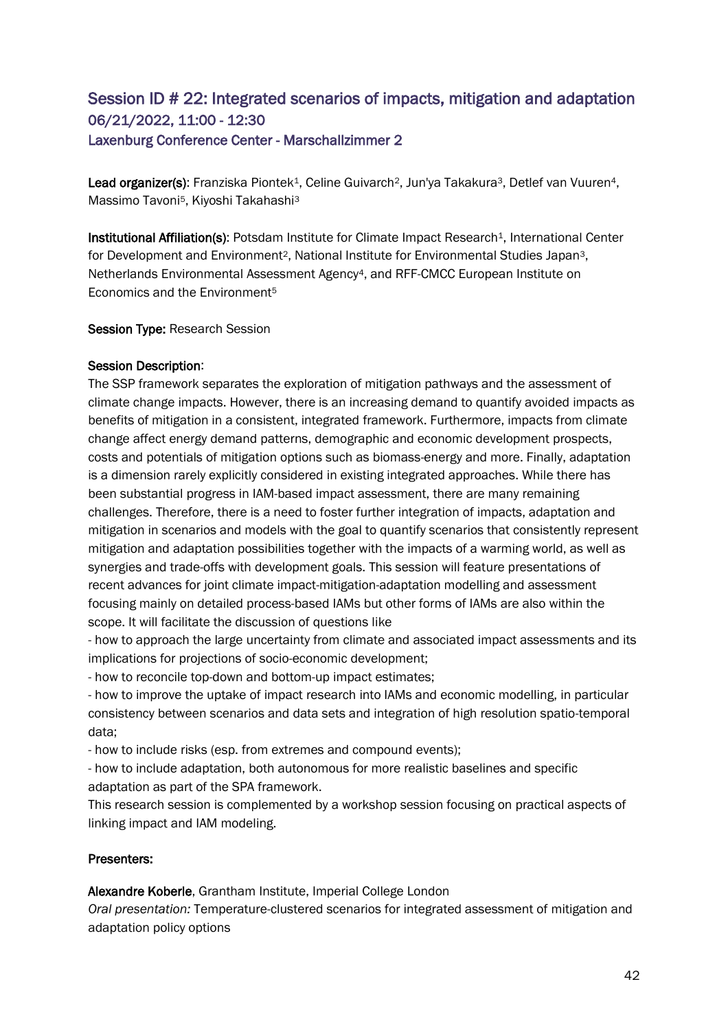## Session ID # 22: Integrated scenarios of impacts, mitigation and adaptation
### 06/21/2022, 11:00 - 12:30
### Laxenburg Conference Center - Marschallzimmer 2

**Lead organizer(s)**: Franziska Piontek[1], Celine Guivarch[2], Jun'ya Takakura[3], Detlef van Vuuren[4], Massimo Tavoni[5], Kiyoshi Takahashi[3]

**Institutional Affiliation(s)**: Potsdam Institute for Climate Impact Research[1], International Center for Development and Environment[2], National Institute for Environmental Studies Japan[3], Netherlands Environmental Assessment Agency[4], and RFF-CMCC European Institute on Economics and the Environment[5]

**Session Type:** Research Session

**Session Description**:
The SSP framework separates the exploration of mitigation pathways and the assessment of climate change impacts. However, there is an increasing demand to quantify avoided impacts as benefits of mitigation in a consistent, integrated framework. Furthermore, impacts from climate change affect energy demand patterns, demographic and economic development prospects, costs and potentials of mitigation options such as biomass-energy and more. Finally, adaptation is a dimension rarely explicitly considered in existing integrated approaches. While there has been substantial progress in IAM-based impact assessment, there are many remaining challenges. Therefore, there is a need to foster further integration of impacts, adaptation and mitigation in scenarios and models with the goal to quantify scenarios that consistently represent mitigation and adaptation possibilities together with the impacts of a warming world, as well as synergies and trade-offs with development goals. This session will feature presentations of recent advances for joint climate impact-mitigation-adaptation modelling and assessment focusing mainly on detailed process-based IAMs but other forms of IAMs are also within the scope. It will facilitate the discussion of questions like

- how to approach the large uncertainty from climate and associated impact assessments and its implications for projections of socio-economic development;
- how to reconcile top-down and bottom-up impact estimates;
- how to improve the uptake of impact research into IAMs and economic modelling, in particular consistency between scenarios and data sets and integration of high resolution spatio-temporal data;
- how to include risks (esp. from extremes and compound events);
- how to include adaptation, both autonomous for more realistic baselines and specific adaptation as part of the SPA framework.

This research session is complemented by a workshop session focusing on practical aspects of linking impact and IAM modeling.

**Presenters:**

**Alexandre Koberle**, Grantham Institute, Imperial College London
*Oral presentation:* Temperature-clustered scenarios for integrated assessment of mitigation and adaptation policy options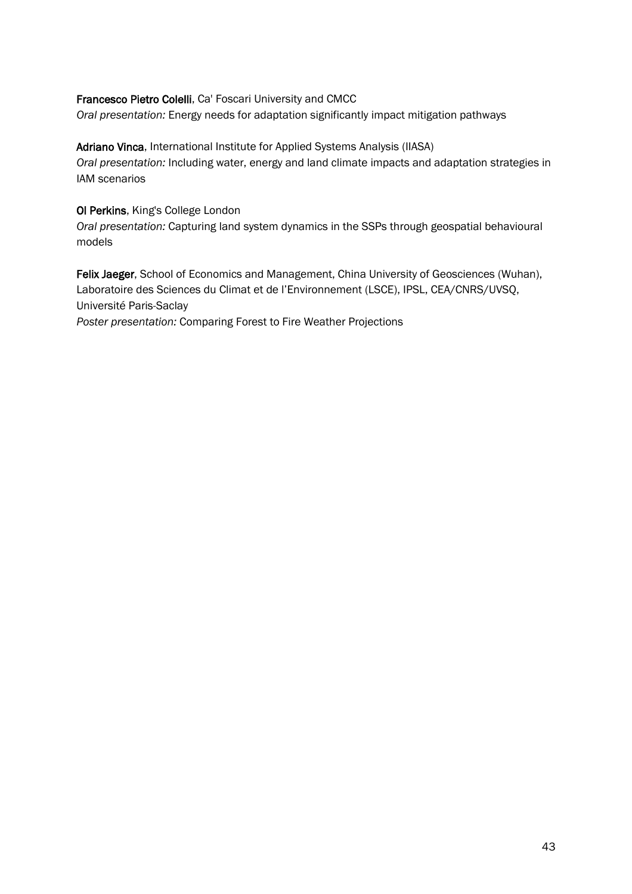**Francesco Pietro Colelli**, Ca' Foscari University and CMCC
*Oral presentation:* Energy needs for adaptation significantly impact mitigation pathways

**Adriano Vinca**, International Institute for Applied Systems Analysis (IIASA)
*Oral presentation:* Including water, energy and land climate impacts and adaptation strategies in IAM scenarios

**Ol Perkins**, King's College London
*Oral presentation:* Capturing land system dynamics in the SSPs through geospatial behavioural models

**Felix Jaeger**, School of Economics and Management, China University of Geosciences (Wuhan), Laboratoire des Sciences du Climat et de l'Environnement (LSCE), IPSL, CEA/CNRS/UVSQ, Université Paris-Saclay
*Poster presentation:* Comparing Forest to Fire Weather Projections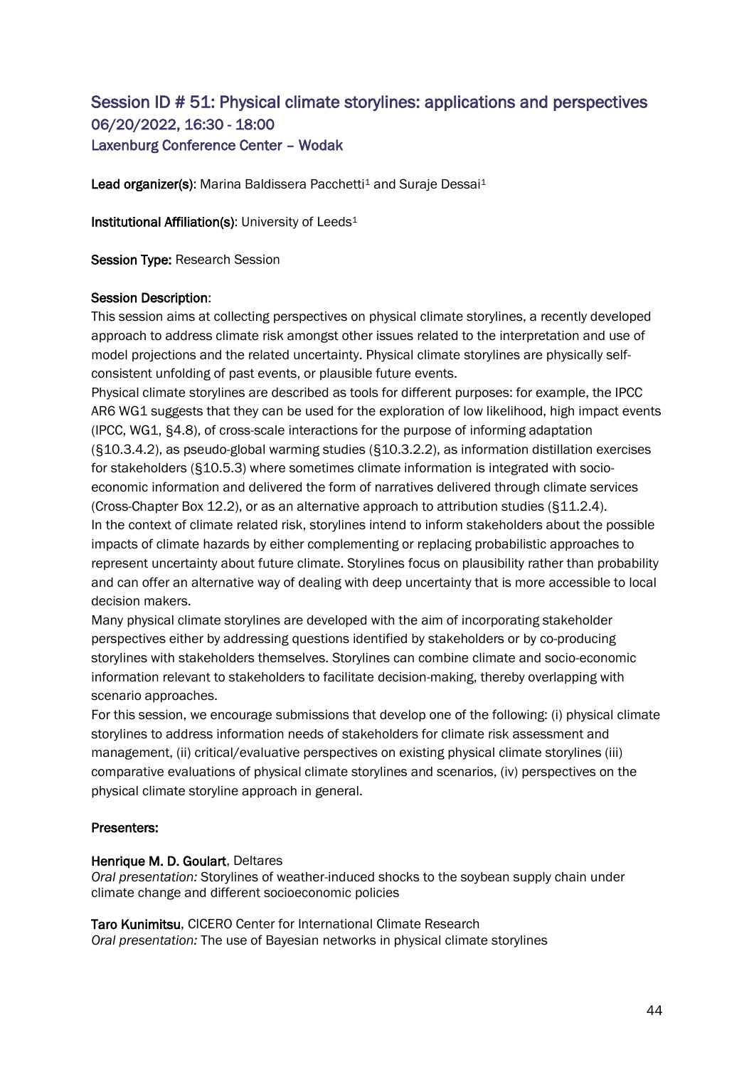## Session ID # 51: Physical climate storylines: applications and perspectives

### 06/20/2022, 16:30 - 18:00

### Laxenburg Conference Center – Wodak

**Lead organizer(s)**: Marina Baldissera Pacchetti[1] and Suraje Dessai[1]

**Institutional Affiliation(s)**: University of Leeds[1]

**Session Type:** Research Session

**Session Description**:

This session aims at collecting perspectives on physical climate storylines, a recently developed approach to address climate risk amongst other issues related to the interpretation and use of model projections and the related uncertainty. Physical climate storylines are physically self-consistent unfolding of past events, or plausible future events.

Physical climate storylines are described as tools for different purposes: for example, the IPCC AR6 WG1 suggests that they can be used for the exploration of low likelihood, high impact events (IPCC, WG1, §4.8), of cross-scale interactions for the purpose of informing adaptation (§10.3.4.2), as pseudo-global warming studies (§10.3.2.2), as information distillation exercises for stakeholders (§10.5.3) where sometimes climate information is integrated with socio-economic information and delivered the form of narratives delivered through climate services (Cross-Chapter Box 12.2), or as an alternative approach to attribution studies (§11.2.4).

In the context of climate related risk, storylines intend to inform stakeholders about the possible impacts of climate hazards by either complementing or replacing probabilistic approaches to represent uncertainty about future climate. Storylines focus on plausibility rather than probability and can offer an alternative way of dealing with deep uncertainty that is more accessible to local decision makers.

Many physical climate storylines are developed with the aim of incorporating stakeholder perspectives either by addressing questions identified by stakeholders or by co-producing storylines with stakeholders themselves. Storylines can combine climate and socio-economic information relevant to stakeholders to facilitate decision-making, thereby overlapping with scenario approaches.

For this session, we encourage submissions that develop one of the following: (i) physical climate storylines to address information needs of stakeholders for climate risk assessment and management, (ii) critical/evaluative perspectives on existing physical climate storylines (iii) comparative evaluations of physical climate storylines and scenarios, (iv) perspectives on the physical climate storyline approach in general.

**Presenters:**

**Henrique M. D. Goulart**, Deltares
*Oral presentation:* Storylines of weather-induced shocks to the soybean supply chain under climate change and different socioeconomic policies

**Taro Kunimitsu**, CICERO Center for International Climate Research
*Oral presentation:* The use of Bayesian networks in physical climate storylines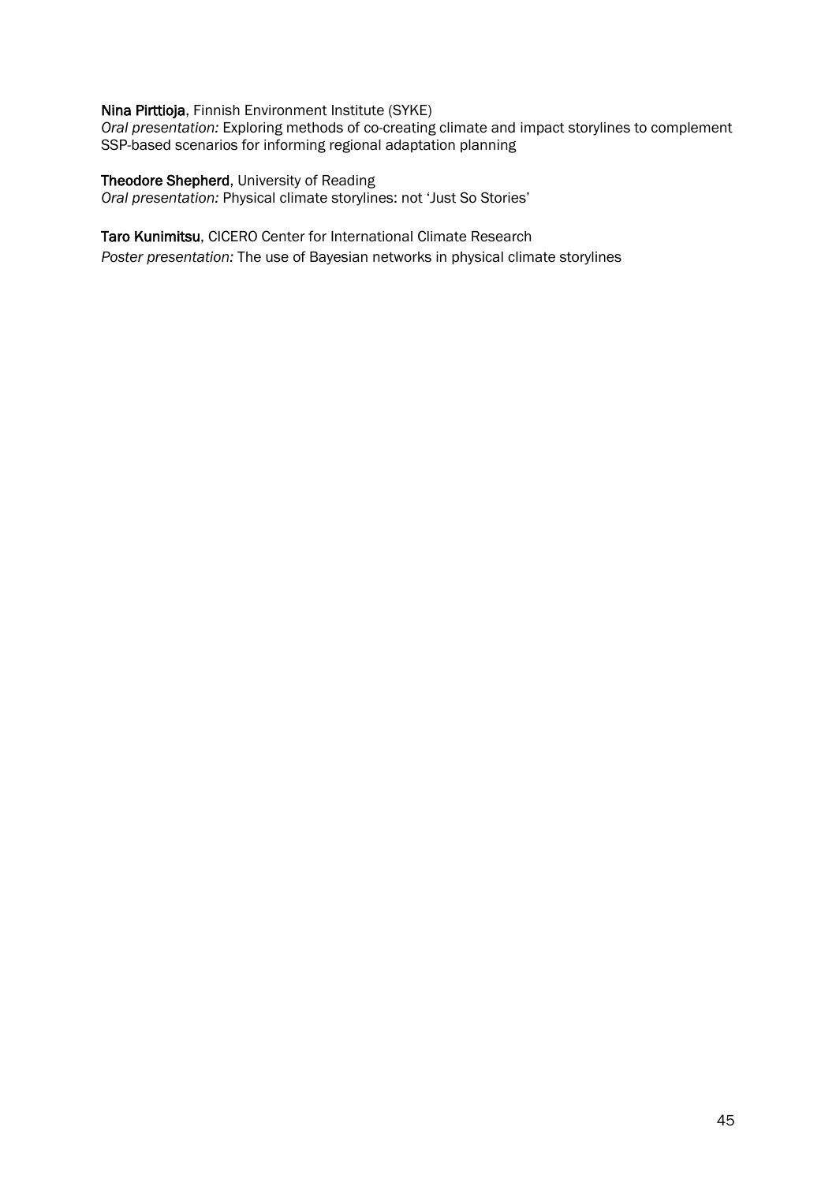**Nina Pirttioja**, Finnish Environment Institute (SYKE)
*Oral presentation:* Exploring methods of co-creating climate and impact storylines to complement SSP-based scenarios for informing regional adaptation planning

**Theodore Shepherd**, University of Reading
*Oral presentation:* Physical climate storylines: not 'Just So Stories'

**Taro Kunimitsu**, CICERO Center for International Climate Research
*Poster presentation:* The use of Bayesian networks in physical climate storylines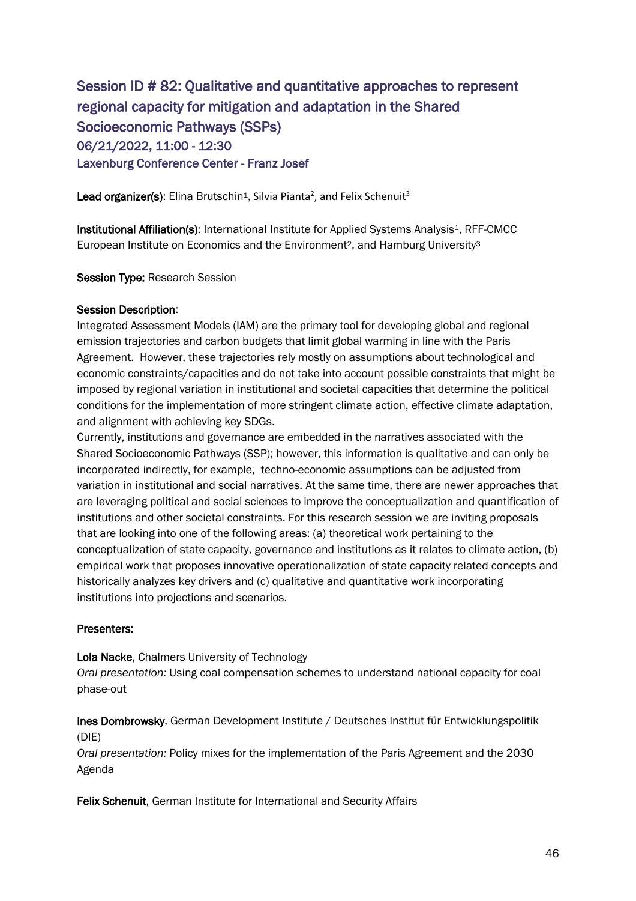## Session ID # 82: Qualitative and quantitative approaches to represent regional capacity for mitigation and adaptation in the Shared Socioeconomic Pathways (SSPs)

06/21/2022, 11:00 - 12:30

Laxenburg Conference Center - Franz Josef

**Lead organizer(s)**: Elina Brutschin[1], Silvia Pianta[2], and Felix Schenuit[3]

**Institutional Affiliation(s)**: International Institute for Applied Systems Analysis[1], RFF-CMCC European Institute on Economics and the Environment[2], and Hamburg University[3]

**Session Type:** Research Session

**Session Description**:

Integrated Assessment Models (IAM) are the primary tool for developing global and regional emission trajectories and carbon budgets that limit global warming in line with the Paris Agreement. However, these trajectories rely mostly on assumptions about technological and economic constraints/capacities and do not take into account possible constraints that might be imposed by regional variation in institutional and societal capacities that determine the political conditions for the implementation of more stringent climate action, effective climate adaptation, and alignment with achieving key SDGs.

Currently, institutions and governance are embedded in the narratives associated with the Shared Socioeconomic Pathways (SSP); however, this information is qualitative and can only be incorporated indirectly, for example, techno-economic assumptions can be adjusted from variation in institutional and social narratives. At the same time, there are newer approaches that are leveraging political and social sciences to improve the conceptualization and quantification of institutions and other societal constraints. For this research session we are inviting proposals that are looking into one of the following areas: (a) theoretical work pertaining to the conceptualization of state capacity, governance and institutions as it relates to climate action, (b) empirical work that proposes innovative operationalization of state capacity related concepts and historically analyzes key drivers and (c) qualitative and quantitative work incorporating institutions into projections and scenarios.

**Presenters:**

**Lola Nacke**, Chalmers University of Technology
*Oral presentation:* Using coal compensation schemes to understand national capacity for coal phase-out

**Ines Dombrowsky**, German Development Institute / Deutsches Institut für Entwicklungspolitik (DIE)
*Oral presentation:* Policy mixes for the implementation of the Paris Agreement and the 2030 Agenda

**Felix Schenuit**, German Institute for International and Security Affairs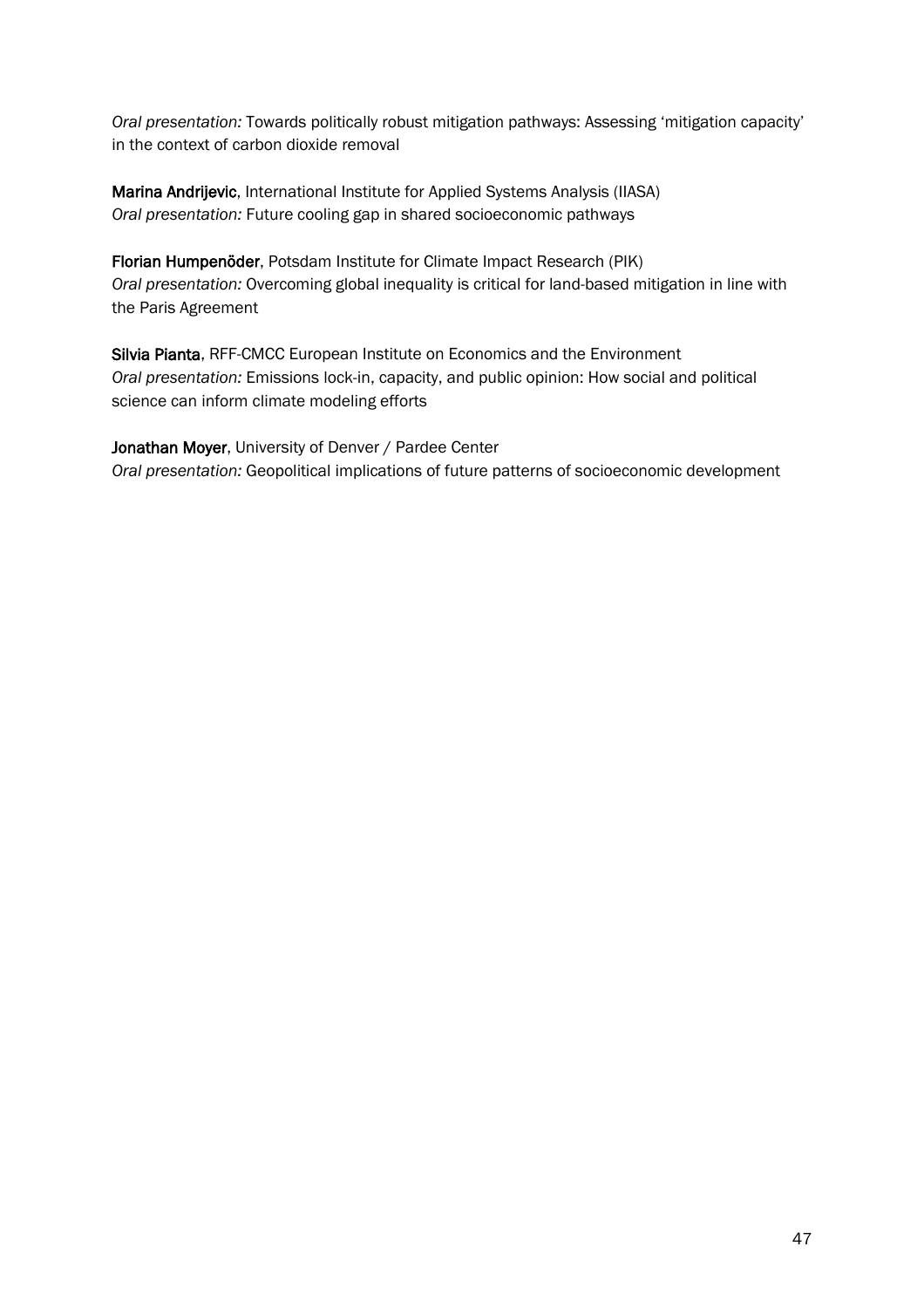*Oral presentation:* Towards politically robust mitigation pathways: Assessing 'mitigation capacity' in the context of carbon dioxide removal

**Marina Andrijevic**, International Institute for Applied Systems Analysis (IIASA)
*Oral presentation:* Future cooling gap in shared socioeconomic pathways

**Florian Humpenöder**, Potsdam Institute for Climate Impact Research (PIK)
*Oral presentation:* Overcoming global inequality is critical for land-based mitigation in line with the Paris Agreement

**Silvia Pianta**, RFF-CMCC European Institute on Economics and the Environment
*Oral presentation:* Emissions lock-in, capacity, and public opinion: How social and political science can inform climate modeling efforts

**Jonathan Moyer**, University of Denver / Pardee Center
*Oral presentation:* Geopolitical implications of future patterns of socioeconomic development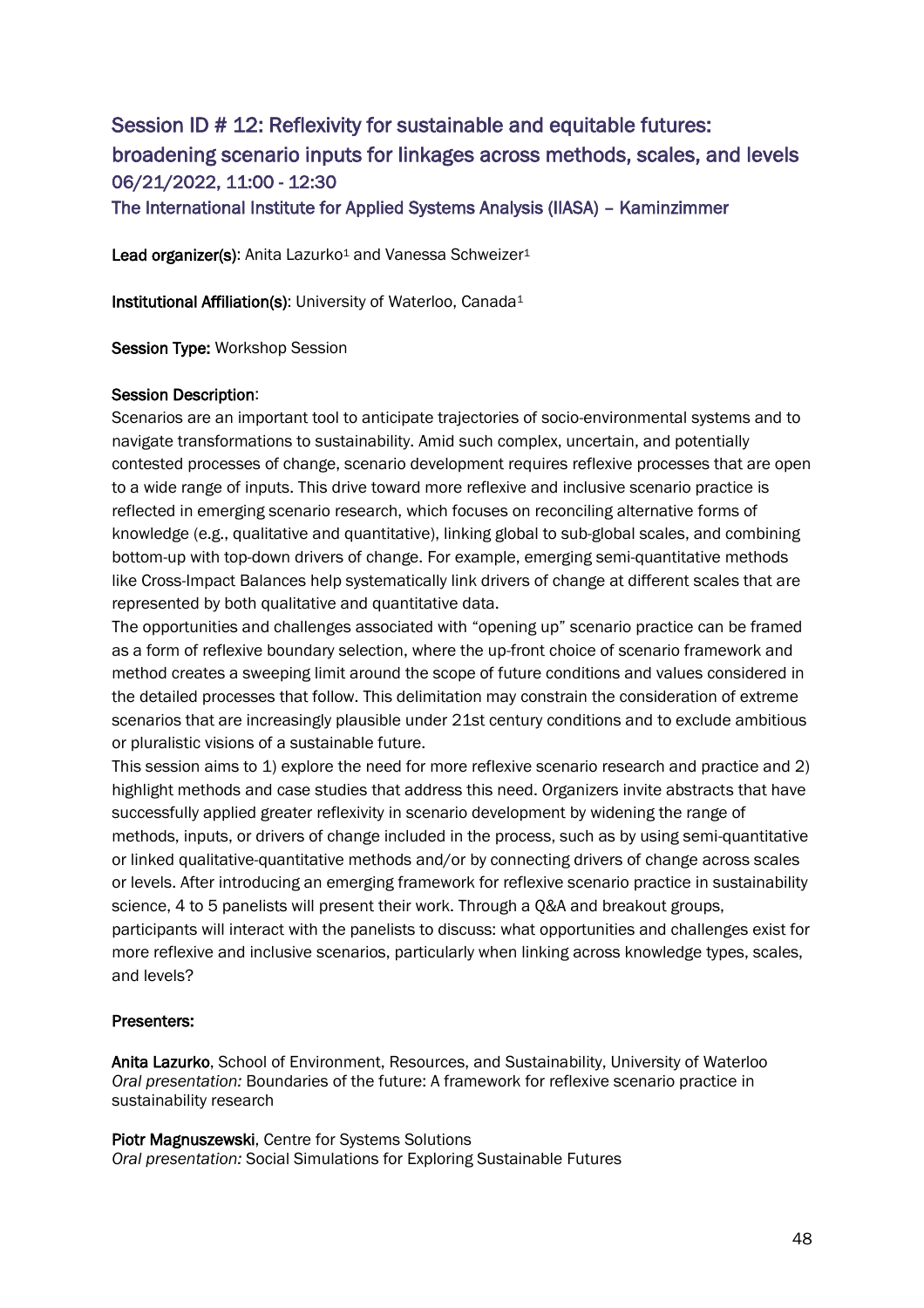## Session ID # 12: Reflexivity for sustainable and equitable futures: broadening scenario inputs for linkages across methods, scales, and levels

### 06/21/2022, 11:00 - 12:30

### The International Institute for Applied Systems Analysis (IIASA) – Kaminzimmer

**Lead organizer(s)**: Anita Lazurko[1] and Vanessa Schweizer[1]

**Institutional Affiliation(s)**: University of Waterloo, Canada[1]

**Session Type:** Workshop Session

**Session Description**:

Scenarios are an important tool to anticipate trajectories of socio-environmental systems and to navigate transformations to sustainability. Amid such complex, uncertain, and potentially contested processes of change, scenario development requires reflexive processes that are open to a wide range of inputs. This drive toward more reflexive and inclusive scenario practice is reflected in emerging scenario research, which focuses on reconciling alternative forms of knowledge (e.g., qualitative and quantitative), linking global to sub-global scales, and combining bottom-up with top-down drivers of change. For example, emerging semi-quantitative methods like Cross-Impact Balances help systematically link drivers of change at different scales that are represented by both qualitative and quantitative data.

The opportunities and challenges associated with "opening up" scenario practice can be framed as a form of reflexive boundary selection, where the up-front choice of scenario framework and method creates a sweeping limit around the scope of future conditions and values considered in the detailed processes that follow. This delimitation may constrain the consideration of extreme scenarios that are increasingly plausible under 21st century conditions and to exclude ambitious or pluralistic visions of a sustainable future.

This session aims to 1) explore the need for more reflexive scenario research and practice and 2) highlight methods and case studies that address this need. Organizers invite abstracts that have successfully applied greater reflexivity in scenario development by widening the range of methods, inputs, or drivers of change included in the process, such as by using semi-quantitative or linked qualitative-quantitative methods and/or by connecting drivers of change across scales or levels. After introducing an emerging framework for reflexive scenario practice in sustainability science, 4 to 5 panelists will present their work. Through a Q&A and breakout groups, participants will interact with the panelists to discuss: what opportunities and challenges exist for more reflexive and inclusive scenarios, particularly when linking across knowledge types, scales, and levels?

**Presenters:**

**Anita Lazurko**, School of Environment, Resources, and Sustainability, University of Waterloo
*Oral presentation:* Boundaries of the future: A framework for reflexive scenario practice in sustainability research

**Piotr Magnuszewski**, Centre for Systems Solutions
*Oral presentation:* Social Simulations for Exploring Sustainable Futures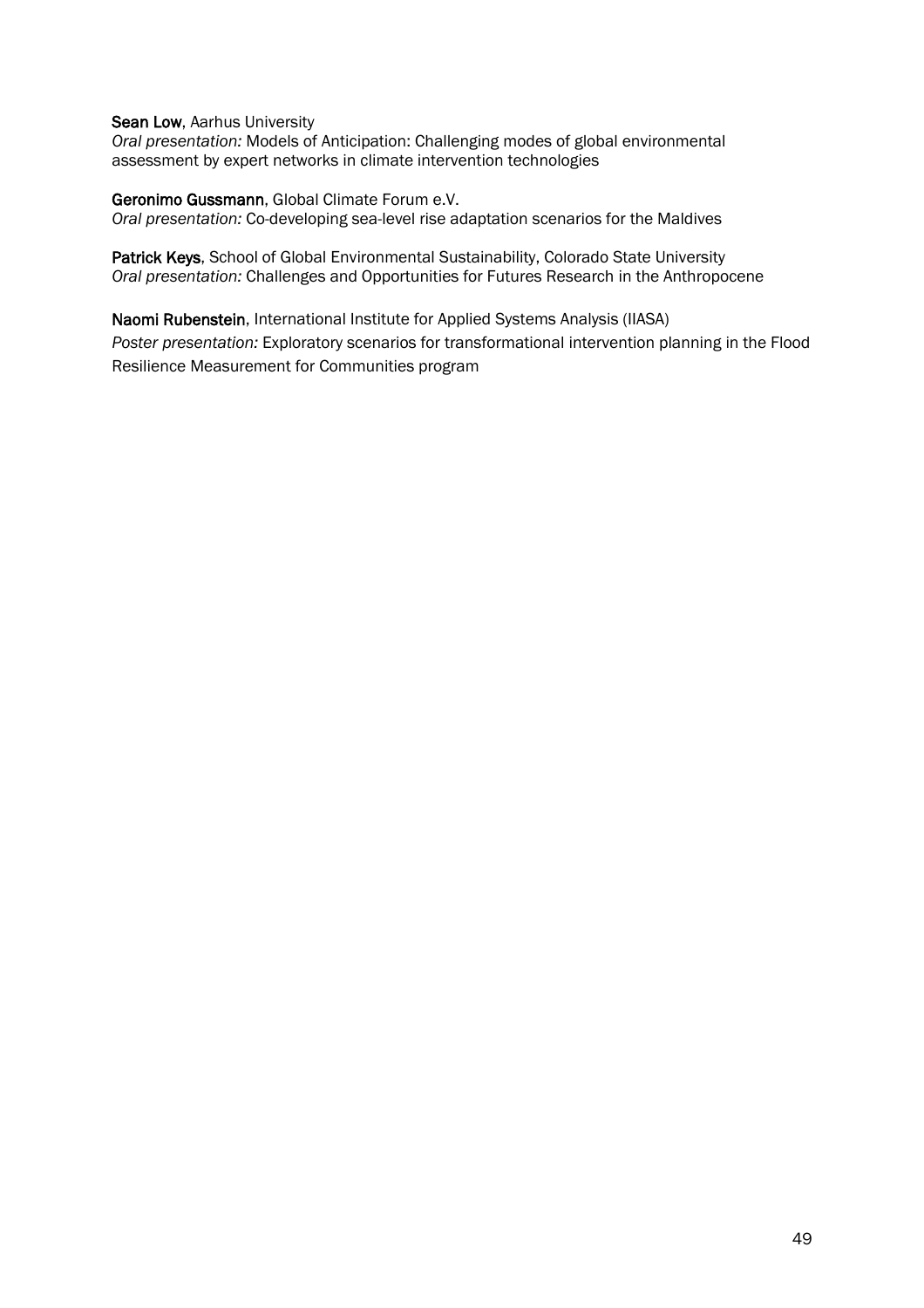**Sean Low**, Aarhus University
*Oral presentation:* Models of Anticipation: Challenging modes of global environmental assessment by expert networks in climate intervention technologies

**Geronimo Gussmann**, Global Climate Forum e.V.
*Oral presentation:* Co-developing sea-level rise adaptation scenarios for the Maldives

**Patrick Keys**, School of Global Environmental Sustainability, Colorado State University
*Oral presentation:* Challenges and Opportunities for Futures Research in the Anthropocene

**Naomi Rubenstein**, International Institute for Applied Systems Analysis (IIASA)
*Poster presentation:* Exploratory scenarios for transformational intervention planning in the Flood Resilience Measurement for Communities program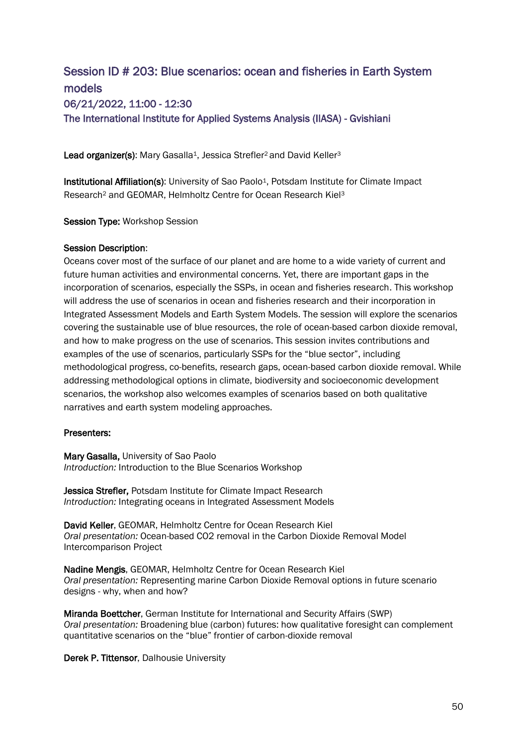## Session ID # 203: Blue scenarios: ocean and fisheries in Earth System models

### 06/21/2022, 11:00 - 12:30

### The International Institute for Applied Systems Analysis (IIASA) - Gvishiani

**Lead organizer(s)**: Mary Gasalla[1], Jessica Strefler[2] and David Keller[3]

**Institutional Affiliation(s)**: University of Sao Paolo[1], Potsdam Institute for Climate Impact Research[2] and GEOMAR, Helmholtz Centre for Ocean Research Kiel[3]

**Session Type:** Workshop Session

**Session Description**:
Oceans cover most of the surface of our planet and are home to a wide variety of current and future human activities and environmental concerns. Yet, there are important gaps in the incorporation of scenarios, especially the SSPs, in ocean and fisheries research. This workshop will address the use of scenarios in ocean and fisheries research and their incorporation in Integrated Assessment Models and Earth System Models. The session will explore the scenarios covering the sustainable use of blue resources, the role of ocean-based carbon dioxide removal, and how to make progress on the use of scenarios. This session invites contributions and examples of the use of scenarios, particularly SSPs for the "blue sector", including methodological progress, co-benefits, research gaps, ocean-based carbon dioxide removal. While addressing methodological options in climate, biodiversity and socioeconomic development scenarios, the workshop also welcomes examples of scenarios based on both qualitative narratives and earth system modeling approaches.

**Presenters:**

**Mary Gasalla,** University of Sao Paolo
*Introduction:* Introduction to the Blue Scenarios Workshop

**Jessica Strefler,** Potsdam Institute for Climate Impact Research
*Introduction:* Integrating oceans in Integrated Assessment Models

**David Keller**, GEOMAR, Helmholtz Centre for Ocean Research Kiel
*Oral presentation:* Ocean-based CO2 removal in the Carbon Dioxide Removal Model Intercomparison Project

**Nadine Mengis**, GEOMAR, Helmholtz Centre for Ocean Research Kiel
*Oral presentation:* Representing marine Carbon Dioxide Removal options in future scenario designs - why, when and how?

**Miranda Boettcher**, German Institute for International and Security Affairs (SWP)
*Oral presentation:* Broadening blue (carbon) futures: how qualitative foresight can complement quantitative scenarios on the "blue" frontier of carbon-dioxide removal

**Derek P. Tittensor**, Dalhousie University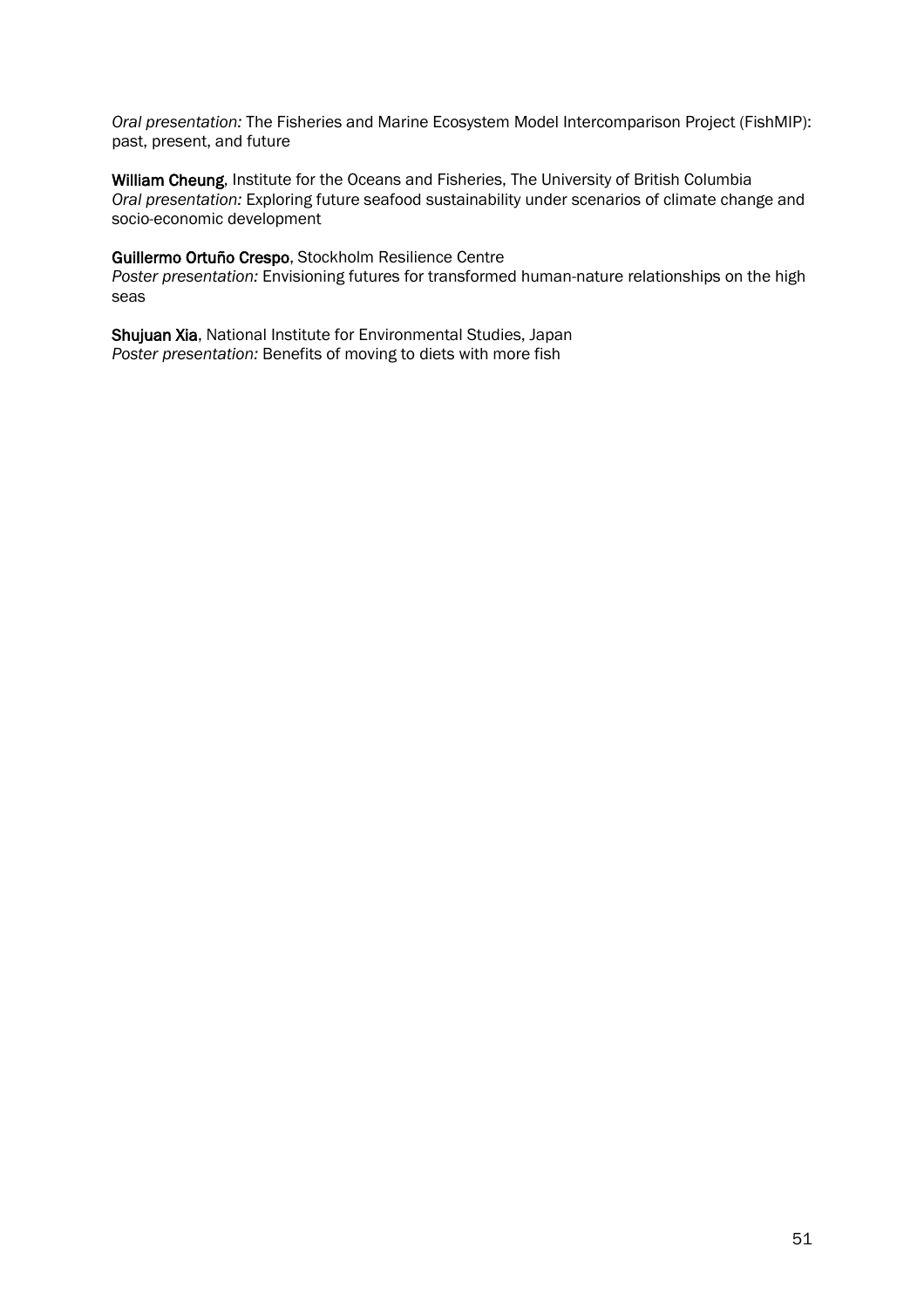*Oral presentation:* The Fisheries and Marine Ecosystem Model Intercomparison Project (FishMIP): past, present, and future

**William Cheung**, Institute for the Oceans and Fisheries, The University of British Columbia
*Oral presentation:* Exploring future seafood sustainability under scenarios of climate change and socio-economic development

**Guillermo Ortuño Crespo**, Stockholm Resilience Centre
*Poster presentation:* Envisioning futures for transformed human-nature relationships on the high seas

**Shujuan Xia**, National Institute for Environmental Studies, Japan
*Poster presentation:* Benefits of moving to diets with more fish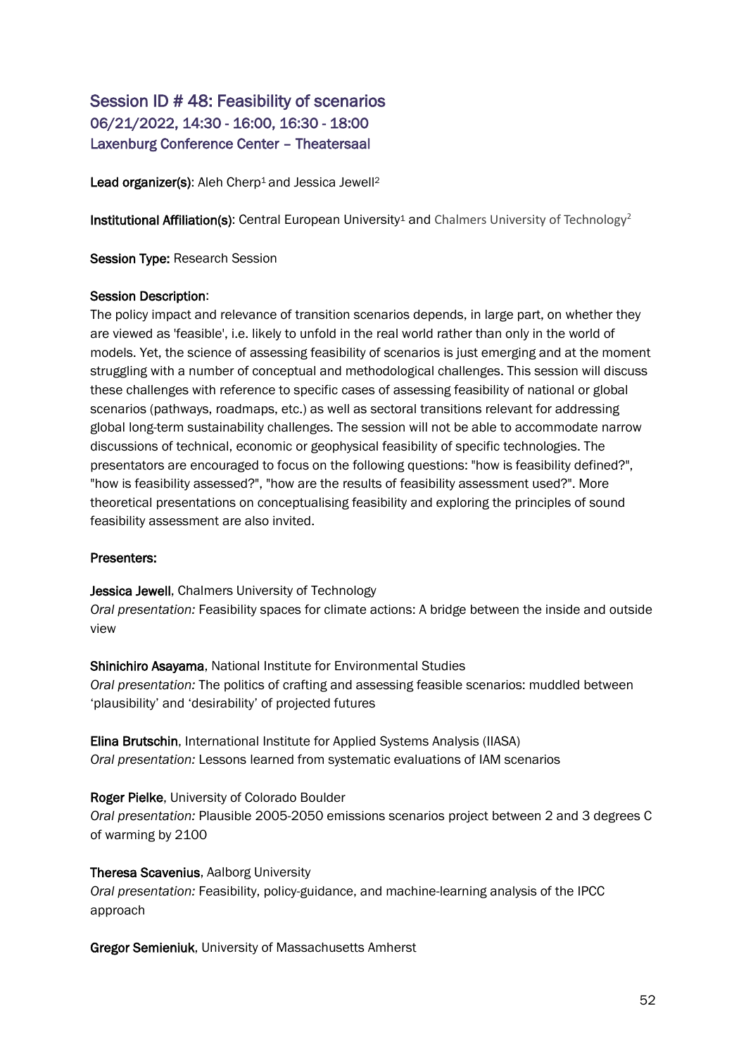## Session ID # 48: Feasibility of scenarios
### 06/21/2022, 14:30 - 16:00, 16:30 - 18:00
### Laxenburg Conference Center – Theatersaal

**Lead organizer(s)**: Aleh Cherp[1] and Jessica Jewell[2]

**Institutional Affiliation(s)**: Central European University[1] and Chalmers University of Technology[2]

**Session Type:** Research Session

**Session Description**:
The policy impact and relevance of transition scenarios depends, in large part, on whether they are viewed as 'feasible', i.e. likely to unfold in the real world rather than only in the world of models. Yet, the science of assessing feasibility of scenarios is just emerging and at the moment struggling with a number of conceptual and methodological challenges. This session will discuss these challenges with reference to specific cases of assessing feasibility of national or global scenarios (pathways, roadmaps, etc.) as well as sectoral transitions relevant for addressing global long-term sustainability challenges. The session will not be able to accommodate narrow discussions of technical, economic or geophysical feasibility of specific technologies. The presentators are encouraged to focus on the following questions: "how is feasibility defined?", "how is feasibility assessed?", "how are the results of feasibility assessment used?". More theoretical presentations on conceptualising feasibility and exploring the principles of sound feasibility assessment are also invited.

**Presenters:**

**Jessica Jewell**, Chalmers University of Technology
*Oral presentation:* Feasibility spaces for climate actions: A bridge between the inside and outside view

**Shinichiro Asayama**, National Institute for Environmental Studies
*Oral presentation:* The politics of crafting and assessing feasible scenarios: muddled between 'plausibility' and 'desirability' of projected futures

**Elina Brutschin**, International Institute for Applied Systems Analysis (IIASA)
*Oral presentation:* Lessons learned from systematic evaluations of IAM scenarios

**Roger Pielke**, University of Colorado Boulder
*Oral presentation:* Plausible 2005-2050 emissions scenarios project between 2 and 3 degrees C of warming by 2100

**Theresa Scavenius**, Aalborg University
*Oral presentation:* Feasibility, policy-guidance, and machine-learning analysis of the IPCC approach

**Gregor Semieniuk**, University of Massachusetts Amherst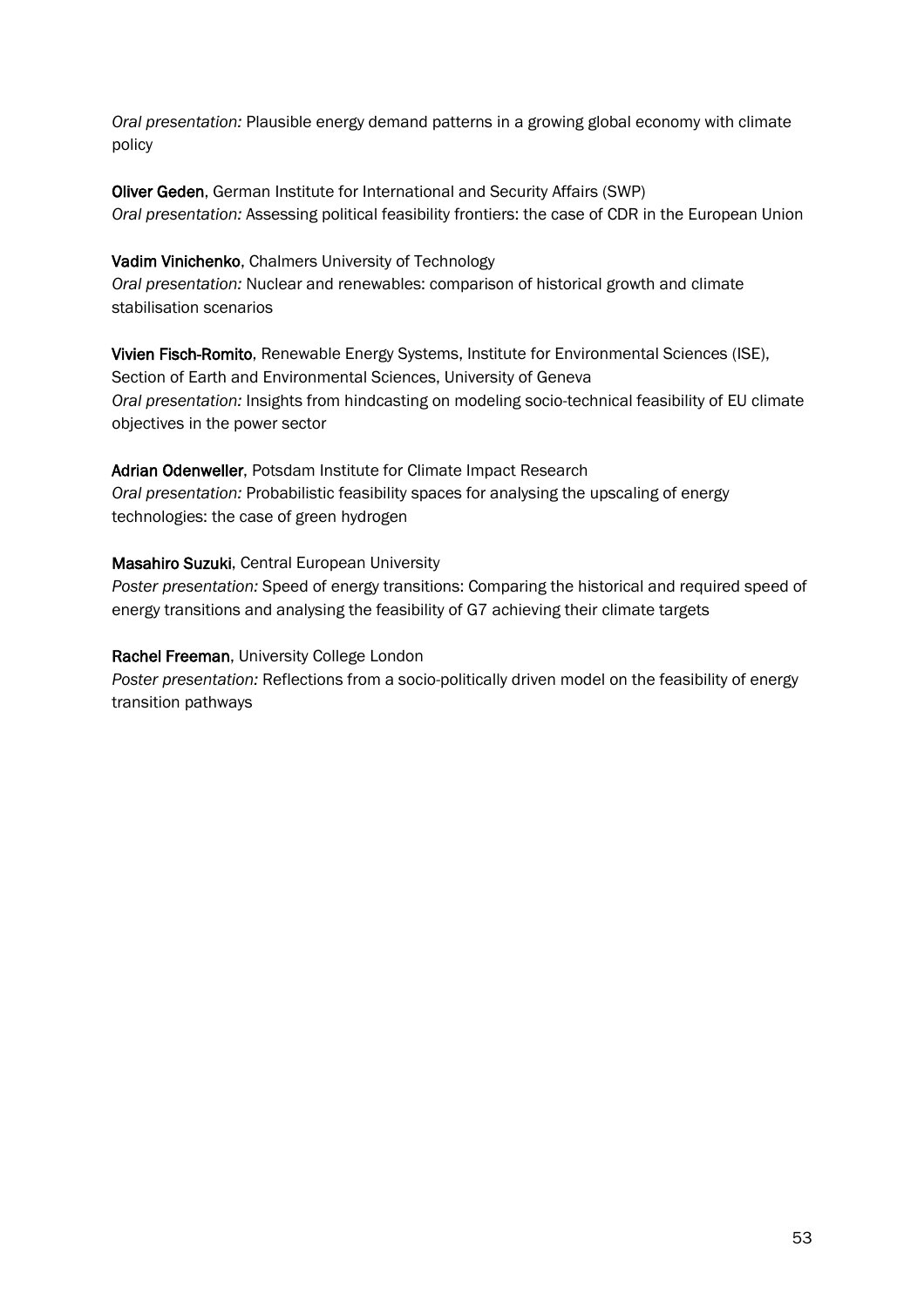*Oral presentation:* Plausible energy demand patterns in a growing global economy with climate policy

**Oliver Geden**, German Institute for International and Security Affairs (SWP)
*Oral presentation:* Assessing political feasibility frontiers: the case of CDR in the European Union

**Vadim Vinichenko**, Chalmers University of Technology
*Oral presentation:* Nuclear and renewables: comparison of historical growth and climate stabilisation scenarios

**Vivien Fisch-Romito**, Renewable Energy Systems, Institute for Environmental Sciences (ISE), Section of Earth and Environmental Sciences, University of Geneva
*Oral presentation:* Insights from hindcasting on modeling socio-technical feasibility of EU climate objectives in the power sector

**Adrian Odenweller**, Potsdam Institute for Climate Impact Research
*Oral presentation:* Probabilistic feasibility spaces for analysing the upscaling of energy technologies: the case of green hydrogen

**Masahiro Suzuki**, Central European University
*Poster presentation:* Speed of energy transitions: Comparing the historical and required speed of energy transitions and analysing the feasibility of G7 achieving their climate targets

**Rachel Freeman**, University College London
*Poster presentation:* Reflections from a socio-politically driven model on the feasibility of energy transition pathways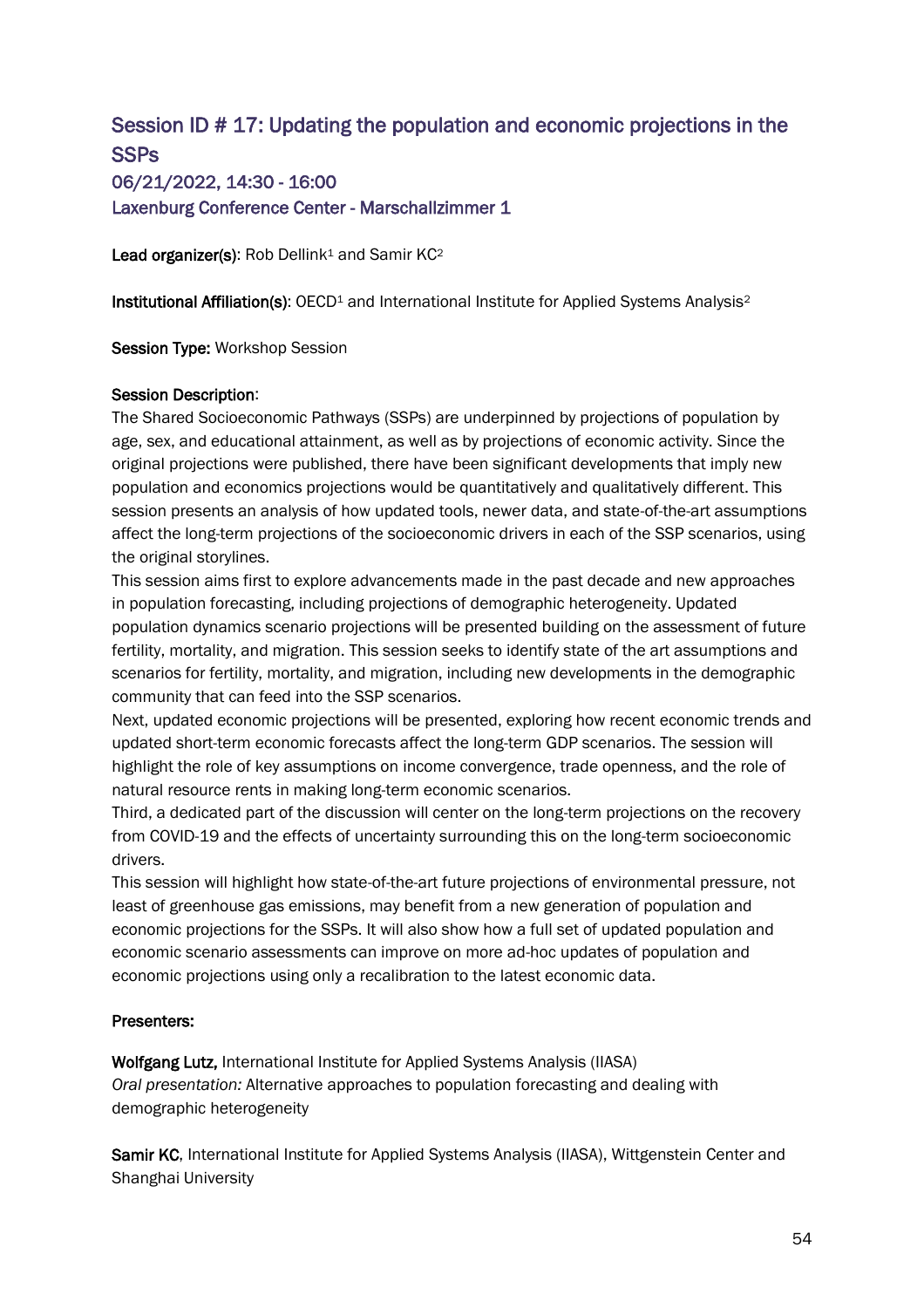## Session ID # 17: Updating the population and economic projections in the SSPs

### 06/21/2022, 14:30 - 16:00

### Laxenburg Conference Center - Marschallzimmer 1

**Lead organizer(s)**: Rob Dellink[1] and Samir KC[2]

**Institutional Affiliation(s)**: OECD[1] and International Institute for Applied Systems Analysis[2]

**Session Type:** Workshop Session

**Session Description**:

The Shared Socioeconomic Pathways (SSPs) are underpinned by projections of population by age, sex, and educational attainment, as well as by projections of economic activity. Since the original projections were published, there have been significant developments that imply new population and economics projections would be quantitatively and qualitatively different. This session presents an analysis of how updated tools, newer data, and state-of-the-art assumptions affect the long-term projections of the socioeconomic drivers in each of the SSP scenarios, using the original storylines.

This session aims first to explore advancements made in the past decade and new approaches in population forecasting, including projections of demographic heterogeneity. Updated population dynamics scenario projections will be presented building on the assessment of future fertility, mortality, and migration. This session seeks to identify state of the art assumptions and scenarios for fertility, mortality, and migration, including new developments in the demographic community that can feed into the SSP scenarios.

Next, updated economic projections will be presented, exploring how recent economic trends and updated short-term economic forecasts affect the long-term GDP scenarios. The session will highlight the role of key assumptions on income convergence, trade openness, and the role of natural resource rents in making long-term economic scenarios.

Third, a dedicated part of the discussion will center on the long-term projections on the recovery from COVID-19 and the effects of uncertainty surrounding this on the long-term socioeconomic drivers.

This session will highlight how state-of-the-art future projections of environmental pressure, not least of greenhouse gas emissions, may benefit from a new generation of population and economic projections for the SSPs. It will also show how a full set of updated population and economic scenario assessments can improve on more ad-hoc updates of population and economic projections using only a recalibration to the latest economic data.

**Presenters:**

**Wolfgang Lutz,** International Institute for Applied Systems Analysis (IIASA)
*Oral presentation:* Alternative approaches to population forecasting and dealing with demographic heterogeneity

**Samir KC**, International Institute for Applied Systems Analysis (IIASA), Wittgenstein Center and Shanghai University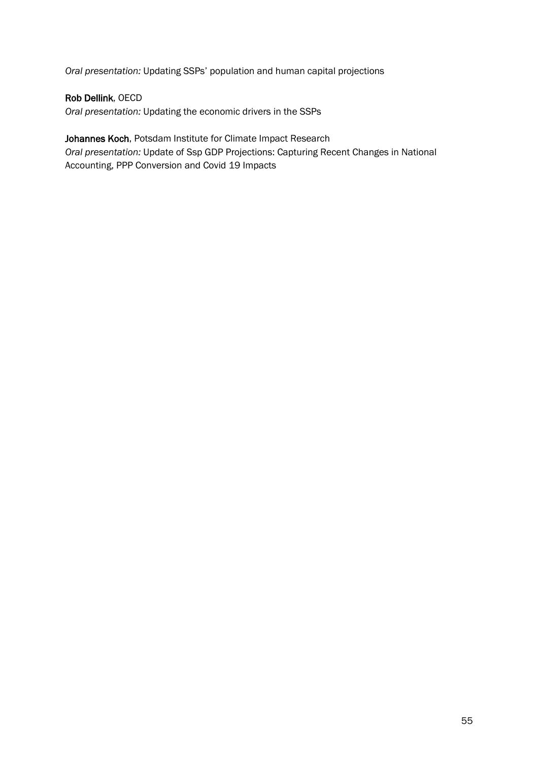*Oral presentation:* Updating SSPs' population and human capital projections

**Rob Dellink**, OECD
*Oral presentation:* Updating the economic drivers in the SSPs

**Johannes Koch**, Potsdam Institute for Climate Impact Research
*Oral presentation:* Update of Ssp GDP Projections: Capturing Recent Changes in National Accounting, PPP Conversion and Covid 19 Impacts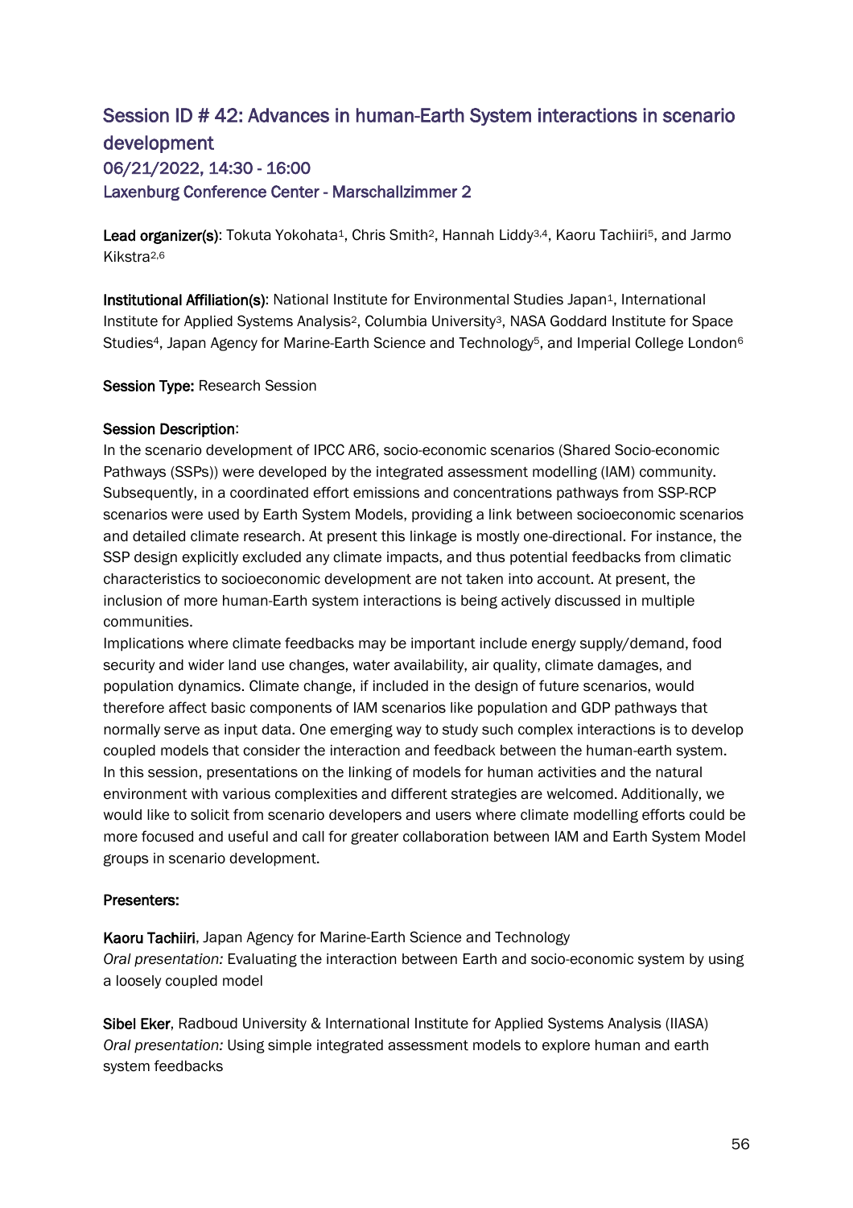## Session ID # 42: Advances in human-Earth System interactions in scenario development

### 06/21/2022, 14:30 - 16:00

### Laxenburg Conference Center - Marschallzimmer 2

**Lead organizer(s)**: Tokuta Yokohata[1], Chris Smith[2], Hannah Liddy[3,4], Kaoru Tachiiri[5], and Jarmo Kikstra[2,6]

**Institutional Affiliation(s)**: National Institute for Environmental Studies Japan[1], International Institute for Applied Systems Analysis[2], Columbia University[3], NASA Goddard Institute for Space Studies[4], Japan Agency for Marine-Earth Science and Technology[5], and Imperial College London[6]

**Session Type:** Research Session

**Session Description**:

In the scenario development of IPCC AR6, socio-economic scenarios (Shared Socio-economic Pathways (SSPs)) were developed by the integrated assessment modelling (IAM) community. Subsequently, in a coordinated effort emissions and concentrations pathways from SSP-RCP scenarios were used by Earth System Models, providing a link between socioeconomic scenarios and detailed climate research. At present this linkage is mostly one-directional. For instance, the SSP design explicitly excluded any climate impacts, and thus potential feedbacks from climatic characteristics to socioeconomic development are not taken into account. At present, the inclusion of more human-Earth system interactions is being actively discussed in multiple communities.

Implications where climate feedbacks may be important include energy supply/demand, food security and wider land use changes, water availability, air quality, climate damages, and population dynamics. Climate change, if included in the design of future scenarios, would therefore affect basic components of IAM scenarios like population and GDP pathways that normally serve as input data. One emerging way to study such complex interactions is to develop coupled models that consider the interaction and feedback between the human-earth system. In this session, presentations on the linking of models for human activities and the natural environment with various complexities and different strategies are welcomed. Additionally, we would like to solicit from scenario developers and users where climate modelling efforts could be more focused and useful and call for greater collaboration between IAM and Earth System Model groups in scenario development.

**Presenters:**

**Kaoru Tachiiri**, Japan Agency for Marine-Earth Science and Technology
*Oral presentation:* Evaluating the interaction between Earth and socio-economic system by using a loosely coupled model

**Sibel Eker**, Radboud University & International Institute for Applied Systems Analysis (IIASA)
*Oral presentation:* Using simple integrated assessment models to explore human and earth system feedbacks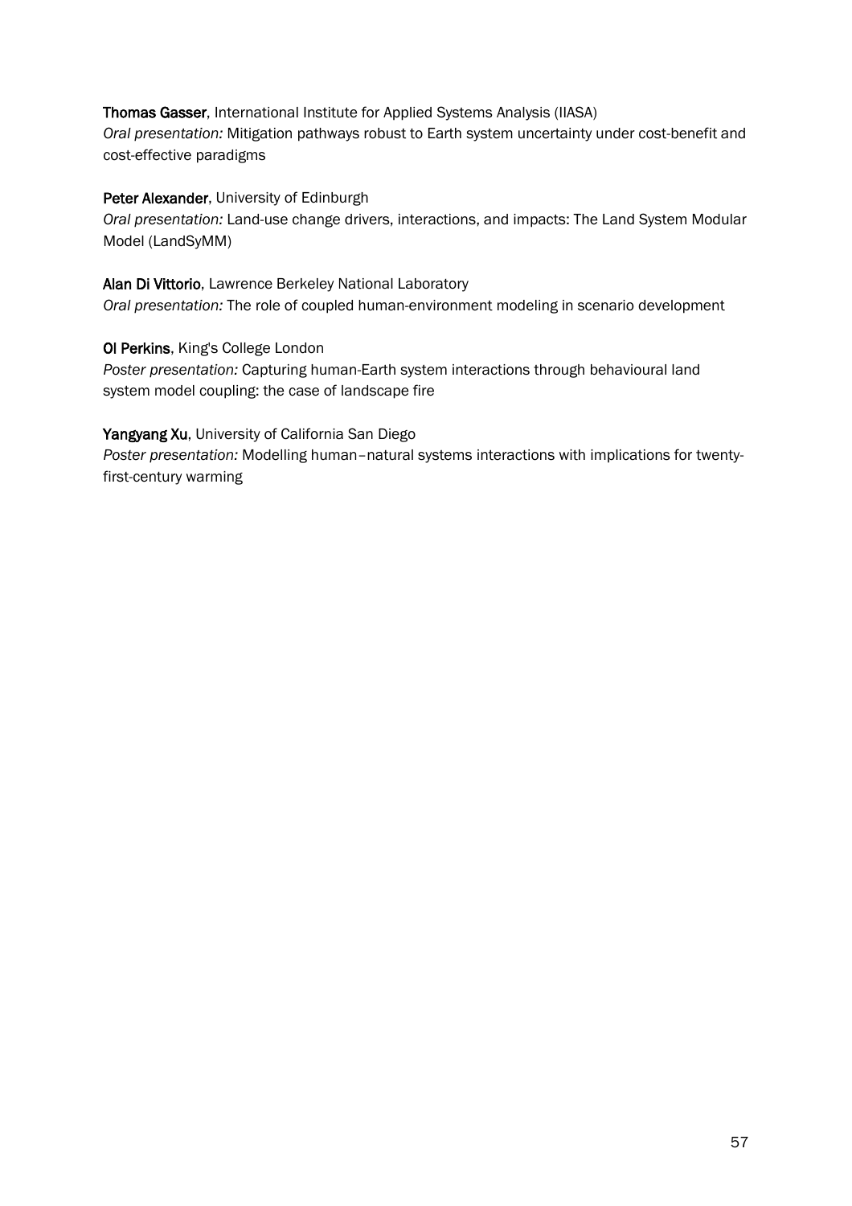**Thomas Gasser**, International Institute for Applied Systems Analysis (IIASA)
*Oral presentation:* Mitigation pathways robust to Earth system uncertainty under cost-benefit and cost-effective paradigms

**Peter Alexander**, University of Edinburgh
*Oral presentation:* Land-use change drivers, interactions, and impacts: The Land System Modular Model (LandSyMM)

**Alan Di Vittorio**, Lawrence Berkeley National Laboratory
*Oral presentation:* The role of coupled human-environment modeling in scenario development

**Ol Perkins**, King's College London
*Poster presentation:* Capturing human-Earth system interactions through behavioural land system model coupling: the case of landscape fire

**Yangyang Xu**, University of California San Diego
*Poster presentation:* Modelling human–natural systems interactions with implications for twenty-first-century warming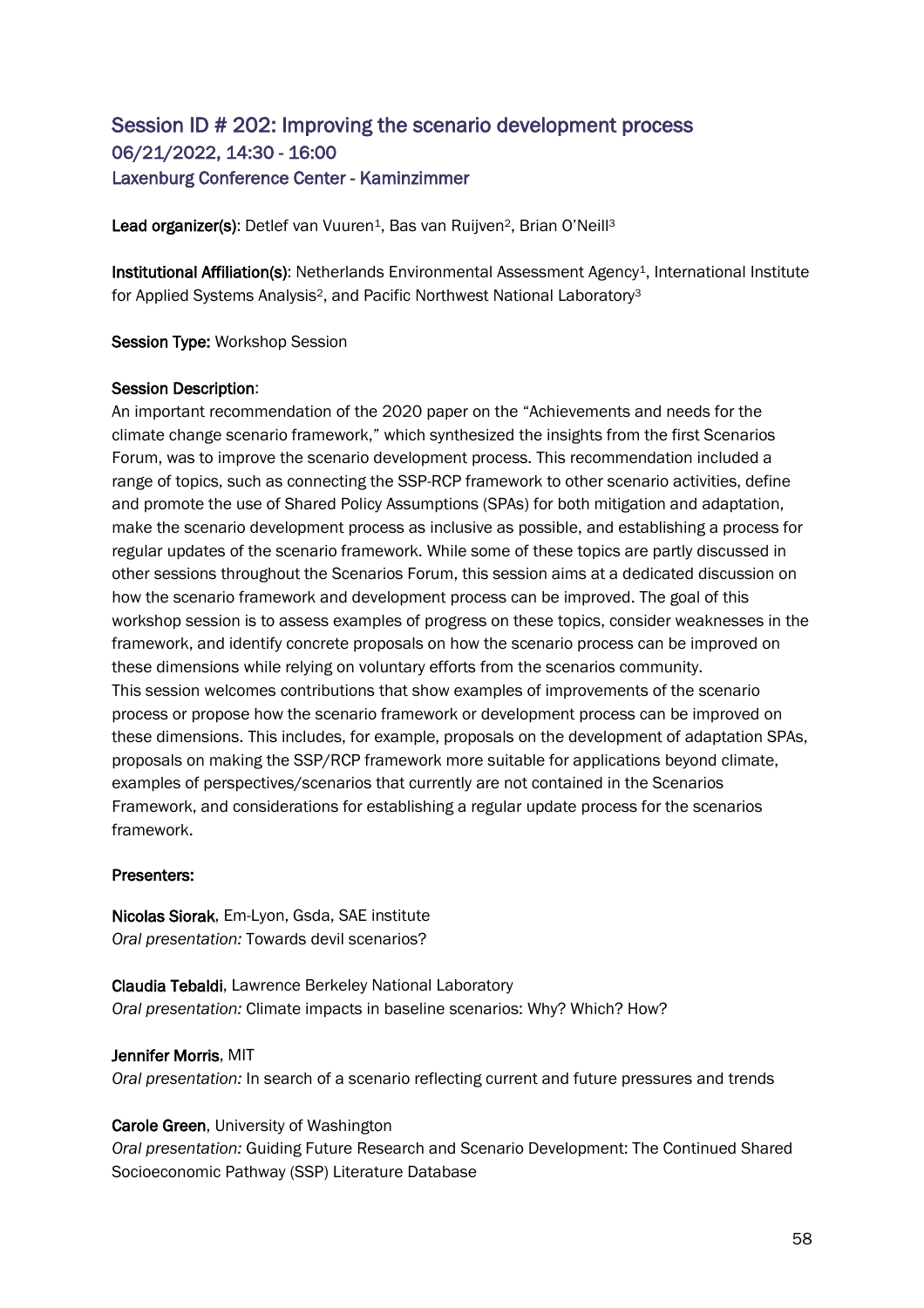## Session ID # 202: Improving the scenario development process
### 06/21/2022, 14:30 - 16:00
### Laxenburg Conference Center - Kaminzimmer

**Lead organizer(s)**: Detlef van Vuuren[1], Bas van Ruijven[2], Brian O'Neill[3]

**Institutional Affiliation(s)**: Netherlands Environmental Assessment Agency[1], International Institute for Applied Systems Analysis[2], and Pacific Northwest National Laboratory[3]

**Session Type:** Workshop Session

**Session Description**:

An important recommendation of the 2020 paper on the "Achievements and needs for the climate change scenario framework," which synthesized the insights from the first Scenarios Forum, was to improve the scenario development process. This recommendation included a range of topics, such as connecting the SSP-RCP framework to other scenario activities, define and promote the use of Shared Policy Assumptions (SPAs) for both mitigation and adaptation, make the scenario development process as inclusive as possible, and establishing a process for regular updates of the scenario framework. While some of these topics are partly discussed in other sessions throughout the Scenarios Forum, this session aims at a dedicated discussion on how the scenario framework and development process can be improved. The goal of this workshop session is to assess examples of progress on these topics, consider weaknesses in the framework, and identify concrete proposals on how the scenario process can be improved on these dimensions while relying on voluntary efforts from the scenarios community.
This session welcomes contributions that show examples of improvements of the scenario process or propose how the scenario framework or development process can be improved on these dimensions. This includes, for example, proposals on the development of adaptation SPAs, proposals on making the SSP/RCP framework more suitable for applications beyond climate, examples of perspectives/scenarios that currently are not contained in the Scenarios Framework, and considerations for establishing a regular update process for the scenarios framework.

**Presenters:**

**Nicolas Siorak**, Em-Lyon, Gsda, SAE institute
*Oral presentation:* Towards devil scenarios?

**Claudia Tebaldi**, Lawrence Berkeley National Laboratory
*Oral presentation:* Climate impacts in baseline scenarios: Why? Which? How?

**Jennifer Morris**, MIT
*Oral presentation:* In search of a scenario reflecting current and future pressures and trends

**Carole Green**, University of Washington
*Oral presentation:* Guiding Future Research and Scenario Development: The Continued Shared Socioeconomic Pathway (SSP) Literature Database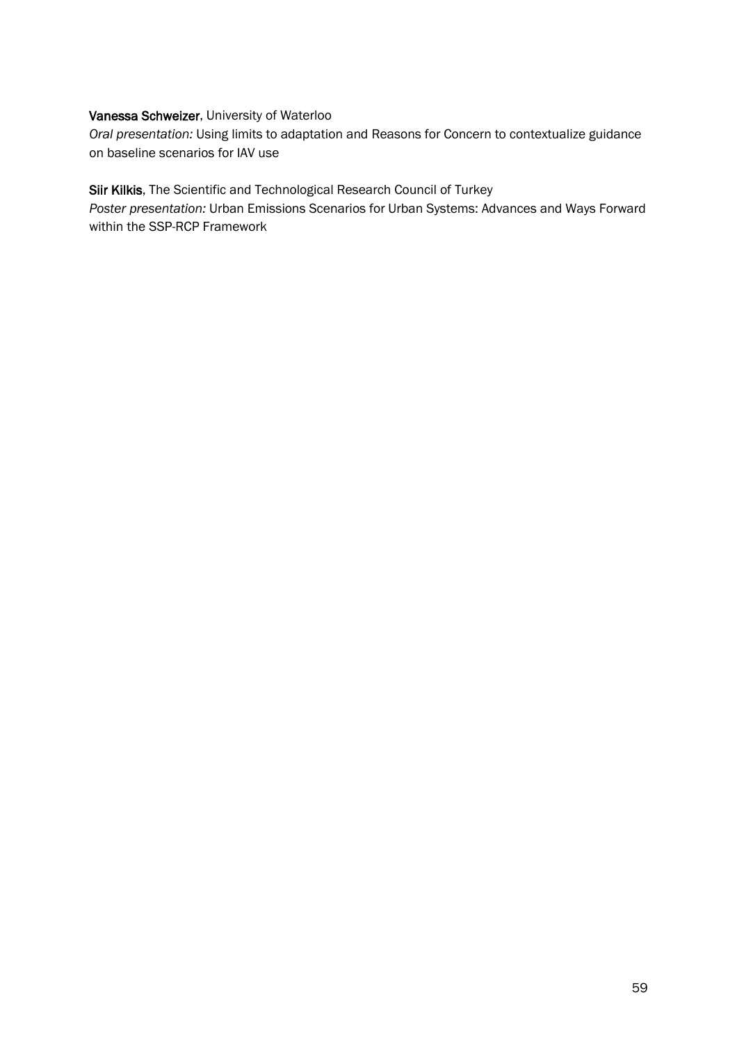**Vanessa Schweizer**, University of Waterloo
*Oral presentation:* Using limits to adaptation and Reasons for Concern to contextualize guidance on baseline scenarios for IAV use

**Siir Kilkis**, The Scientific and Technological Research Council of Turkey
*Poster presentation:* Urban Emissions Scenarios for Urban Systems: Advances and Ways Forward within the SSP-RCP Framework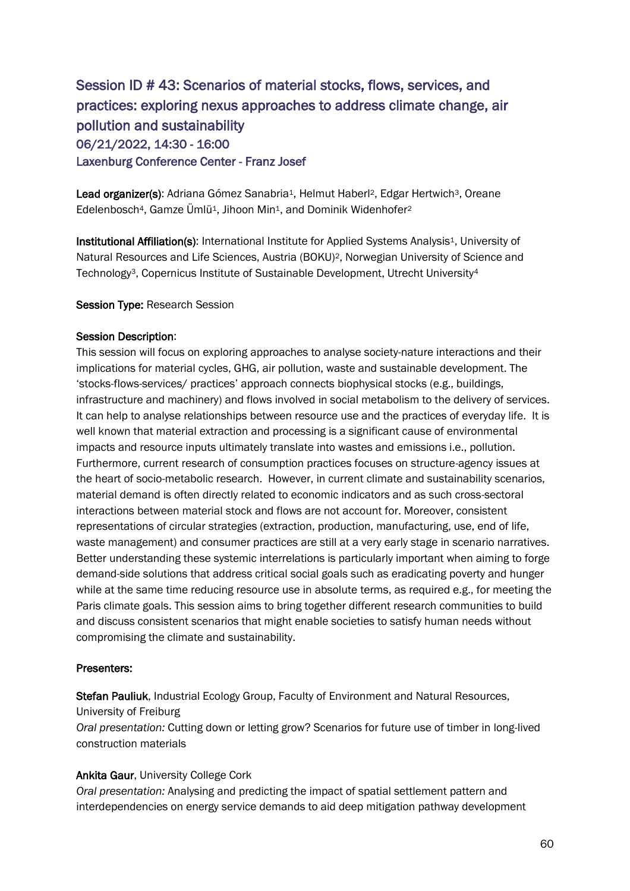## Session ID # 43: Scenarios of material stocks, flows, services, and practices: exploring nexus approaches to address climate change, air pollution and sustainability

06/21/2022, 14:30 - 16:00

Laxenburg Conference Center - Franz Josef

**Lead organizer(s)**: Adriana Gómez Sanabria[1], Helmut Haberl[2], Edgar Hertwich[3], Oreane Edelenbosch[4], Gamze Ümlü[1], Jihoon Min[1], and Dominik Widenhofer[2]

**Institutional Affiliation(s)**: International Institute for Applied Systems Analysis[1], University of Natural Resources and Life Sciences, Austria (BOKU)[2], Norwegian University of Science and Technology[3], Copernicus Institute of Sustainable Development, Utrecht University[4]

**Session Type:** Research Session

**Session Description**:

This session will focus on exploring approaches to analyse society-nature interactions and their implications for material cycles, GHG, air pollution, waste and sustainable development. The 'stocks-flows-services/ practices' approach connects biophysical stocks (e.g., buildings, infrastructure and machinery) and flows involved in social metabolism to the delivery of services. It can help to analyse relationships between resource use and the practices of everyday life. It is well known that material extraction and processing is a significant cause of environmental impacts and resource inputs ultimately translate into wastes and emissions i.e., pollution. Furthermore, current research of consumption practices focuses on structure-agency issues at the heart of socio-metabolic research. However, in current climate and sustainability scenarios, material demand is often directly related to economic indicators and as such cross-sectoral interactions between material stock and flows are not account for. Moreover, consistent representations of circular strategies (extraction, production, manufacturing, use, end of life, waste management) and consumer practices are still at a very early stage in scenario narratives. Better understanding these systemic interrelations is particularly important when aiming to forge demand-side solutions that address critical social goals such as eradicating poverty and hunger while at the same time reducing resource use in absolute terms, as required e.g., for meeting the Paris climate goals. This session aims to bring together different research communities to build and discuss consistent scenarios that might enable societies to satisfy human needs without compromising the climate and sustainability.

**Presenters:**

**Stefan Pauliuk**, Industrial Ecology Group, Faculty of Environment and Natural Resources, University of Freiburg

*Oral presentation:* Cutting down or letting grow? Scenarios for future use of timber in long-lived construction materials

**Ankita Gaur**, University College Cork

*Oral presentation:* Analysing and predicting the impact of spatial settlement pattern and interdependencies on energy service demands to aid deep mitigation pathway development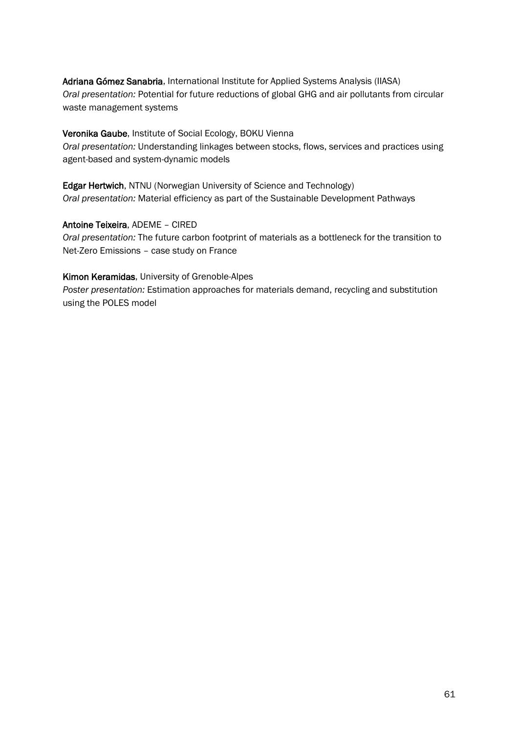**Adriana Gómez Sanabria**, International Institute for Applied Systems Analysis (IIASA)
*Oral presentation:* Potential for future reductions of global GHG and air pollutants from circular waste management systems

**Veronika Gaube**, Institute of Social Ecology, BOKU Vienna
*Oral presentation:* Understanding linkages between stocks, flows, services and practices using agent-based and system-dynamic models

**Edgar Hertwich**, NTNU (Norwegian University of Science and Technology)
*Oral presentation:* Material efficiency as part of the Sustainable Development Pathways

**Antoine Teixeira**, ADEME – CIRED
*Oral presentation:* The future carbon footprint of materials as a bottleneck for the transition to Net-Zero Emissions – case study on France

**Kimon Keramidas**, University of Grenoble-Alpes
*Poster presentation:* Estimation approaches for materials demand, recycling and substitution using the POLES model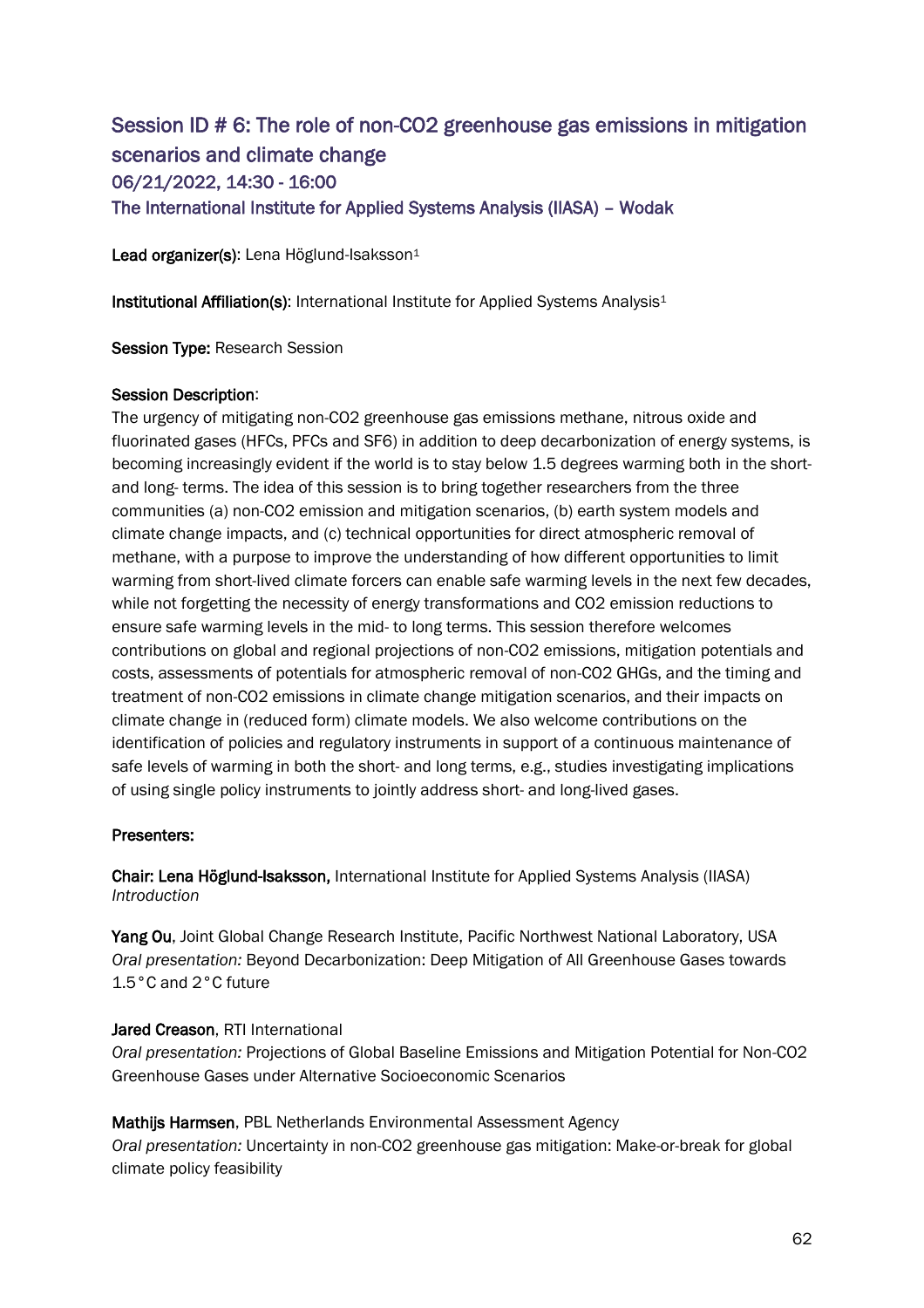## Session ID # 6: The role of non-CO2 greenhouse gas emissions in mitigation scenarios and climate change

### 06/21/2022, 14:30 - 16:00

### The International Institute for Applied Systems Analysis (IIASA) – Wodak

**Lead organizer(s)**: Lena Höglund-Isaksson[1]

**Institutional Affiliation(s)**: International Institute for Applied Systems Analysis[1]

**Session Type:** Research Session

**Session Description**:

The urgency of mitigating non-CO2 greenhouse gas emissions methane, nitrous oxide and fluorinated gases (HFCs, PFCs and SF6) in addition to deep decarbonization of energy systems, is becoming increasingly evident if the world is to stay below 1.5 degrees warming both in the short- and long- terms. The idea of this session is to bring together researchers from the three communities (a) non-CO2 emission and mitigation scenarios, (b) earth system models and climate change impacts, and (c) technical opportunities for direct atmospheric removal of methane, with a purpose to improve the understanding of how different opportunities to limit warming from short-lived climate forcers can enable safe warming levels in the next few decades, while not forgetting the necessity of energy transformations and CO2 emission reductions to ensure safe warming levels in the mid- to long terms. This session therefore welcomes contributions on global and regional projections of non-CO2 emissions, mitigation potentials and costs, assessments of potentials for atmospheric removal of non-CO2 GHGs, and the timing and treatment of non-CO2 emissions in climate change mitigation scenarios, and their impacts on climate change in (reduced form) climate models. We also welcome contributions on the identification of policies and regulatory instruments in support of a continuous maintenance of safe levels of warming in both the short- and long terms, e.g., studies investigating implications of using single policy instruments to jointly address short- and long-lived gases.

**Presenters:**

**Chair: Lena Höglund-Isaksson,** International Institute for Applied Systems Analysis (IIASA)
*Introduction*

**Yang Ou**, Joint Global Change Research Institute, Pacific Northwest National Laboratory, USA
*Oral presentation:* Beyond Decarbonization: Deep Mitigation of All Greenhouse Gases towards 1.5°C and 2°C future

**Jared Creason**, RTI International
*Oral presentation:* Projections of Global Baseline Emissions and Mitigation Potential for Non-CO2 Greenhouse Gases under Alternative Socioeconomic Scenarios

**Mathijs Harmsen**, PBL Netherlands Environmental Assessment Agency
*Oral presentation:* Uncertainty in non-CO2 greenhouse gas mitigation: Make-or-break for global climate policy feasibility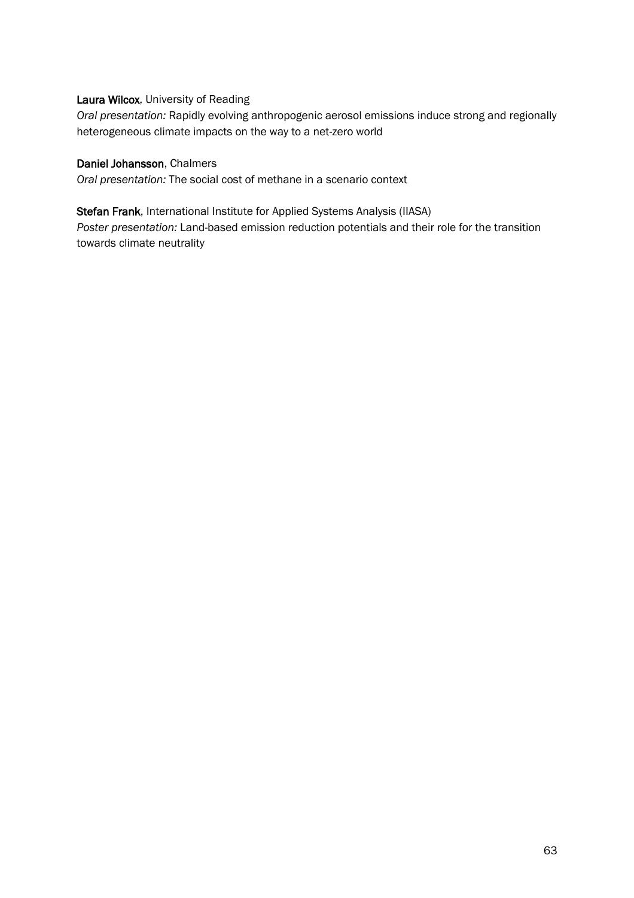**Laura Wilcox**, University of Reading
*Oral presentation:* Rapidly evolving anthropogenic aerosol emissions induce strong and regionally heterogeneous climate impacts on the way to a net-zero world

**Daniel Johansson**, Chalmers
*Oral presentation:* The social cost of methane in a scenario context

**Stefan Frank**, International Institute for Applied Systems Analysis (IIASA)
*Poster presentation:* Land-based emission reduction potentials and their role for the transition towards climate neutrality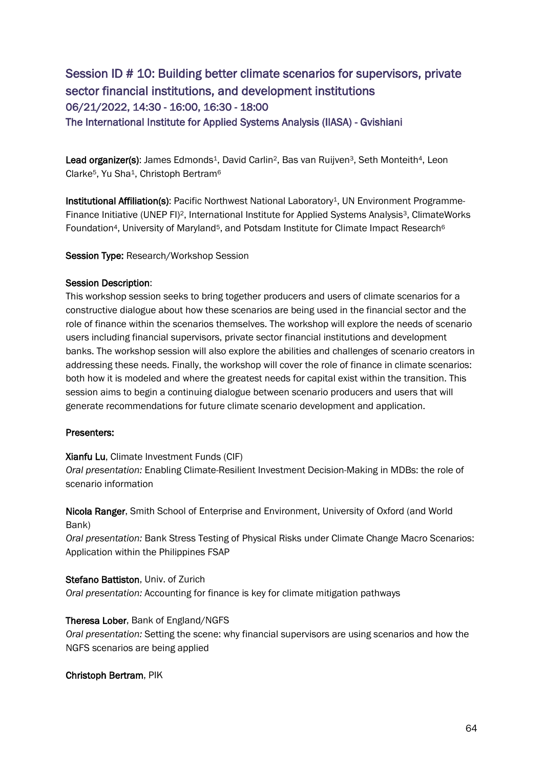## Session ID # 10: Building better climate scenarios for supervisors, private sector financial institutions, and development institutions

06/21/2022, 14:30 - 16:00, 16:30 - 18:00

The International Institute for Applied Systems Analysis (IIASA) - Gvishiani

**Lead organizer(s)**: James Edmonds[1], David Carlin[2], Bas van Ruijven[3], Seth Monteith[4], Leon Clarke[5], Yu Sha[1], Christoph Bertram[6]

**Institutional Affiliation(s)**: Pacific Northwest National Laboratory[1], UN Environment Programme-Finance Initiative (UNEP FI)[2], International Institute for Applied Systems Analysis[3], ClimateWorks Foundation[4], University of Maryland[5], and Potsdam Institute for Climate Impact Research[6]

**Session Type:** Research/Workshop Session

**Session Description**:

This workshop session seeks to bring together producers and users of climate scenarios for a constructive dialogue about how these scenarios are being used in the financial sector and the role of finance within the scenarios themselves. The workshop will explore the needs of scenario users including financial supervisors, private sector financial institutions and development banks. The workshop session will also explore the abilities and challenges of scenario creators in addressing these needs. Finally, the workshop will cover the role of finance in climate scenarios: both how it is modeled and where the greatest needs for capital exist within the transition. This session aims to begin a continuing dialogue between scenario producers and users that will generate recommendations for future climate scenario development and application.

**Presenters:**

**Xianfu Lu**, Climate Investment Funds (CIF)
*Oral presentation:* Enabling Climate-Resilient Investment Decision-Making in MDBs: the role of scenario information

**Nicola Ranger**, Smith School of Enterprise and Environment, University of Oxford (and World Bank)
*Oral presentation:* Bank Stress Testing of Physical Risks under Climate Change Macro Scenarios: Application within the Philippines FSAP

**Stefano Battiston**, Univ. of Zurich
*Oral presentation:* Accounting for finance is key for climate mitigation pathways

**Theresa Lober**, Bank of England/NGFS
*Oral presentation:* Setting the scene: why financial supervisors are using scenarios and how the NGFS scenarios are being applied

**Christoph Bertram**, PIK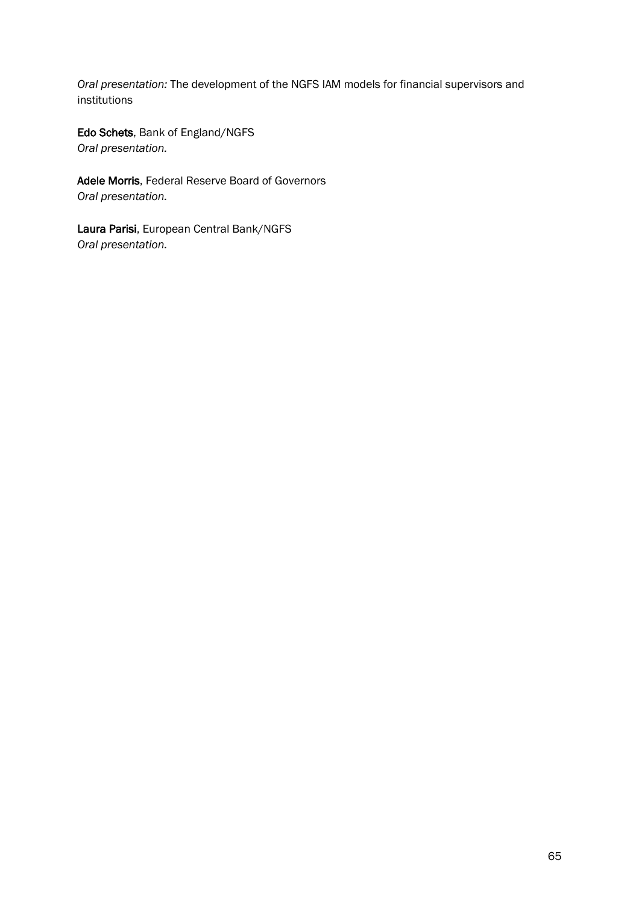*Oral presentation:* The development of the NGFS IAM models for financial supervisors and institutions

**Edo Schets**, Bank of England/NGFS
*Oral presentation.*

**Adele Morris**, Federal Reserve Board of Governors
*Oral presentation.*

**Laura Parisi**, European Central Bank/NGFS
*Oral presentation.*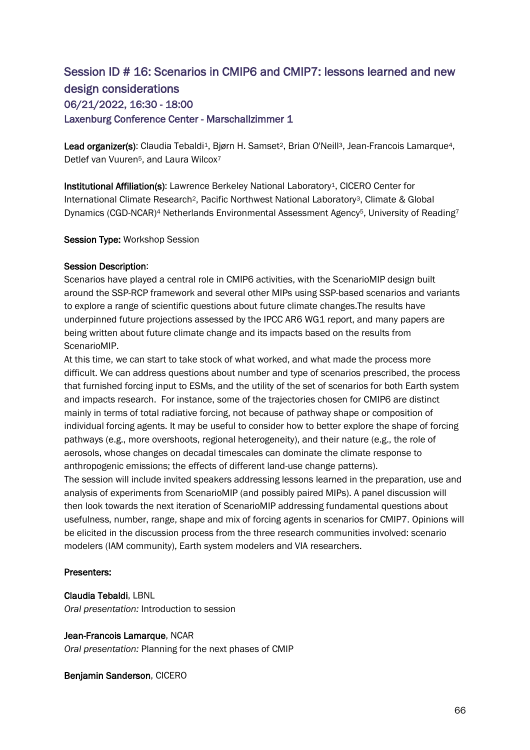## Session ID # 16: Scenarios in CMIP6 and CMIP7: lessons learned and new design considerations

### 06/21/2022, 16:30 - 18:00

### Laxenburg Conference Center - Marschallzimmer 1

**Lead organizer(s)**: Claudia Tebaldi[1], Bjørn H. Samset[2], Brian O'Neill[3], Jean-Francois Lamarque[4], Detlef van Vuuren[5], and Laura Wilcox[7]

**Institutional Affiliation(s)**: Lawrence Berkeley National Laboratory[1], CICERO Center for International Climate Research[2], Pacific Northwest National Laboratory[3], Climate & Global Dynamics (CGD-NCAR)[4] Netherlands Environmental Assessment Agency[5], University of Reading[7]

**Session Type:** Workshop Session

**Session Description**:

Scenarios have played a central role in CMIP6 activities, with the ScenarioMIP design built around the SSP-RCP framework and several other MIPs using SSP-based scenarios and variants to explore a range of scientific questions about future climate changes.The results have underpinned future projections assessed by the IPCC AR6 WG1 report, and many papers are being written about future climate change and its impacts based on the results from ScenarioMIP.

At this time, we can start to take stock of what worked, and what made the process more difficult. We can address questions about number and type of scenarios prescribed, the process that furnished forcing input to ESMs, and the utility of the set of scenarios for both Earth system and impacts research. For instance, some of the trajectories chosen for CMIP6 are distinct mainly in terms of total radiative forcing, not because of pathway shape or composition of individual forcing agents. It may be useful to consider how to better explore the shape of forcing pathways (e.g., more overshoots, regional heterogeneity), and their nature (e.g., the role of aerosols, whose changes on decadal timescales can dominate the climate response to anthropogenic emissions; the effects of different land-use change patterns).

The session will include invited speakers addressing lessons learned in the preparation, use and analysis of experiments from ScenarioMIP (and possibly paired MIPs). A panel discussion will then look towards the next iteration of ScenarioMIP addressing fundamental questions about usefulness, number, range, shape and mix of forcing agents in scenarios for CMIP7. Opinions will be elicited in the discussion process from the three research communities involved: scenario modelers (IAM community), Earth system modelers and VIA researchers.

**Presenters:**

**Claudia Tebaldi**, LBNL
*Oral presentation:* Introduction to session

**Jean-Francois Lamarque**, NCAR
*Oral presentation:* Planning for the next phases of CMIP

**Benjamin Sanderson**, CICERO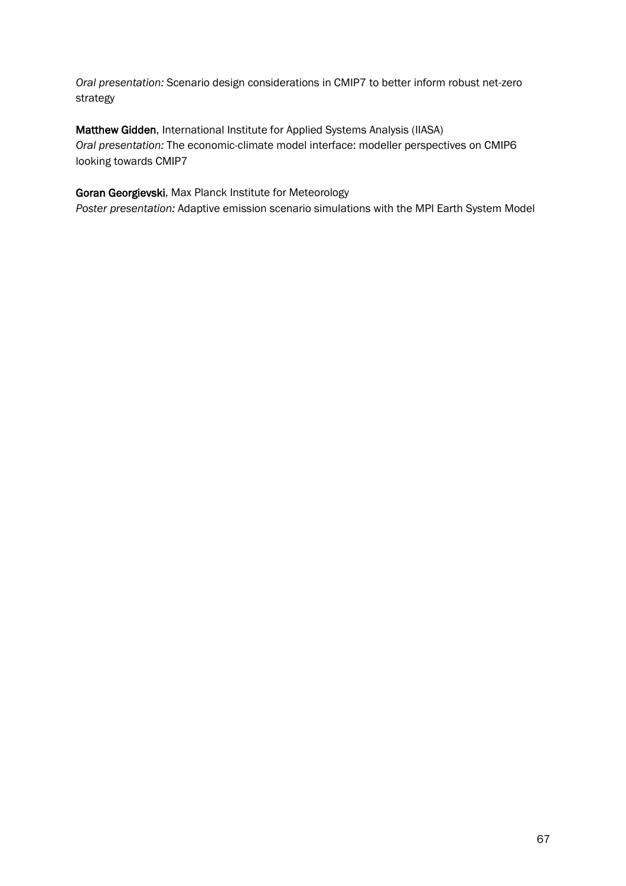*Oral presentation:* Scenario design considerations in CMIP7 to better inform robust net-zero strategy

**Matthew Gidden**, International Institute for Applied Systems Analysis (IIASA)
*Oral presentation:* The economic-climate model interface: modeller perspectives on CMIP6 looking towards CMIP7

**Goran Georgievski**, Max Planck Institute for Meteorology
*Poster presentation:* Adaptive emission scenario simulations with the MPI Earth System Model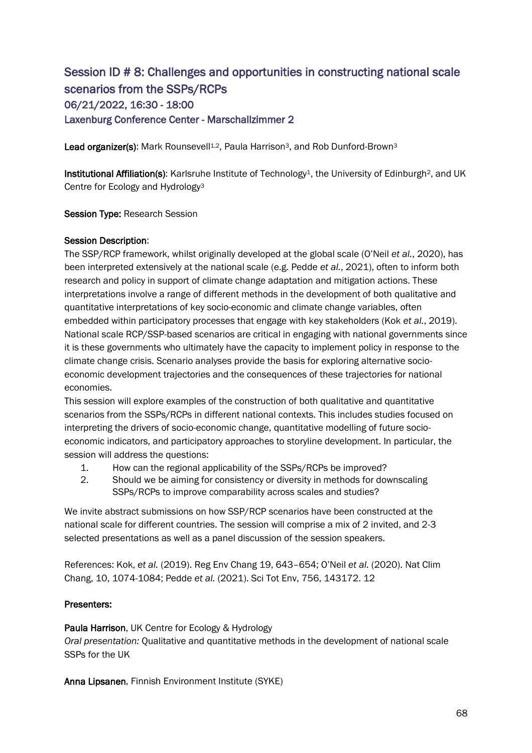## Session ID # 8: Challenges and opportunities in constructing national scale scenarios from the SSPs/RCPs

### 06/21/2022, 16:30 - 18:00

### Laxenburg Conference Center - Marschallzimmer 2

**Lead organizer(s)**: Mark Rounsevell[1,2], Paula Harrison[3], and Rob Dunford-Brown[3]

**Institutional Affiliation(s)**: Karlsruhe Institute of Technology[1], the University of Edinburgh[2], and UK Centre for Ecology and Hydrology[3]

**Session Type:** Research Session

**Session Description**:

The SSP/RCP framework, whilst originally developed at the global scale (O'Neil *et al.*, 2020), has been interpreted extensively at the national scale (e.g. Pedde *et al.*, 2021), often to inform both research and policy in support of climate change adaptation and mitigation actions. These interpretations involve a range of different methods in the development of both qualitative and quantitative interpretations of key socio-economic and climate change variables, often embedded within participatory processes that engage with key stakeholders (Kok *et al.*, 2019). National scale RCP/SSP-based scenarios are critical in engaging with national governments since it is these governments who ultimately have the capacity to implement policy in response to the climate change crisis. Scenario analyses provide the basis for exploring alternative socio-economic development trajectories and the consequences of these trajectories for national economies.

This session will explore examples of the construction of both qualitative and quantitative scenarios from the SSPs/RCPs in different national contexts. This includes studies focused on interpreting the drivers of socio-economic change, quantitative modelling of future socio-economic indicators, and participatory approaches to storyline development. In particular, the session will address the questions:

1. How can the regional applicability of the SSPs/RCPs be improved?
2. Should we be aiming for consistency or diversity in methods for downscaling SSPs/RCPs to improve comparability across scales and studies?

We invite abstract submissions on how SSP/RCP scenarios have been constructed at the national scale for different countries. The session will comprise a mix of 2 invited, and 2-3 selected presentations as well as a panel discussion of the session speakers.

References: Kok, *et al.* (2019). Reg Env Chang 19, 643–654; O'Neil *et al.* (2020). Nat Clim Chang, 10, 1074-1084; Pedde *et al.* (2021). Sci Tot Env, 756, 143172. 12

**Presenters:**

**Paula Harrison**, UK Centre for Ecology & Hydrology

*Oral presentation:* Qualitative and quantitative methods in the development of national scale SSPs for the UK

**Anna Lipsanen**, Finnish Environment Institute (SYKE)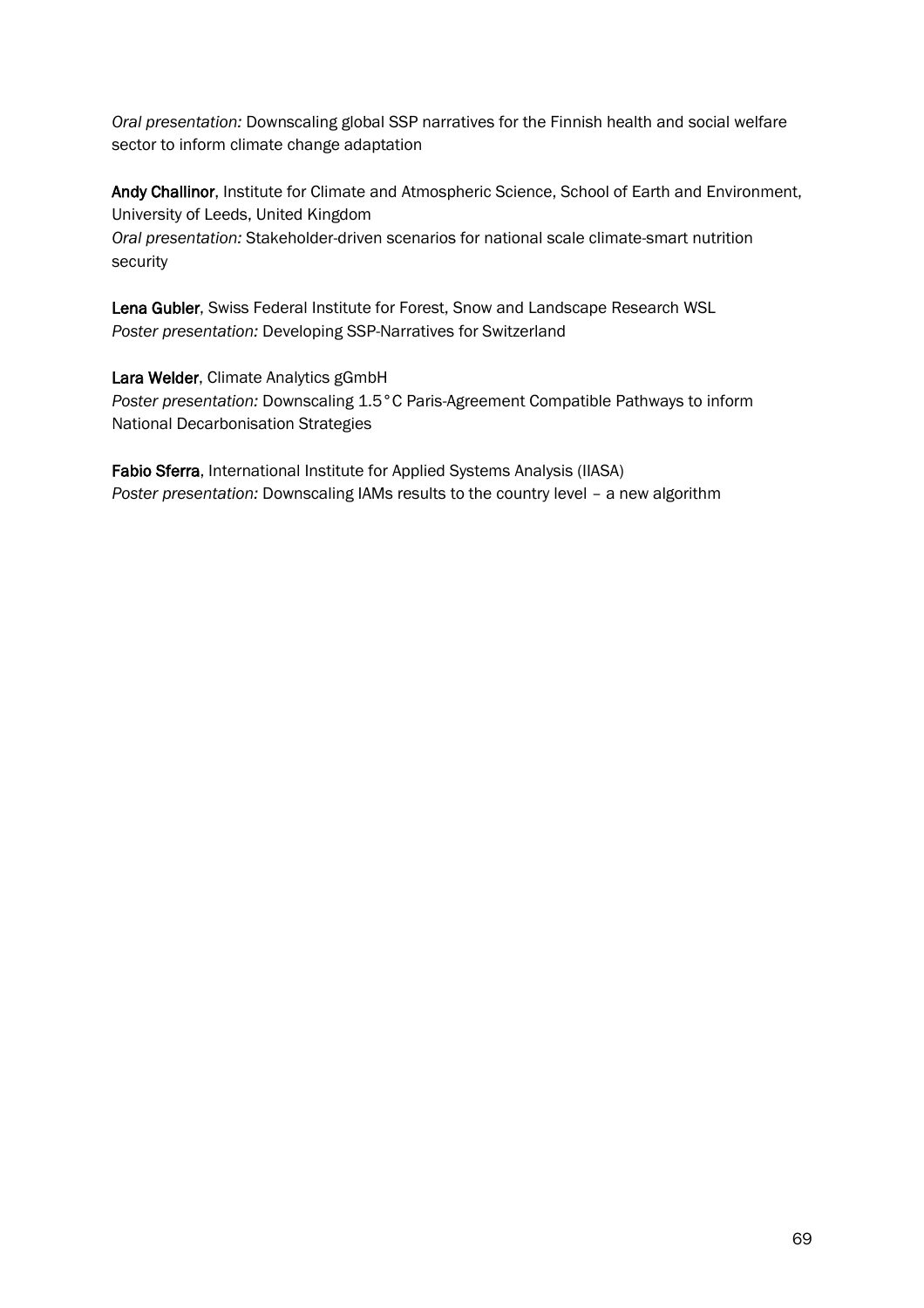*Oral presentation:* Downscaling global SSP narratives for the Finnish health and social welfare sector to inform climate change adaptation

**Andy Challinor**, Institute for Climate and Atmospheric Science, School of Earth and Environment, University of Leeds, United Kingdom
*Oral presentation:* Stakeholder-driven scenarios for national scale climate-smart nutrition security

**Lena Gubler**, Swiss Federal Institute for Forest, Snow and Landscape Research WSL
*Poster presentation:* Developing SSP-Narratives for Switzerland

**Lara Welder**, Climate Analytics gGmbH
*Poster presentation:* Downscaling 1.5°C Paris-Agreement Compatible Pathways to inform National Decarbonisation Strategies

**Fabio Sferra**, International Institute for Applied Systems Analysis (IIASA)
*Poster presentation:* Downscaling IAMs results to the country level – a new algorithm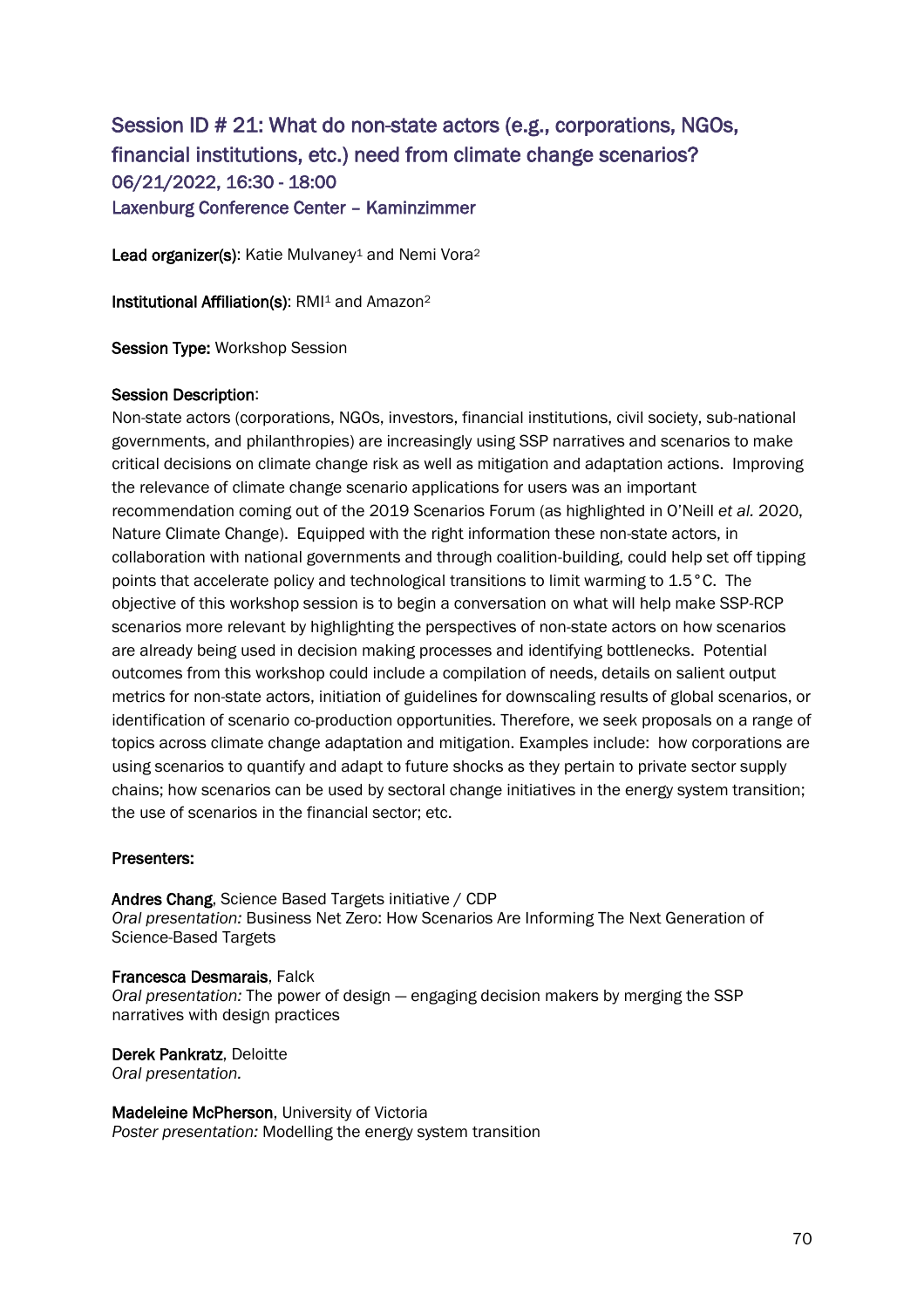## Session ID # 21: What do non-state actors (e.g., corporations, NGOs, financial institutions, etc.) need from climate change scenarios?

**06/21/2022, 16:30 - 18:00**

**Laxenburg Conference Center – Kaminzimmer**

**Lead organizer(s)**: Katie Mulvaney[1] and Nemi Vora[2]

**Institutional Affiliation(s)**: RMI[1] and Amazon[2]

**Session Type:** Workshop Session

**Session Description**:

Non-state actors (corporations, NGOs, investors, financial institutions, civil society, sub-national governments, and philanthropies) are increasingly using SSP narratives and scenarios to make critical decisions on climate change risk as well as mitigation and adaptation actions. Improving the relevance of climate change scenario applications for users was an important recommendation coming out of the 2019 Scenarios Forum (as highlighted in O'Neill *et al.* 2020, Nature Climate Change). Equipped with the right information these non-state actors, in collaboration with national governments and through coalition-building, could help set off tipping points that accelerate policy and technological transitions to limit warming to 1.5°C. The objective of this workshop session is to begin a conversation on what will help make SSP-RCP scenarios more relevant by highlighting the perspectives of non-state actors on how scenarios are already being used in decision making processes and identifying bottlenecks. Potential outcomes from this workshop could include a compilation of needs, details on salient output metrics for non-state actors, initiation of guidelines for downscaling results of global scenarios, or identification of scenario co-production opportunities. Therefore, we seek proposals on a range of topics across climate change adaptation and mitigation. Examples include: how corporations are using scenarios to quantify and adapt to future shocks as they pertain to private sector supply chains; how scenarios can be used by sectoral change initiatives in the energy system transition; the use of scenarios in the financial sector; etc.

**Presenters:**

**Andres Chang**, Science Based Targets initiative / CDP
*Oral presentation:* Business Net Zero: How Scenarios Are Informing The Next Generation of Science-Based Targets

**Francesca Desmarais**, Falck
*Oral presentation:* The power of design — engaging decision makers by merging the SSP narratives with design practices

**Derek Pankratz**, Deloitte
*Oral presentation.*

**Madeleine McPherson**, University of Victoria
*Poster presentation:* Modelling the energy system transition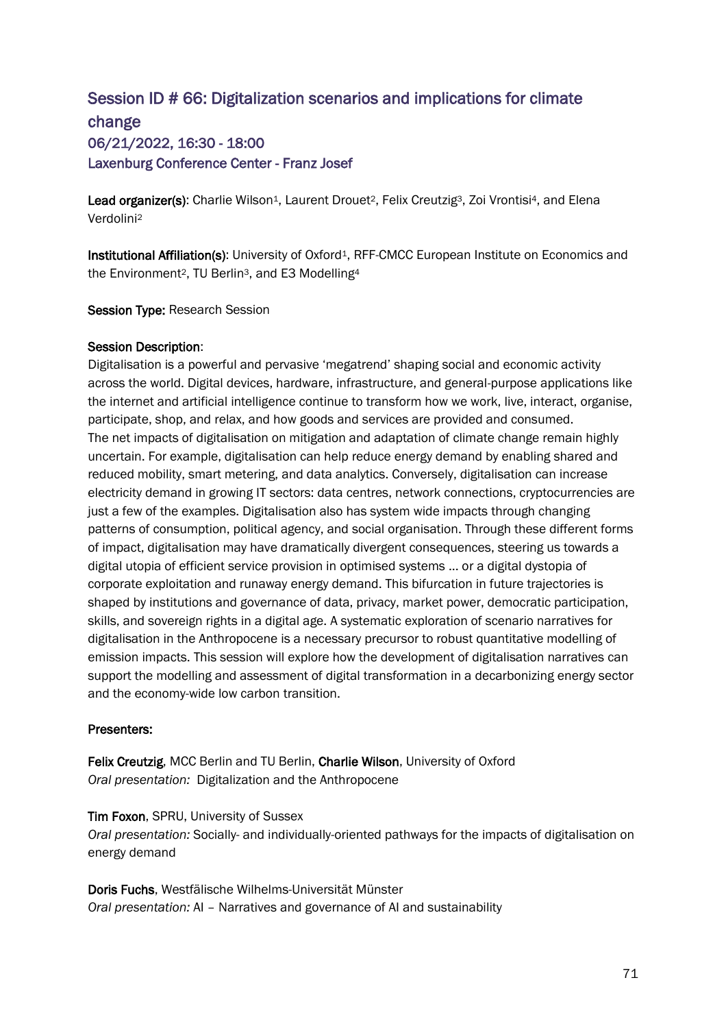## Session ID # 66: Digitalization scenarios and implications for climate change

### 06/21/2022, 16:30 - 18:00

### Laxenburg Conference Center - Franz Josef

**Lead organizer(s)**: Charlie Wilson[1], Laurent Drouet[2], Felix Creutzig[3], Zoi Vrontisi[4], and Elena Verdolini[2]

**Institutional Affiliation(s)**: University of Oxford[1], RFF-CMCC European Institute on Economics and the Environment[2], TU Berlin[3], and E3 Modelling[4]

**Session Type:** Research Session

**Session Description**:

Digitalisation is a powerful and pervasive 'megatrend' shaping social and economic activity across the world. Digital devices, hardware, infrastructure, and general-purpose applications like the internet and artificial intelligence continue to transform how we work, live, interact, organise, participate, shop, and relax, and how goods and services are provided and consumed.

The net impacts of digitalisation on mitigation and adaptation of climate change remain highly uncertain. For example, digitalisation can help reduce energy demand by enabling shared and reduced mobility, smart metering, and data analytics. Conversely, digitalisation can increase electricity demand in growing IT sectors: data centres, network connections, cryptocurrencies are just a few of the examples. Digitalisation also has system wide impacts through changing patterns of consumption, political agency, and social organisation. Through these different forms of impact, digitalisation may have dramatically divergent consequences, steering us towards a digital utopia of efficient service provision in optimised systems … or a digital dystopia of corporate exploitation and runaway energy demand. This bifurcation in future trajectories is shaped by institutions and governance of data, privacy, market power, democratic participation, skills, and sovereign rights in a digital age. A systematic exploration of scenario narratives for digitalisation in the Anthropocene is a necessary precursor to robust quantitative modelling of emission impacts. This session will explore how the development of digitalisation narratives can support the modelling and assessment of digital transformation in a decarbonizing energy sector and the economy-wide low carbon transition.

**Presenters:**

**Felix Creutzig**, MCC Berlin and TU Berlin, **Charlie Wilson**, University of Oxford
*Oral presentation:* Digitalization and the Anthropocene

**Tim Foxon**, SPRU, University of Sussex
*Oral presentation:* Socially- and individually-oriented pathways for the impacts of digitalisation on energy demand

**Doris Fuchs**, Westfälische Wilhelms-Universität Münster
*Oral presentation:* AI – Narratives and governance of AI and sustainability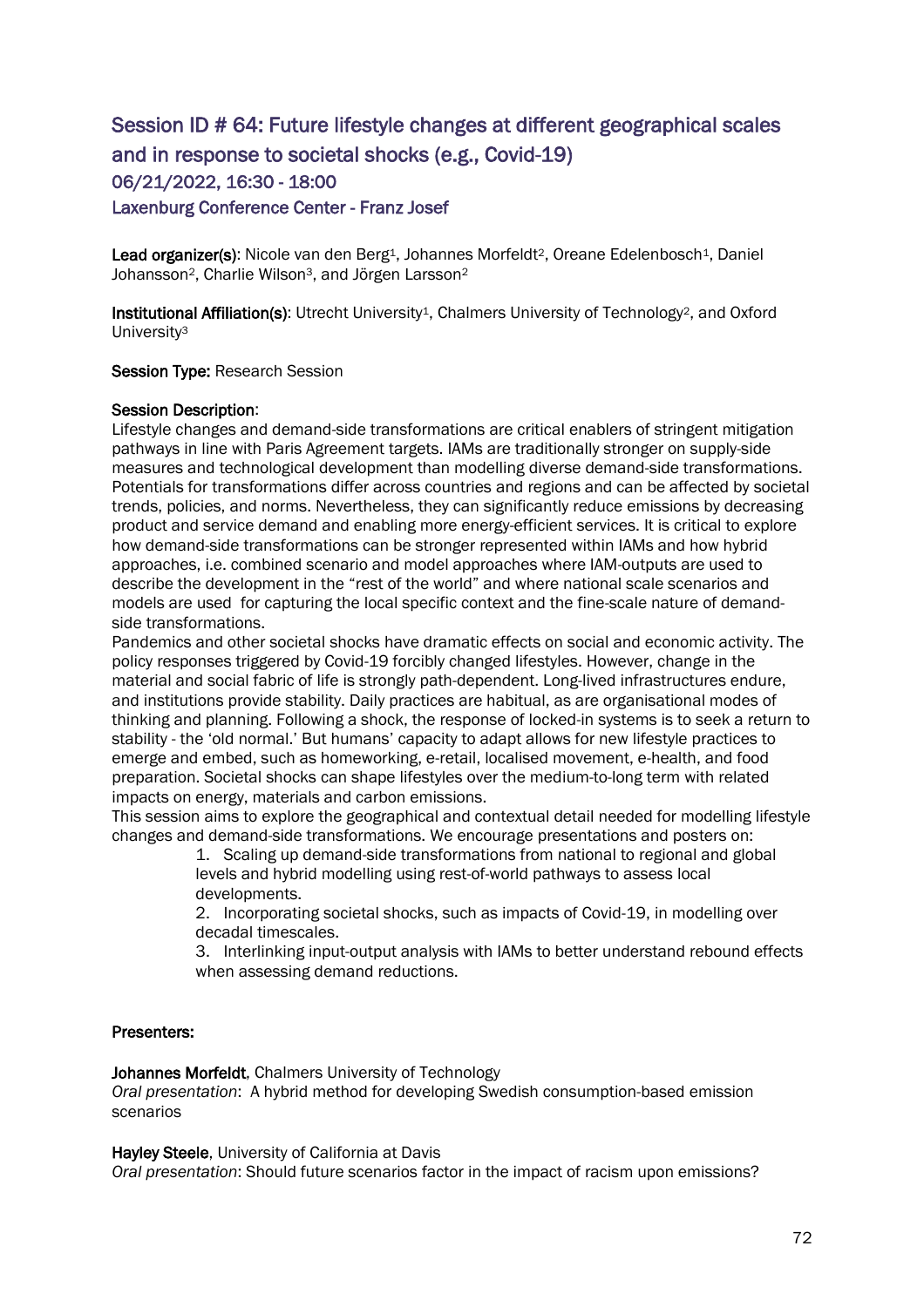## Session ID # 64: Future lifestyle changes at different geographical scales and in response to societal shocks (e.g., Covid-19)

### 06/21/2022, 16:30 - 18:00

### Laxenburg Conference Center - Franz Josef

**Lead organizer(s)**: Nicole van den Berg[1], Johannes Morfeldt[2], Oreane Edelenbosch[1], Daniel Johansson[2], Charlie Wilson[3], and Jörgen Larsson[2]

**Institutional Affiliation(s)**: Utrecht University[1], Chalmers University of Technology[2], and Oxford University[3]

**Session Type:** Research Session

**Session Description**:

Lifestyle changes and demand-side transformations are critical enablers of stringent mitigation pathways in line with Paris Agreement targets. IAMs are traditionally stronger on supply-side measures and technological development than modelling diverse demand-side transformations. Potentials for transformations differ across countries and regions and can be affected by societal trends, policies, and norms. Nevertheless, they can significantly reduce emissions by decreasing product and service demand and enabling more energy-efficient services. It is critical to explore how demand-side transformations can be stronger represented within IAMs and how hybrid approaches, i.e. combined scenario and model approaches where IAM-outputs are used to describe the development in the "rest of the world" and where national scale scenarios and models are used for capturing the local specific context and the fine-scale nature of demand-side transformations.

Pandemics and other societal shocks have dramatic effects on social and economic activity. The policy responses triggered by Covid-19 forcibly changed lifestyles. However, change in the material and social fabric of life is strongly path-dependent. Long-lived infrastructures endure, and institutions provide stability. Daily practices are habitual, as are organisational modes of thinking and planning. Following a shock, the response of locked-in systems is to seek a return to stability - the 'old normal.' But humans' capacity to adapt allows for new lifestyle practices to emerge and embed, such as homeworking, e-retail, localised movement, e-health, and food preparation. Societal shocks can shape lifestyles over the medium-to-long term with related impacts on energy, materials and carbon emissions.

This session aims to explore the geographical and contextual detail needed for modelling lifestyle changes and demand-side transformations. We encourage presentations and posters on:

1. Scaling up demand-side transformations from national to regional and global levels and hybrid modelling using rest-of-world pathways to assess local developments.
2. Incorporating societal shocks, such as impacts of Covid-19, in modelling over decadal timescales.
3. Interlinking input-output analysis with IAMs to better understand rebound effects when assessing demand reductions.

**Presenters:**

**Johannes Morfeldt**, Chalmers University of Technology
*Oral presentation*: A hybrid method for developing Swedish consumption-based emission scenarios

**Hayley Steele**, University of California at Davis
*Oral presentation*: Should future scenarios factor in the impact of racism upon emissions?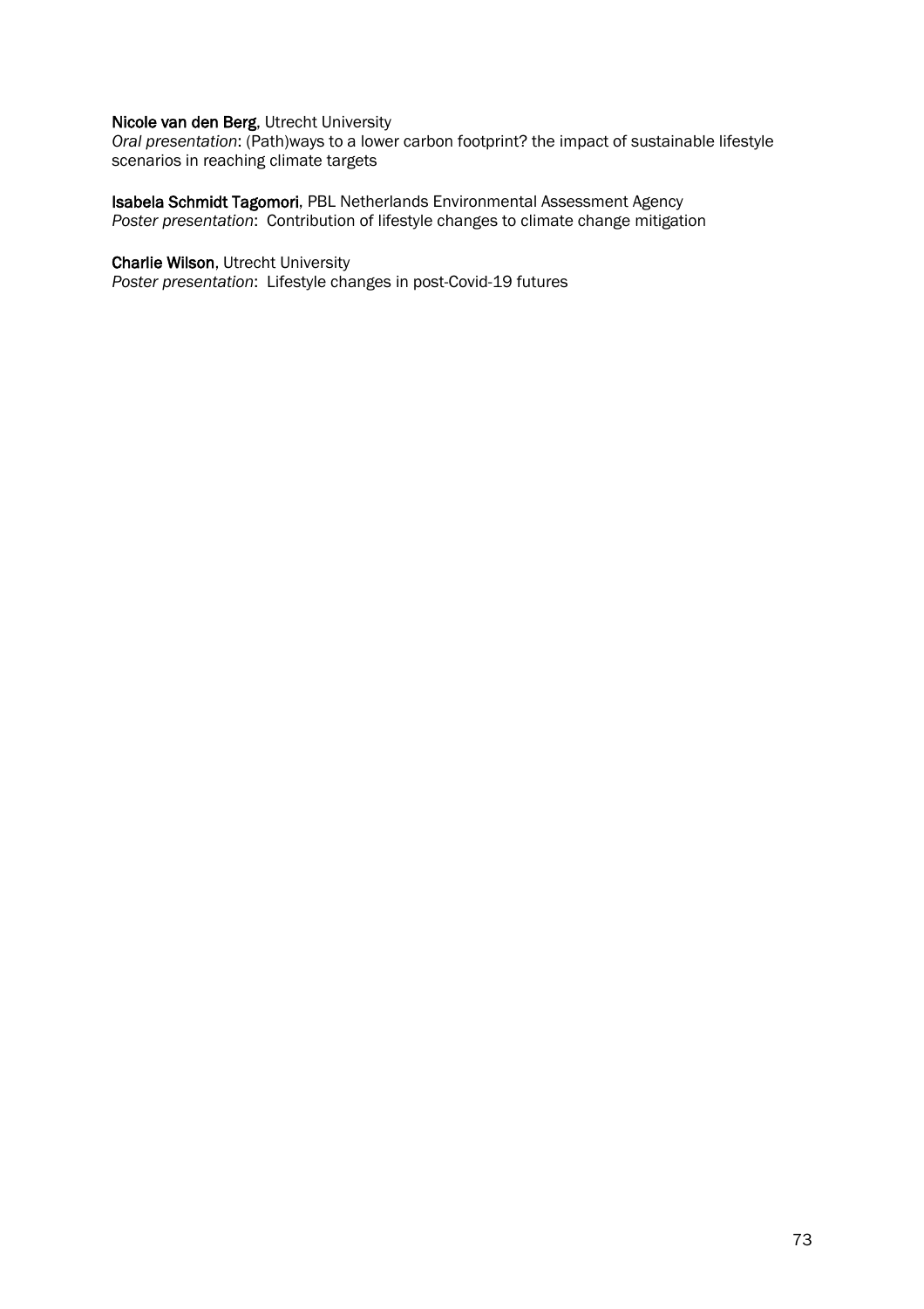**Nicole van den Berg**, Utrecht University
*Oral presentation*: (Path)ways to a lower carbon footprint? the impact of sustainable lifestyle scenarios in reaching climate targets

**Isabela Schmidt Tagomori**, PBL Netherlands Environmental Assessment Agency
*Poster presentation*: Contribution of lifestyle changes to climate change mitigation

**Charlie Wilson**, Utrecht University
*Poster presentation*: Lifestyle changes in post-Covid-19 futures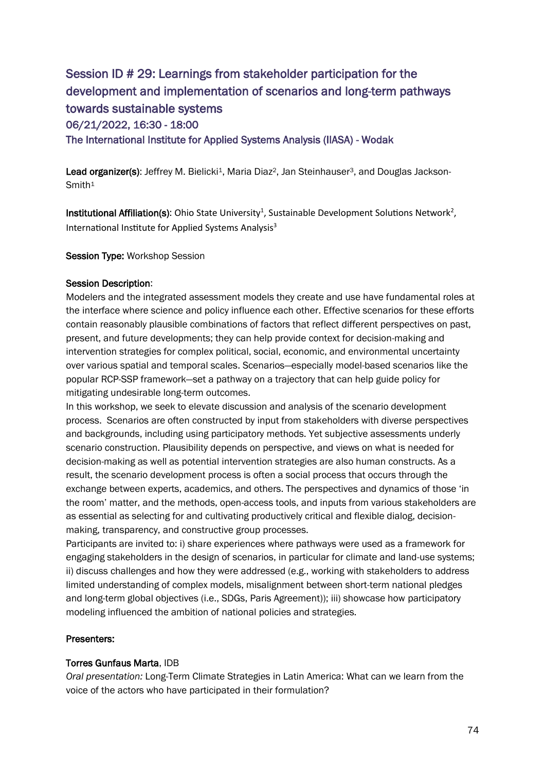## Session ID # 29: Learnings from stakeholder participation for the development and implementation of scenarios and long-term pathways towards sustainable systems

### 06/21/2022, 16:30 - 18:00

### The International Institute for Applied Systems Analysis (IIASA) - Wodak

**Lead organizer(s)**: Jeffrey M. Bielicki[1], Maria Diaz[2], Jan Steinhauser[3], and Douglas Jackson-Smith[1]

**Institutional Affiliation(s)**: Ohio State University[1], Sustainable Development Solutions Network[2], International Institute for Applied Systems Analysis[3]

**Session Type:** Workshop Session

**Session Description**:

Modelers and the integrated assessment models they create and use have fundamental roles at the interface where science and policy influence each other. Effective scenarios for these efforts contain reasonably plausible combinations of factors that reflect different perspectives on past, present, and future developments; they can help provide context for decision-making and intervention strategies for complex political, social, economic, and environmental uncertainty over various spatial and temporal scales. Scenarios—especially model-based scenarios like the popular RCP-SSP framework—set a pathway on a trajectory that can help guide policy for mitigating undesirable long-term outcomes.

In this workshop, we seek to elevate discussion and analysis of the scenario development process. Scenarios are often constructed by input from stakeholders with diverse perspectives and backgrounds, including using participatory methods. Yet subjective assessments underly scenario construction. Plausibility depends on perspective, and views on what is needed for decision-making as well as potential intervention strategies are also human constructs. As a result, the scenario development process is often a social process that occurs through the exchange between experts, academics, and others. The perspectives and dynamics of those 'in the room' matter, and the methods, open-access tools, and inputs from various stakeholders are as essential as selecting for and cultivating productively critical and flexible dialog, decision-making, transparency, and constructive group processes.

Participants are invited to: i) share experiences where pathways were used as a framework for engaging stakeholders in the design of scenarios, in particular for climate and land-use systems; ii) discuss challenges and how they were addressed (e.g., working with stakeholders to address limited understanding of complex models, misalignment between short-term national pledges and long-term global objectives (i.e., SDGs, Paris Agreement)); iii) showcase how participatory modeling influenced the ambition of national policies and strategies.

**Presenters:**

**Torres Gunfaus Marta**, IDB

*Oral presentation:* Long-Term Climate Strategies in Latin America: What can we learn from the voice of the actors who have participated in their formulation?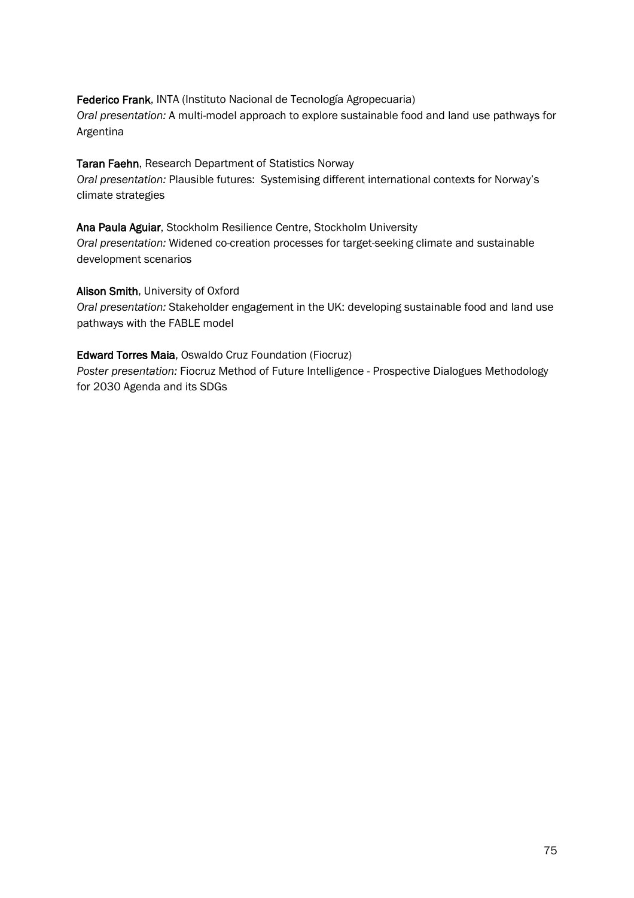**Federico Frank**, INTA (Instituto Nacional de Tecnología Agropecuaria)
*Oral presentation:* A multi-model approach to explore sustainable food and land use pathways for Argentina

**Taran Faehn**, Research Department of Statistics Norway
*Oral presentation:* Plausible futures: Systemising different international contexts for Norway's climate strategies

**Ana Paula Aguiar**, Stockholm Resilience Centre, Stockholm University
*Oral presentation:* Widened co-creation processes for target-seeking climate and sustainable development scenarios

**Alison Smith**, University of Oxford
*Oral presentation:* Stakeholder engagement in the UK: developing sustainable food and land use pathways with the FABLE model

**Edward Torres Maia**, Oswaldo Cruz Foundation (Fiocruz)
*Poster presentation:* Fiocruz Method of Future Intelligence - Prospective Dialogues Methodology for 2030 Agenda and its SDGs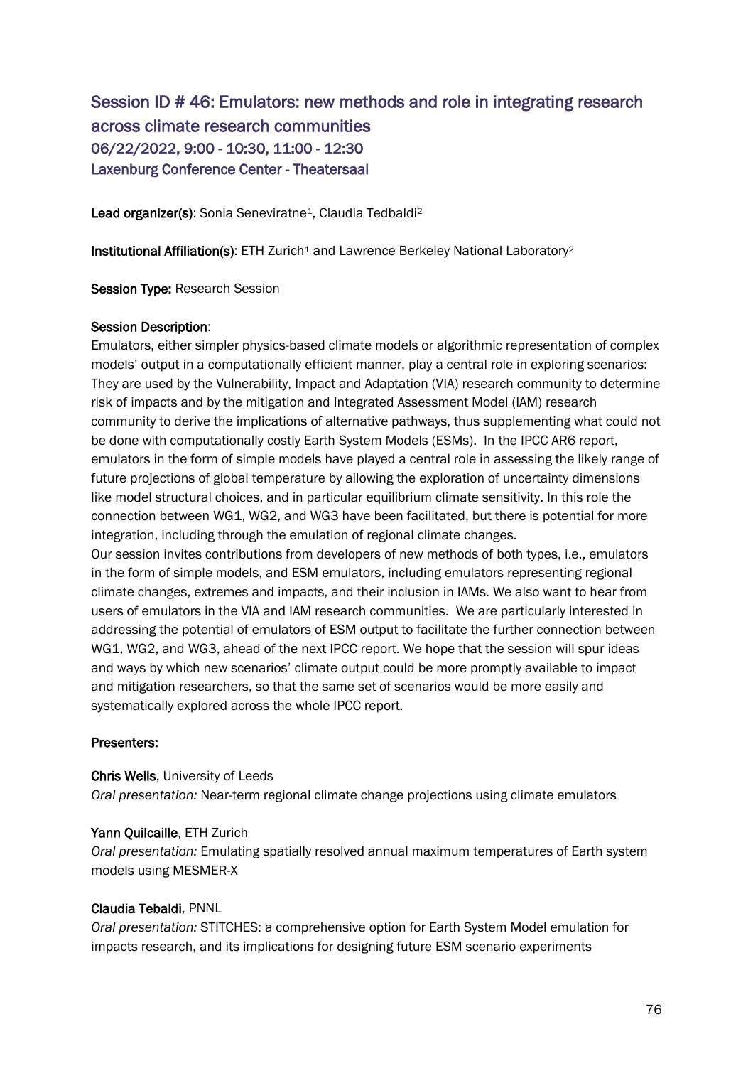## Session ID # 46: Emulators: new methods and role in integrating research across climate research communities

### 06/22/2022, 9:00 - 10:30, 11:00 - 12:30

### Laxenburg Conference Center - Theatersaal

**Lead organizer(s)**: Sonia Seneviratne[1], Claudia Tedbaldi[2]

**Institutional Affiliation(s)**: ETH Zurich[1] and Lawrence Berkeley National Laboratory[2]

**Session Type:** Research Session

**Session Description**:

Emulators, either simpler physics-based climate models or algorithmic representation of complex models' output in a computationally efficient manner, play a central role in exploring scenarios: They are used by the Vulnerability, Impact and Adaptation (VIA) research community to determine risk of impacts and by the mitigation and Integrated Assessment Model (IAM) research community to derive the implications of alternative pathways, thus supplementing what could not be done with computationally costly Earth System Models (ESMs). In the IPCC AR6 report, emulators in the form of simple models have played a central role in assessing the likely range of future projections of global temperature by allowing the exploration of uncertainty dimensions like model structural choices, and in particular equilibrium climate sensitivity. In this role the connection between WG1, WG2, and WG3 have been facilitated, but there is potential for more integration, including through the emulation of regional climate changes.

Our session invites contributions from developers of new methods of both types, i.e., emulators in the form of simple models, and ESM emulators, including emulators representing regional climate changes, extremes and impacts, and their inclusion in IAMs. We also want to hear from users of emulators in the VIA and IAM research communities. We are particularly interested in addressing the potential of emulators of ESM output to facilitate the further connection between WG1, WG2, and WG3, ahead of the next IPCC report. We hope that the session will spur ideas and ways by which new scenarios' climate output could be more promptly available to impact and mitigation researchers, so that the same set of scenarios would be more easily and systematically explored across the whole IPCC report.

**Presenters:**

**Chris Wells**, University of Leeds
*Oral presentation:* Near-term regional climate change projections using climate emulators

**Yann Quilcaille**, ETH Zurich
*Oral presentation:* Emulating spatially resolved annual maximum temperatures of Earth system models using MESMER-X

**Claudia Tebaldi**, PNNL
*Oral presentation:* STITCHES: a comprehensive option for Earth System Model emulation for impacts research, and its implications for designing future ESM scenario experiments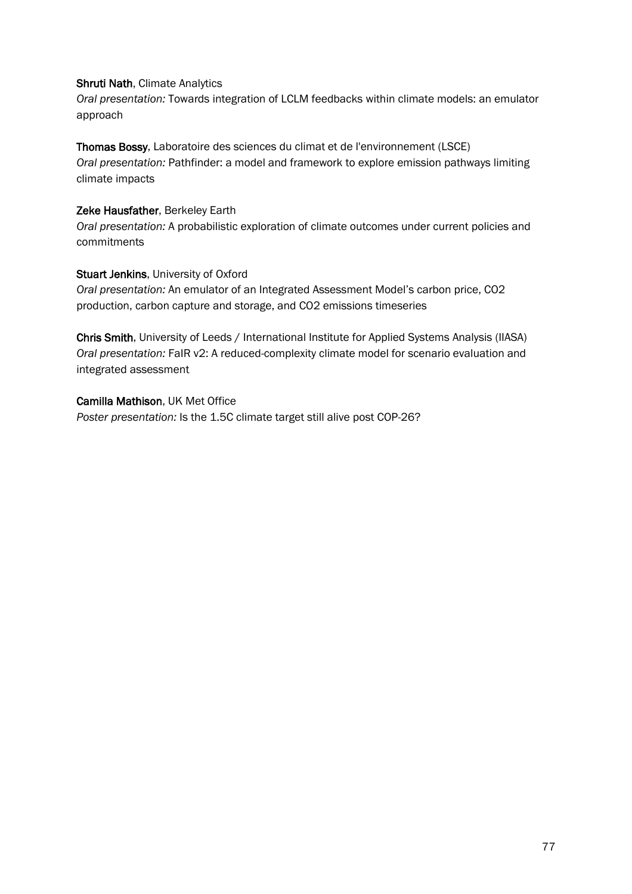**Shruti Nath**, Climate Analytics
*Oral presentation:* Towards integration of LCLM feedbacks within climate models: an emulator approach

**Thomas Bossy**, Laboratoire des sciences du climat et de l'environnement (LSCE)
*Oral presentation:* Pathfinder: a model and framework to explore emission pathways limiting climate impacts

**Zeke Hausfather**, Berkeley Earth
*Oral presentation:* A probabilistic exploration of climate outcomes under current policies and commitments

**Stuart Jenkins**, University of Oxford
*Oral presentation:* An emulator of an Integrated Assessment Model's carbon price, CO2 production, carbon capture and storage, and CO2 emissions timeseries

**Chris Smith**, University of Leeds / International Institute for Applied Systems Analysis (IIASA)
*Oral presentation:* FaIR v2: A reduced-complexity climate model for scenario evaluation and integrated assessment

**Camilla Mathison**, UK Met Office
*Poster presentation:* Is the 1.5C climate target still alive post COP-26?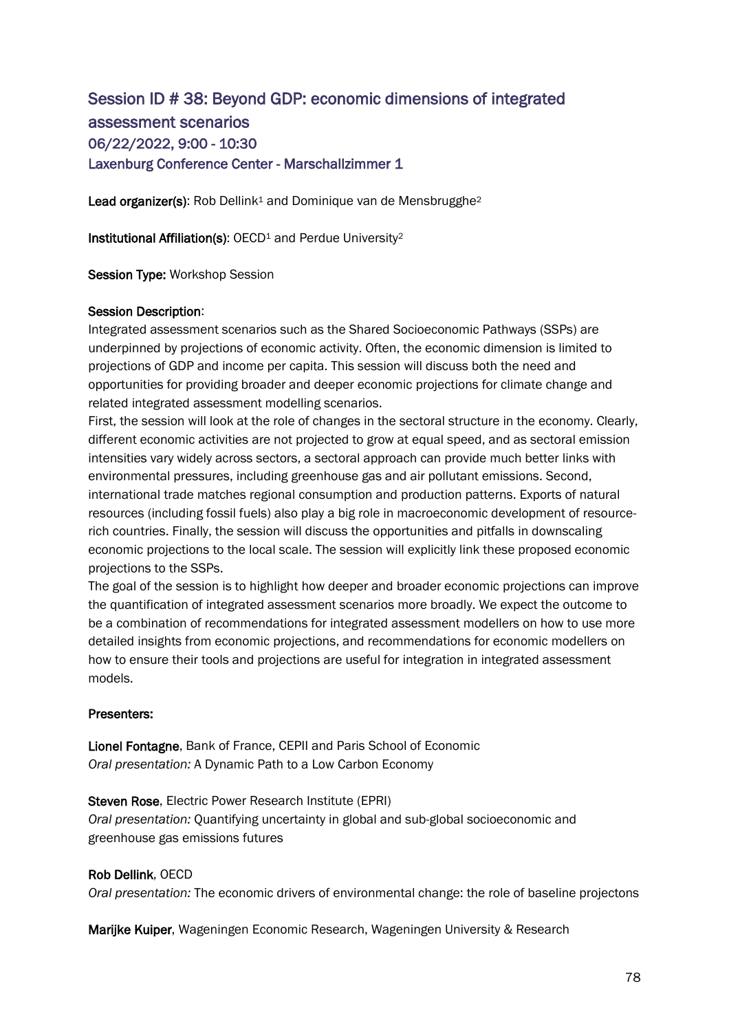## Session ID # 38: Beyond GDP: economic dimensions of integrated assessment scenarios

### 06/22/2022, 9:00 - 10:30

### Laxenburg Conference Center - Marschallzimmer 1

**Lead organizer(s)**: Rob Dellink[1] and Dominique van de Mensbrugghe[2]

**Institutional Affiliation(s)**: OECD[1] and Perdue University[2]

**Session Type:** Workshop Session

**Session Description**:

Integrated assessment scenarios such as the Shared Socioeconomic Pathways (SSPs) are underpinned by projections of economic activity. Often, the economic dimension is limited to projections of GDP and income per capita. This session will discuss both the need and opportunities for providing broader and deeper economic projections for climate change and related integrated assessment modelling scenarios.

First, the session will look at the role of changes in the sectoral structure in the economy. Clearly, different economic activities are not projected to grow at equal speed, and as sectoral emission intensities vary widely across sectors, a sectoral approach can provide much better links with environmental pressures, including greenhouse gas and air pollutant emissions. Second, international trade matches regional consumption and production patterns. Exports of natural resources (including fossil fuels) also play a big role in macroeconomic development of resource-rich countries. Finally, the session will discuss the opportunities and pitfalls in downscaling economic projections to the local scale. The session will explicitly link these proposed economic projections to the SSPs.

The goal of the session is to highlight how deeper and broader economic projections can improve the quantification of integrated assessment scenarios more broadly. We expect the outcome to be a combination of recommendations for integrated assessment modellers on how to use more detailed insights from economic projections, and recommendations for economic modellers on how to ensure their tools and projections are useful for integration in integrated assessment models.

**Presenters:**

**Lionel Fontagne**, Bank of France, CEPII and Paris School of Economic
*Oral presentation:* A Dynamic Path to a Low Carbon Economy

**Steven Rose**, Electric Power Research Institute (EPRI)
*Oral presentation:* Quantifying uncertainty in global and sub-global socioeconomic and greenhouse gas emissions futures

**Rob Dellink**, OECD
*Oral presentation:* The economic drivers of environmental change: the role of baseline projectons

**Marijke Kuiper**, Wageningen Economic Research, Wageningen University & Research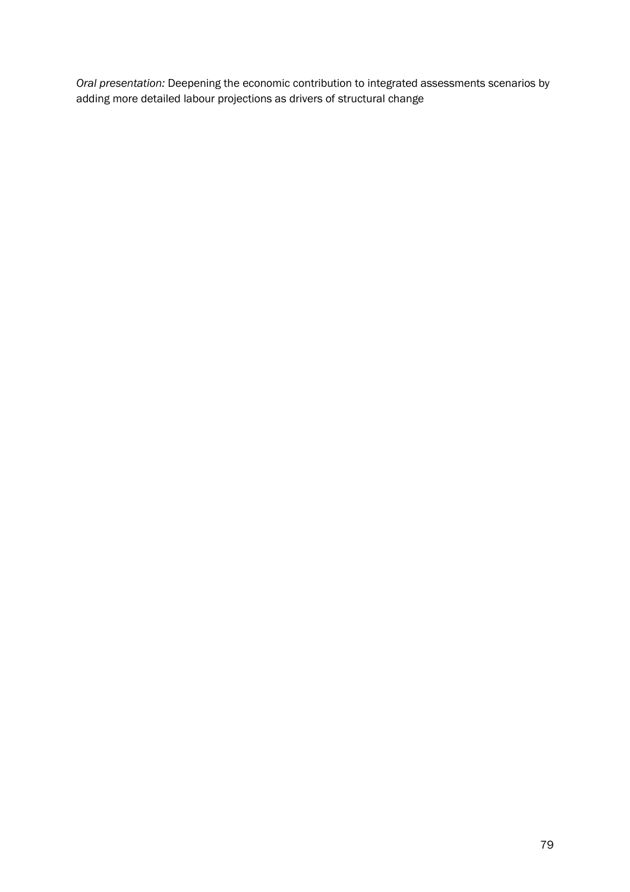*Oral presentation:* Deepening the economic contribution to integrated assessments scenarios by adding more detailed labour projections as drivers of structural change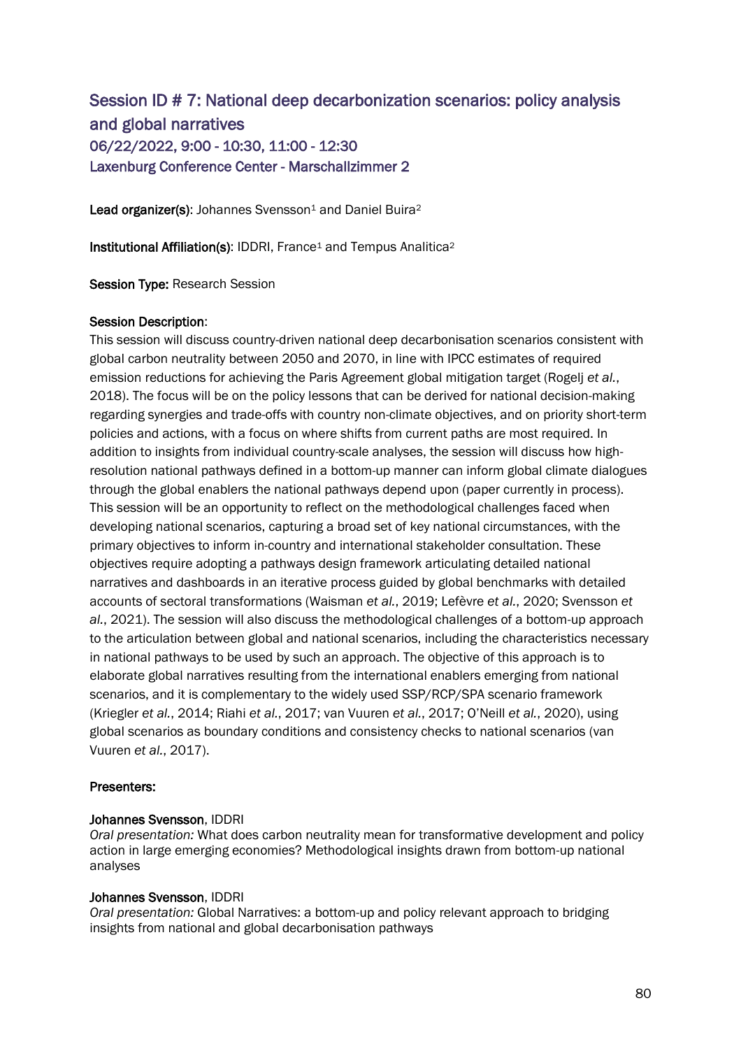## Session ID # 7: National deep decarbonization scenarios: policy analysis and global narratives

### 06/22/2022, 9:00 - 10:30, 11:00 - 12:30

### Laxenburg Conference Center - Marschallzimmer 2

**Lead organizer(s)**: Johannes Svensson[1] and Daniel Buira[2]

**Institutional Affiliation(s)**: IDDRI, France[1] and Tempus Analitica[2]

**Session Type:** Research Session

**Session Description**:

This session will discuss country-driven national deep decarbonisation scenarios consistent with global carbon neutrality between 2050 and 2070, in line with IPCC estimates of required emission reductions for achieving the Paris Agreement global mitigation target (Rogelj *et al.*, 2018). The focus will be on the policy lessons that can be derived for national decision-making regarding synergies and trade-offs with country non-climate objectives, and on priority short-term policies and actions, with a focus on where shifts from current paths are most required. In addition to insights from individual country-scale analyses, the session will discuss how high-resolution national pathways defined in a bottom-up manner can inform global climate dialogues through the global enablers the national pathways depend upon (paper currently in process). This session will be an opportunity to reflect on the methodological challenges faced when developing national scenarios, capturing a broad set of key national circumstances, with the primary objectives to inform in-country and international stakeholder consultation. These objectives require adopting a pathways design framework articulating detailed national narratives and dashboards in an iterative process guided by global benchmarks with detailed accounts of sectoral transformations (Waisman *et al.*, 2019; Lefèvre *et al.*, 2020; Svensson *et al.*, 2021). The session will also discuss the methodological challenges of a bottom-up approach to the articulation between global and national scenarios, including the characteristics necessary in national pathways to be used by such an approach. The objective of this approach is to elaborate global narratives resulting from the international enablers emerging from national scenarios, and it is complementary to the widely used SSP/RCP/SPA scenario framework (Kriegler *et al.*, 2014; Riahi *et al.*, 2017; van Vuuren *et al.*, 2017; O'Neill *et al.*, 2020), using global scenarios as boundary conditions and consistency checks to national scenarios (van Vuuren *et al.*, 2017).

**Presenters:**

**Johannes Svensson**, IDDRI
*Oral presentation:* What does carbon neutrality mean for transformative development and policy action in large emerging economies? Methodological insights drawn from bottom-up national analyses

**Johannes Svensson**, IDDRI
*Oral presentation:* Global Narratives: a bottom-up and policy relevant approach to bridging insights from national and global decarbonisation pathways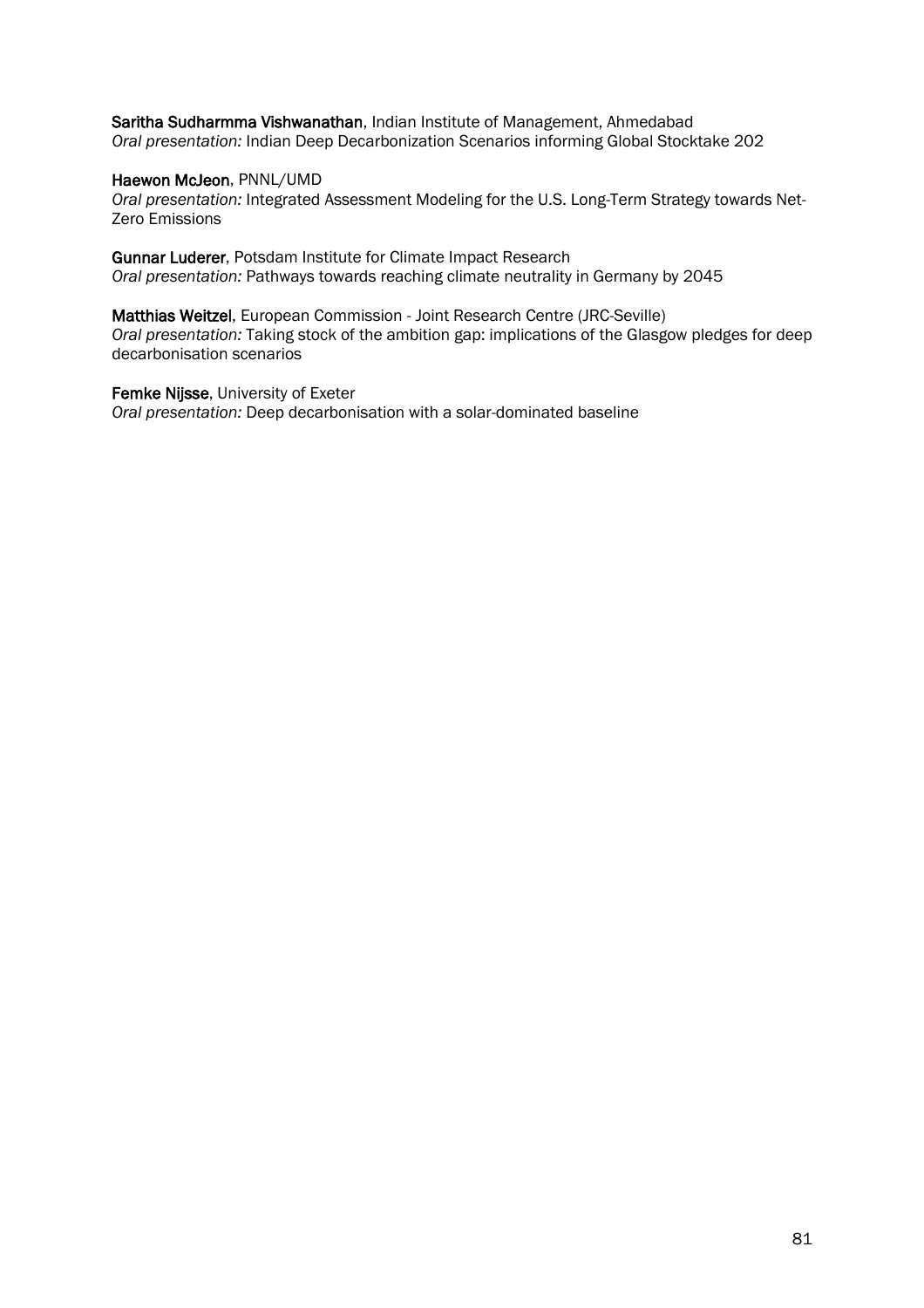**Saritha Sudharmma Vishwanathan**, Indian Institute of Management, Ahmedabad
*Oral presentation:* Indian Deep Decarbonization Scenarios informing Global Stocktake 202

**Haewon McJeon**, PNNL/UMD
*Oral presentation:* Integrated Assessment Modeling for the U.S. Long-Term Strategy towards Net-Zero Emissions

**Gunnar Luderer**, Potsdam Institute for Climate Impact Research
*Oral presentation:* Pathways towards reaching climate neutrality in Germany by 2045

**Matthias Weitzel**, European Commission - Joint Research Centre (JRC-Seville)
*Oral presentation:* Taking stock of the ambition gap: implications of the Glasgow pledges for deep decarbonisation scenarios

**Femke Nijsse**, University of Exeter
*Oral presentation:* Deep decarbonisation with a solar-dominated baseline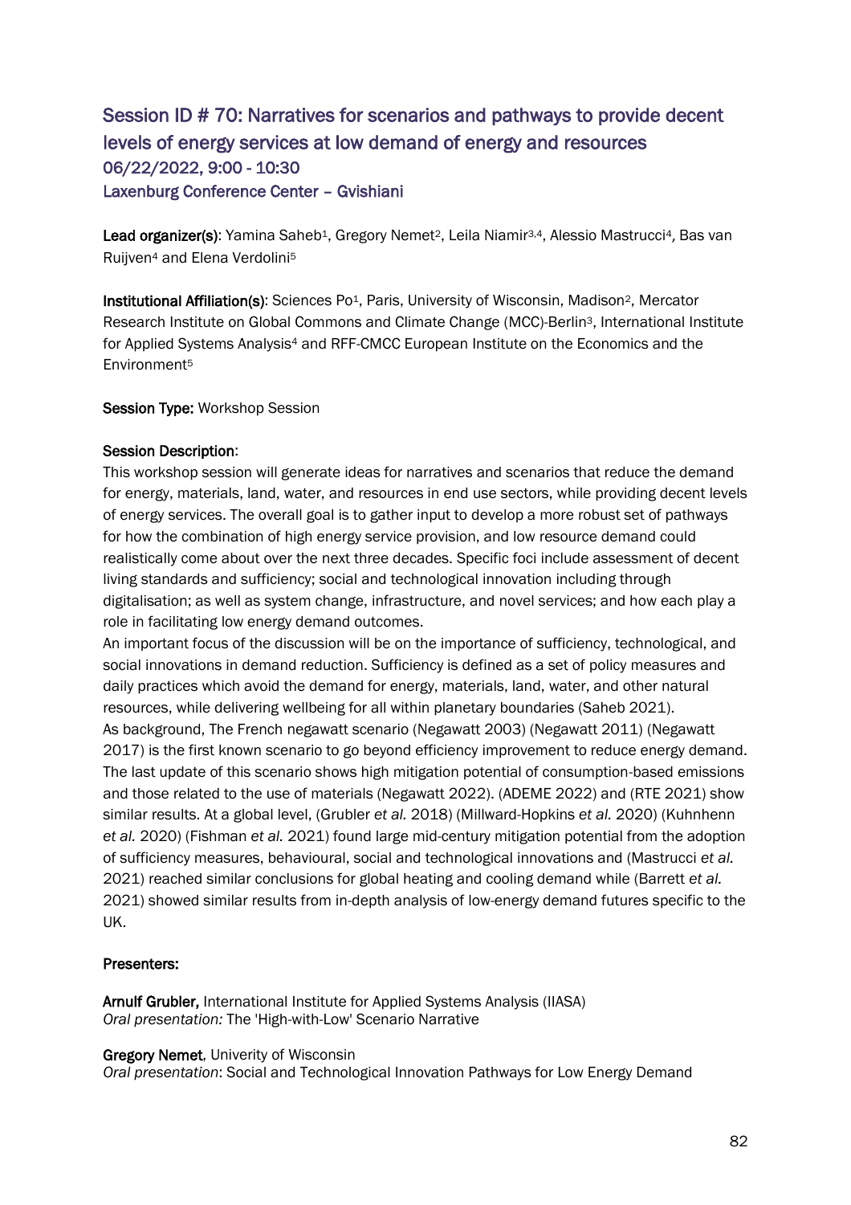## Session ID # 70: Narratives for scenarios and pathways to provide decent levels of energy services at low demand of energy and resources
### 06/22/2022, 9:00 - 10:30
### Laxenburg Conference Center – Gvishiani

**Lead organizer(s)**: Yamina Saheb[1], Gregory Nemet[2], Leila Niamir[3,4], Alessio Mastrucci[4], Bas van Ruijven[4] and Elena Verdolini[5]

**Institutional Affiliation(s)**: Sciences Po[1], Paris, University of Wisconsin, Madison[2], Mercator Research Institute on Global Commons and Climate Change (MCC)-Berlin[3], International Institute for Applied Systems Analysis[4] and RFF-CMCC European Institute on the Economics and the Environment[5]

**Session Type:** Workshop Session

**Session Description**:

This workshop session will generate ideas for narratives and scenarios that reduce the demand for energy, materials, land, water, and resources in end use sectors, while providing decent levels of energy services. The overall goal is to gather input to develop a more robust set of pathways for how the combination of high energy service provision, and low resource demand could realistically come about over the next three decades. Specific foci include assessment of decent living standards and sufficiency; social and technological innovation including through digitalisation; as well as system change, infrastructure, and novel services; and how each play a role in facilitating low energy demand outcomes.

An important focus of the discussion will be on the importance of sufficiency, technological, and social innovations in demand reduction. Sufficiency is defined as a set of policy measures and daily practices which avoid the demand for energy, materials, land, water, and other natural resources, while delivering wellbeing for all within planetary boundaries (Saheb 2021).

As background, The French negawatt scenario (Negawatt 2003) (Negawatt 2011) (Negawatt 2017) is the first known scenario to go beyond efficiency improvement to reduce energy demand. The last update of this scenario shows high mitigation potential of consumption-based emissions and those related to the use of materials (Negawatt 2022). (ADEME 2022) and (RTE 2021) show similar results. At a global level, (Grubler *et al.* 2018) (Millward-Hopkins *et al.* 2020) (Kuhnhenn *et al.* 2020) (Fishman *et al.* 2021) found large mid-century mitigation potential from the adoption of sufficiency measures, behavioural, social and technological innovations and (Mastrucci *et al.* 2021) reached similar conclusions for global heating and cooling demand while (Barrett *et al.* 2021) showed similar results from in-depth analysis of low-energy demand futures specific to the UK.

**Presenters:**

**Arnulf Grubler,** International Institute for Applied Systems Analysis (IIASA)
*Oral presentation:* The 'High-with-Low' Scenario Narrative

**Gregory Nemet**, Univerity of Wisconsin
*Oral presentation*: Social and Technological Innovation Pathways for Low Energy Demand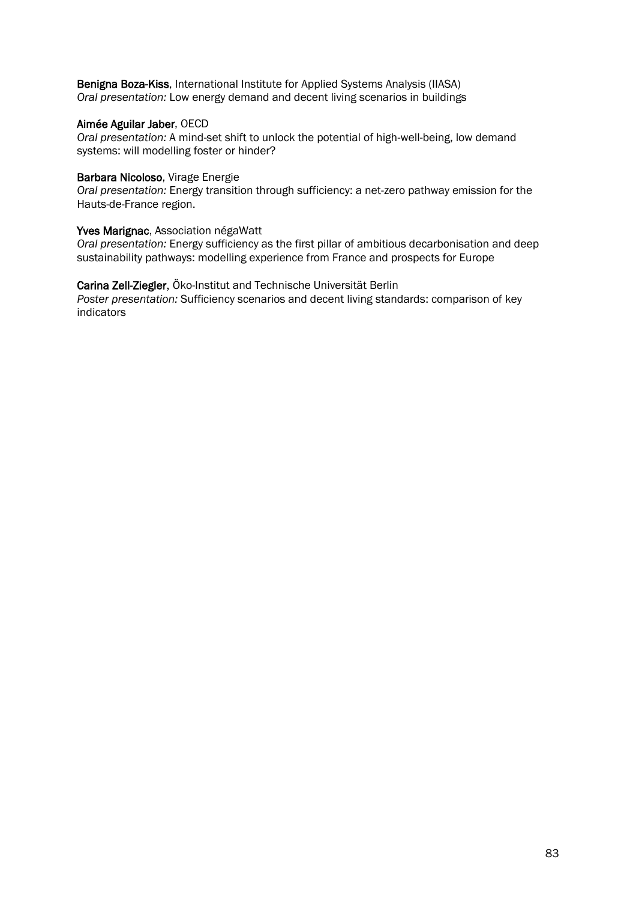**Benigna Boza-Kiss**, International Institute for Applied Systems Analysis (IIASA)
*Oral presentation:* Low energy demand and decent living scenarios in buildings

**Aimée Aguilar Jaber**, OECD
*Oral presentation:* A mind-set shift to unlock the potential of high-well-being, low demand systems: will modelling foster or hinder?

**Barbara Nicoloso**, Virage Energie
*Oral presentation:* Energy transition through sufficiency: a net-zero pathway emission for the Hauts-de-France region.

**Yves Marignac**, Association négaWatt
*Oral presentation:* Energy sufficiency as the first pillar of ambitious decarbonisation and deep sustainability pathways: modelling experience from France and prospects for Europe

**Carina Zell-Ziegler**, Öko-Institut and Technische Universität Berlin
*Poster presentation:* Sufficiency scenarios and decent living standards: comparison of key indicators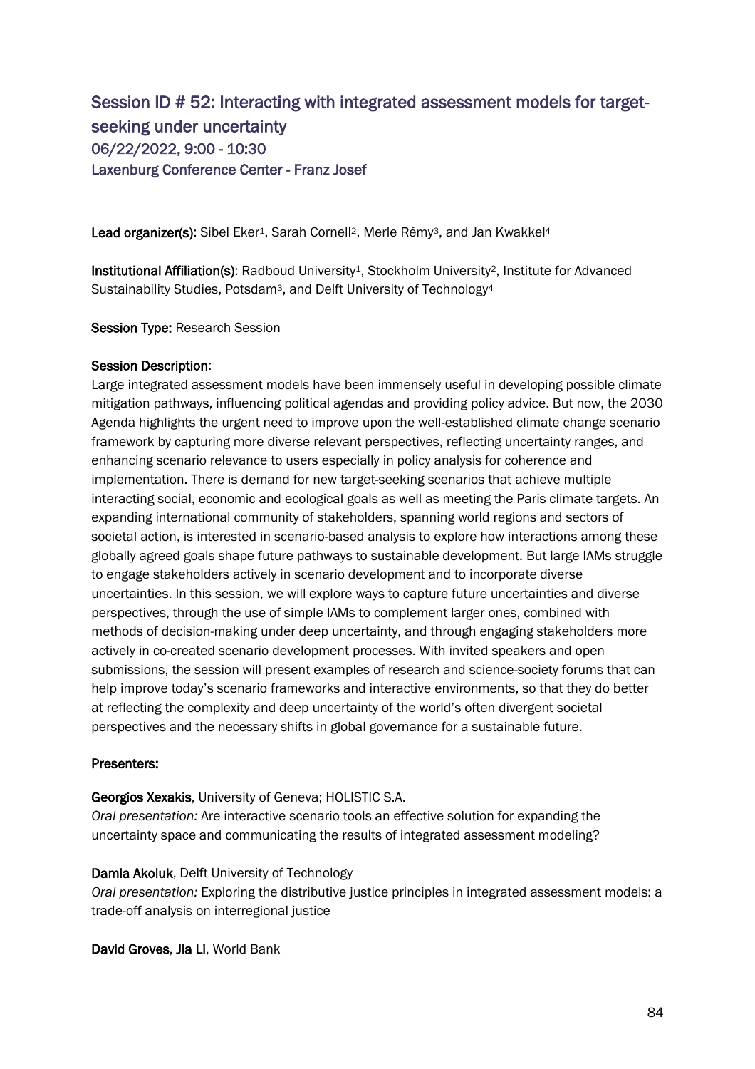## Session ID # 52: Interacting with integrated assessment models for target-seeking under uncertainty

06/22/2022, 9:00 - 10:30

Laxenburg Conference Center - Franz Josef

**Lead organizer(s)**: Sibel Eker[1], Sarah Cornell[2], Merle Rémy[3], and Jan Kwakkel[4]

**Institutional Affiliation(s)**: Radboud University[1], Stockholm University[2], Institute for Advanced Sustainability Studies, Potsdam[3], and Delft University of Technology[4]

**Session Type:** Research Session

**Session Description**:

Large integrated assessment models have been immensely useful in developing possible climate mitigation pathways, influencing political agendas and providing policy advice. But now, the 2030 Agenda highlights the urgent need to improve upon the well-established climate change scenario framework by capturing more diverse relevant perspectives, reflecting uncertainty ranges, and enhancing scenario relevance to users especially in policy analysis for coherence and implementation. There is demand for new target-seeking scenarios that achieve multiple interacting social, economic and ecological goals as well as meeting the Paris climate targets. An expanding international community of stakeholders, spanning world regions and sectors of societal action, is interested in scenario-based analysis to explore how interactions among these globally agreed goals shape future pathways to sustainable development. But large IAMs struggle to engage stakeholders actively in scenario development and to incorporate diverse uncertainties. In this session, we will explore ways to capture future uncertainties and diverse perspectives, through the use of simple IAMs to complement larger ones, combined with methods of decision-making under deep uncertainty, and through engaging stakeholders more actively in co-created scenario development processes. With invited speakers and open submissions, the session will present examples of research and science-society forums that can help improve today's scenario frameworks and interactive environments, so that they do better at reflecting the complexity and deep uncertainty of the world's often divergent societal perspectives and the necessary shifts in global governance for a sustainable future.

**Presenters:**

**Georgios Xexakis**, University of Geneva; HOLISTIC S.A.

*Oral presentation:* Are interactive scenario tools an effective solution for expanding the uncertainty space and communicating the results of integrated assessment modeling?

**Damla Akoluk**, Delft University of Technology

*Oral presentation:* Exploring the distributive justice principles in integrated assessment models: a trade-off analysis on interregional justice

**David Groves**, **Jia Li**, World Bank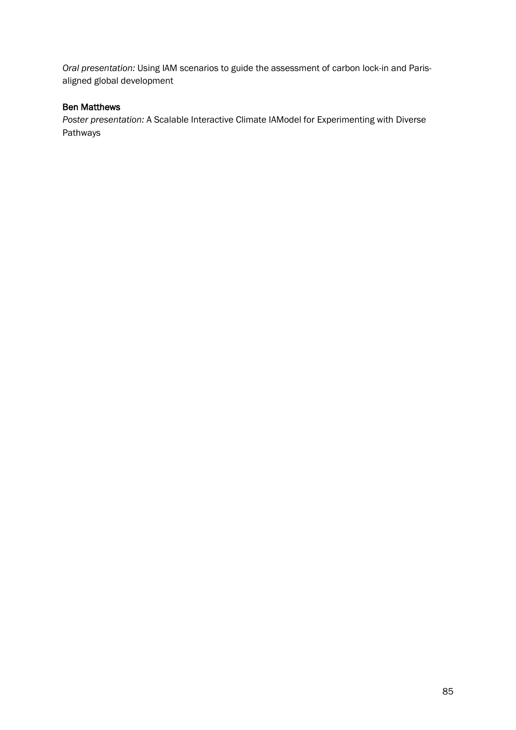*Oral presentation:* Using IAM scenarios to guide the assessment of carbon lock-in and Paris-aligned global development

**Ben Matthews**

*Poster presentation:* A Scalable Interactive Climate IAModel for Experimenting with Diverse Pathways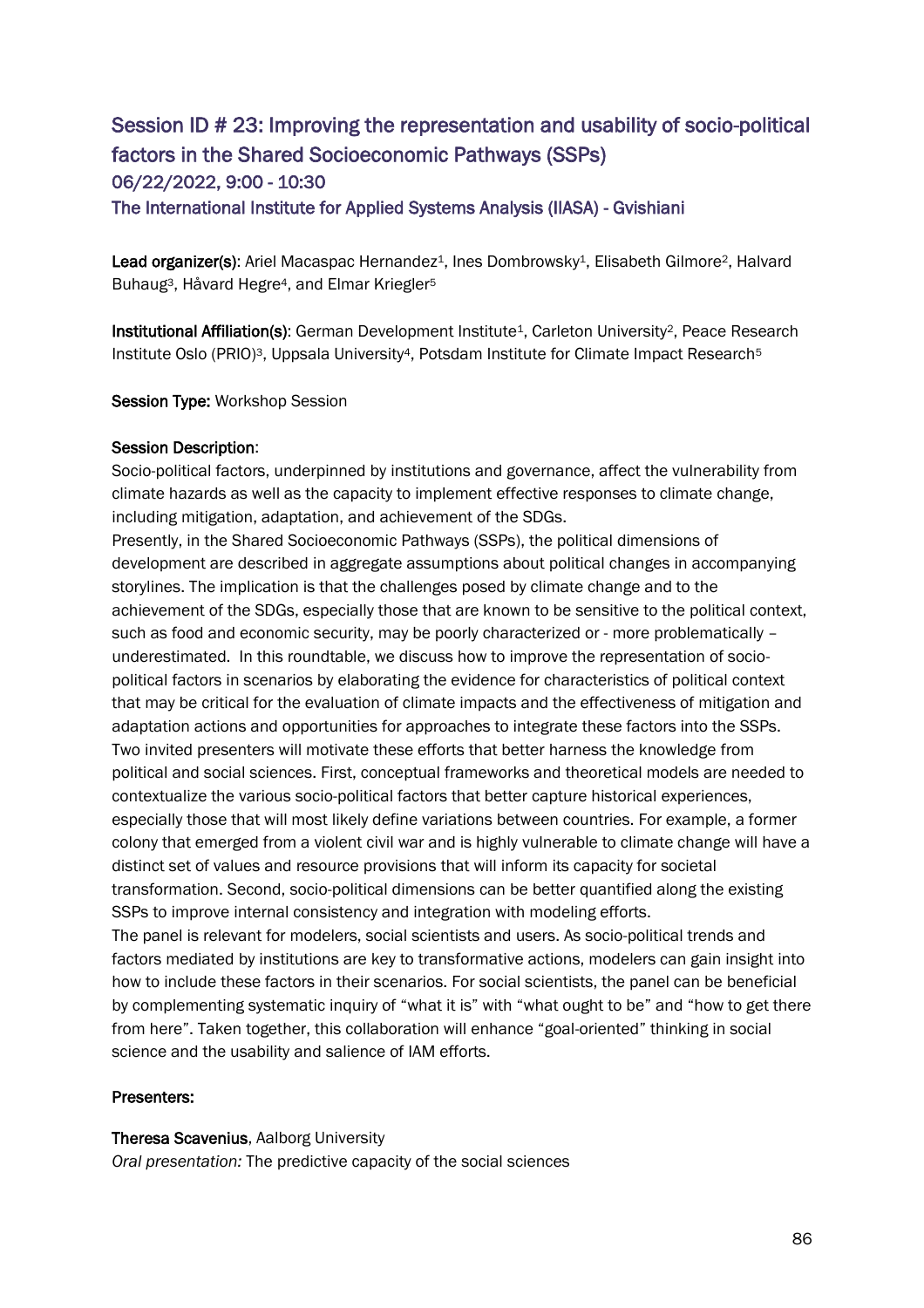## Session ID # 23: Improving the representation and usability of socio-political factors in the Shared Socioeconomic Pathways (SSPs)

### 06/22/2022, 9:00 - 10:30

### The International Institute for Applied Systems Analysis (IIASA) - Gvishiani

**Lead organizer(s)**: Ariel Macaspac Hernandez[1], Ines Dombrowsky[1], Elisabeth Gilmore[2], Halvard Buhaug[3], Håvard Hegre[4], and Elmar Kriegler[5]

**Institutional Affiliation(s)**: German Development Institute[1], Carleton University[2], Peace Research Institute Oslo (PRIO)[3], Uppsala University[4], Potsdam Institute for Climate Impact Research[5]

**Session Type:** Workshop Session

**Session Description**:

Socio-political factors, underpinned by institutions and governance, affect the vulnerability from climate hazards as well as the capacity to implement effective responses to climate change, including mitigation, adaptation, and achievement of the SDGs.

Presently, in the Shared Socioeconomic Pathways (SSPs), the political dimensions of development are described in aggregate assumptions about political changes in accompanying storylines. The implication is that the challenges posed by climate change and to the achievement of the SDGs, especially those that are known to be sensitive to the political context, such as food and economic security, may be poorly characterized or - more problematically – underestimated. In this roundtable, we discuss how to improve the representation of socio-political factors in scenarios by elaborating the evidence for characteristics of political context that may be critical for the evaluation of climate impacts and the effectiveness of mitigation and adaptation actions and opportunities for approaches to integrate these factors into the SSPs. Two invited presenters will motivate these efforts that better harness the knowledge from political and social sciences. First, conceptual frameworks and theoretical models are needed to contextualize the various socio-political factors that better capture historical experiences, especially those that will most likely define variations between countries. For example, a former colony that emerged from a violent civil war and is highly vulnerable to climate change will have a distinct set of values and resource provisions that will inform its capacity for societal transformation. Second, socio-political dimensions can be better quantified along the existing SSPs to improve internal consistency and integration with modeling efforts.

The panel is relevant for modelers, social scientists and users. As socio-political trends and factors mediated by institutions are key to transformative actions, modelers can gain insight into how to include these factors in their scenarios. For social scientists, the panel can be beneficial by complementing systematic inquiry of "what it is" with "what ought to be" and "how to get there from here". Taken together, this collaboration will enhance "goal-oriented" thinking in social science and the usability and salience of IAM efforts.

**Presenters:**

**Theresa Scavenius**, Aalborg University

*Oral presentation:* The predictive capacity of the social sciences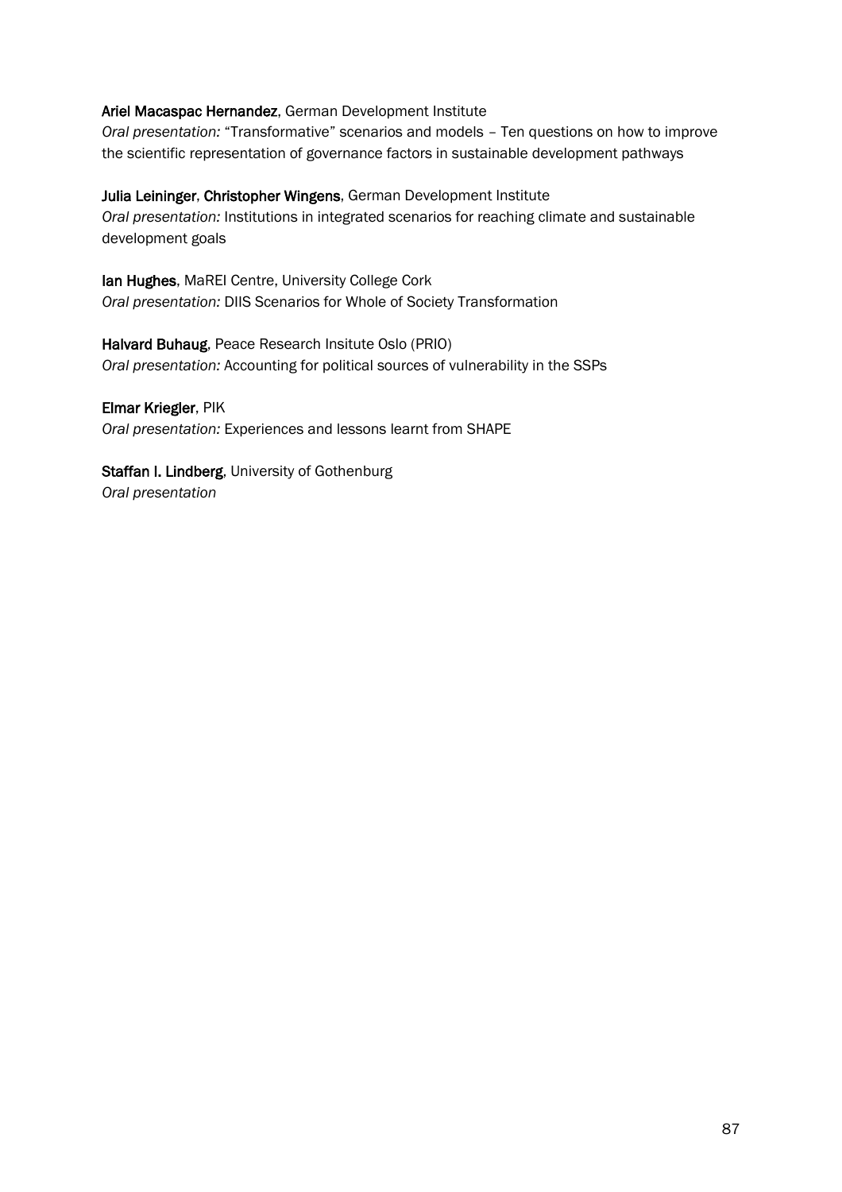**Ariel Macaspac Hernandez**, German Development Institute
*Oral presentation:* "Transformative" scenarios and models – Ten questions on how to improve the scientific representation of governance factors in sustainable development pathways

**Julia Leininger**, **Christopher Wingens**, German Development Institute
*Oral presentation:* Institutions in integrated scenarios for reaching climate and sustainable development goals

**Ian Hughes**, MaREI Centre, University College Cork
*Oral presentation:* DIIS Scenarios for Whole of Society Transformation

**Halvard Buhaug**, Peace Research Insitute Oslo (PRIO)
*Oral presentation:* Accounting for political sources of vulnerability in the SSPs

**Elmar Kriegler**, PIK
*Oral presentation:* Experiences and lessons learnt from SHAPE

**Staffan I. Lindberg**, University of Gothenburg
*Oral presentation*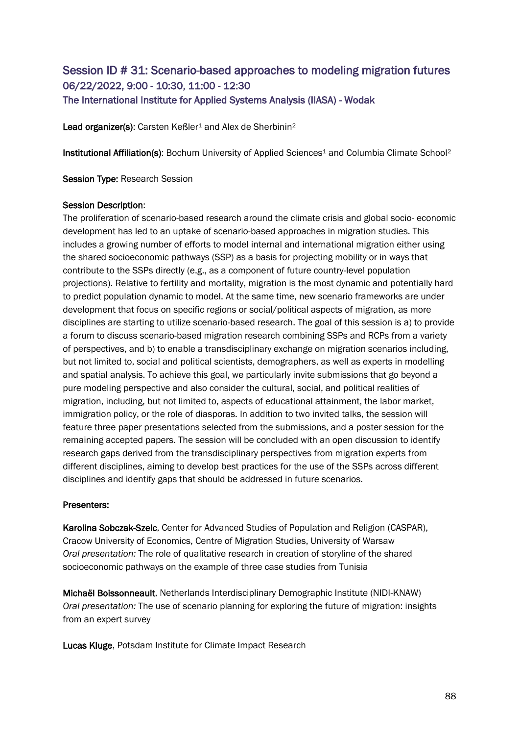## Session ID # 31: Scenario-based approaches to modeling migration futures
## 06/22/2022, 9:00 - 10:30, 11:00 - 12:30
## The International Institute for Applied Systems Analysis (IIASA) - Wodak

**Lead organizer(s)**: Carsten Keßler[1] and Alex de Sherbinin[2]

**Institutional Affiliation(s)**: Bochum University of Applied Sciences[1] and Columbia Climate School[2]

**Session Type:** Research Session

**Session Description**:

The proliferation of scenario-based research around the climate crisis and global socio- economic development has led to an uptake of scenario-based approaches in migration studies. This includes a growing number of efforts to model internal and international migration either using the shared socioeconomic pathways (SSP) as a basis for projecting mobility or in ways that contribute to the SSPs directly (e.g., as a component of future country-level population projections). Relative to fertility and mortality, migration is the most dynamic and potentially hard to predict population dynamic to model. At the same time, new scenario frameworks are under development that focus on specific regions or social/political aspects of migration, as more disciplines are starting to utilize scenario-based research. The goal of this session is a) to provide a forum to discuss scenario-based migration research combining SSPs and RCPs from a variety of perspectives, and b) to enable a transdisciplinary exchange on migration scenarios including, but not limited to, social and political scientists, demographers, as well as experts in modelling and spatial analysis. To achieve this goal, we particularly invite submissions that go beyond a pure modeling perspective and also consider the cultural, social, and political realities of migration, including, but not limited to, aspects of educational attainment, the labor market, immigration policy, or the role of diasporas. In addition to two invited talks, the session will feature three paper presentations selected from the submissions, and a poster session for the remaining accepted papers. The session will be concluded with an open discussion to identify research gaps derived from the transdisciplinary perspectives from migration experts from different disciplines, aiming to develop best practices for the use of the SSPs across different disciplines and identify gaps that should be addressed in future scenarios.

**Presenters:**

**Karolina Sobczak-Szelc**, Center for Advanced Studies of Population and Religion (CASPAR), Cracow University of Economics, Centre of Migration Studies, University of Warsaw
*Oral presentation:* The role of qualitative research in creation of storyline of the shared socioeconomic pathways on the example of three case studies from Tunisia

**Michaël Boissonneault**, Netherlands Interdisciplinary Demographic Institute (NIDI-KNAW)
*Oral presentation:* The use of scenario planning for exploring the future of migration: insights from an expert survey

**Lucas Kluge**, Potsdam Institute for Climate Impact Research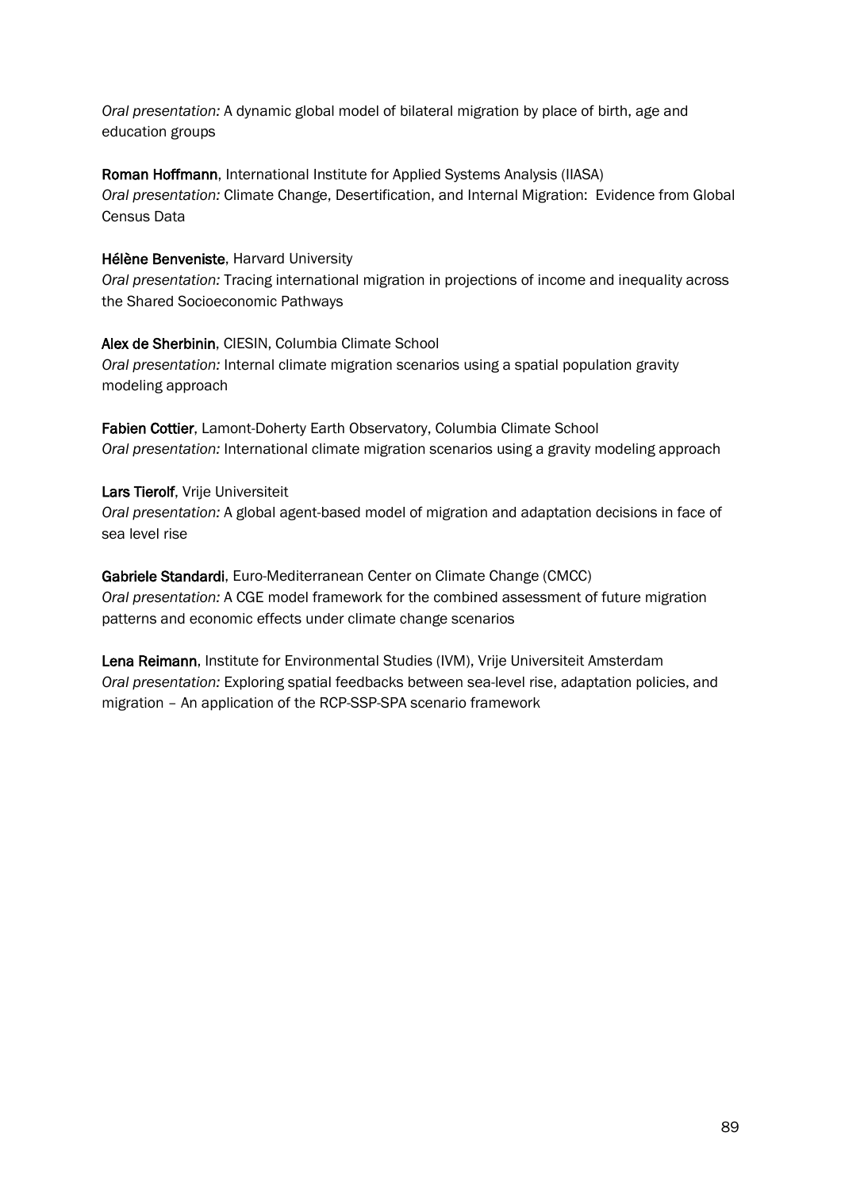*Oral presentation:* A dynamic global model of bilateral migration by place of birth, age and education groups

**Roman Hoffmann**, International Institute for Applied Systems Analysis (IIASA)
*Oral presentation:* Climate Change, Desertification, and Internal Migration: Evidence from Global Census Data

**Hélène Benveniste**, Harvard University
*Oral presentation:* Tracing international migration in projections of income and inequality across the Shared Socioeconomic Pathways

**Alex de Sherbinin**, CIESIN, Columbia Climate School
*Oral presentation:* Internal climate migration scenarios using a spatial population gravity modeling approach

**Fabien Cottier**, Lamont-Doherty Earth Observatory, Columbia Climate School
*Oral presentation:* International climate migration scenarios using a gravity modeling approach

**Lars Tierolf**, Vrije Universiteit
*Oral presentation:* A global agent-based model of migration and adaptation decisions in face of sea level rise

**Gabriele Standardi**, Euro-Mediterranean Center on Climate Change (CMCC)
*Oral presentation:* A CGE model framework for the combined assessment of future migration patterns and economic effects under climate change scenarios

**Lena Reimann**, Institute for Environmental Studies (IVM), Vrije Universiteit Amsterdam
*Oral presentation:* Exploring spatial feedbacks between sea-level rise, adaptation policies, and migration – An application of the RCP-SSP-SPA scenario framework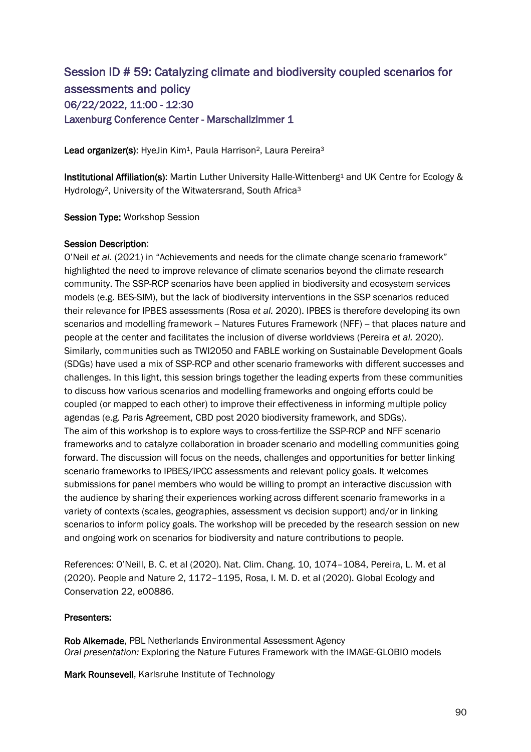## Session ID # 59: Catalyzing climate and biodiversity coupled scenarios for assessments and policy

### 06/22/2022, 11:00 - 12:30

### Laxenburg Conference Center - Marschallzimmer 1

**Lead organizer(s)**: HyeJin Kim[1], Paula Harrison[2], Laura Pereira[3]

**Institutional Affiliation(s)**: Martin Luther University Halle-Wittenberg[1] and UK Centre for Ecology & Hydrology[2], University of the Witwatersrand, South Africa[3]

**Session Type:** Workshop Session

**Session Description**:

O'Neil *et al.* (2021) in "Achievements and needs for the climate change scenario framework" highlighted the need to improve relevance of climate scenarios beyond the climate research community. The SSP-RCP scenarios have been applied in biodiversity and ecosystem services models (e.g. BES-SIM), but the lack of biodiversity interventions in the SSP scenarios reduced their relevance for IPBES assessments (Rosa *et al.* 2020). IPBES is therefore developing its own scenarios and modelling framework -- Natures Futures Framework (NFF) -- that places nature and people at the center and facilitates the inclusion of diverse worldviews (Pereira *et al.* 2020). Similarly, communities such as TWI2050 and FABLE working on Sustainable Development Goals (SDGs) have used a mix of SSP-RCP and other scenario frameworks with different successes and challenges. In this light, this session brings together the leading experts from these communities to discuss how various scenarios and modelling frameworks and ongoing efforts could be coupled (or mapped to each other) to improve their effectiveness in informing multiple policy agendas (e.g. Paris Agreement, CBD post 2020 biodiversity framework, and SDGs).
The aim of this workshop is to explore ways to cross-fertilize the SSP-RCP and NFF scenario frameworks and to catalyze collaboration in broader scenario and modelling communities going forward. The discussion will focus on the needs, challenges and opportunities for better linking scenario frameworks to IPBES/IPCC assessments and relevant policy goals. It welcomes submissions for panel members who would be willing to prompt an interactive discussion with the audience by sharing their experiences working across different scenario frameworks in a variety of contexts (scales, geographies, assessment vs decision support) and/or in linking scenarios to inform policy goals. The workshop will be preceded by the research session on new and ongoing work on scenarios for biodiversity and nature contributions to people.

References: O'Neill, B. C. et al (2020). Nat. Clim. Chang. 10, 1074–1084, Pereira, L. M. et al (2020). People and Nature 2, 1172–1195, Rosa, I. M. D. et al (2020). Global Ecology and Conservation 22, e00886.

**Presenters:**

**Rob Alkemade**, PBL Netherlands Environmental Assessment Agency
*Oral presentation:* Exploring the Nature Futures Framework with the IMAGE-GLOBIO models

**Mark Rounsevell**, Karlsruhe Institute of Technology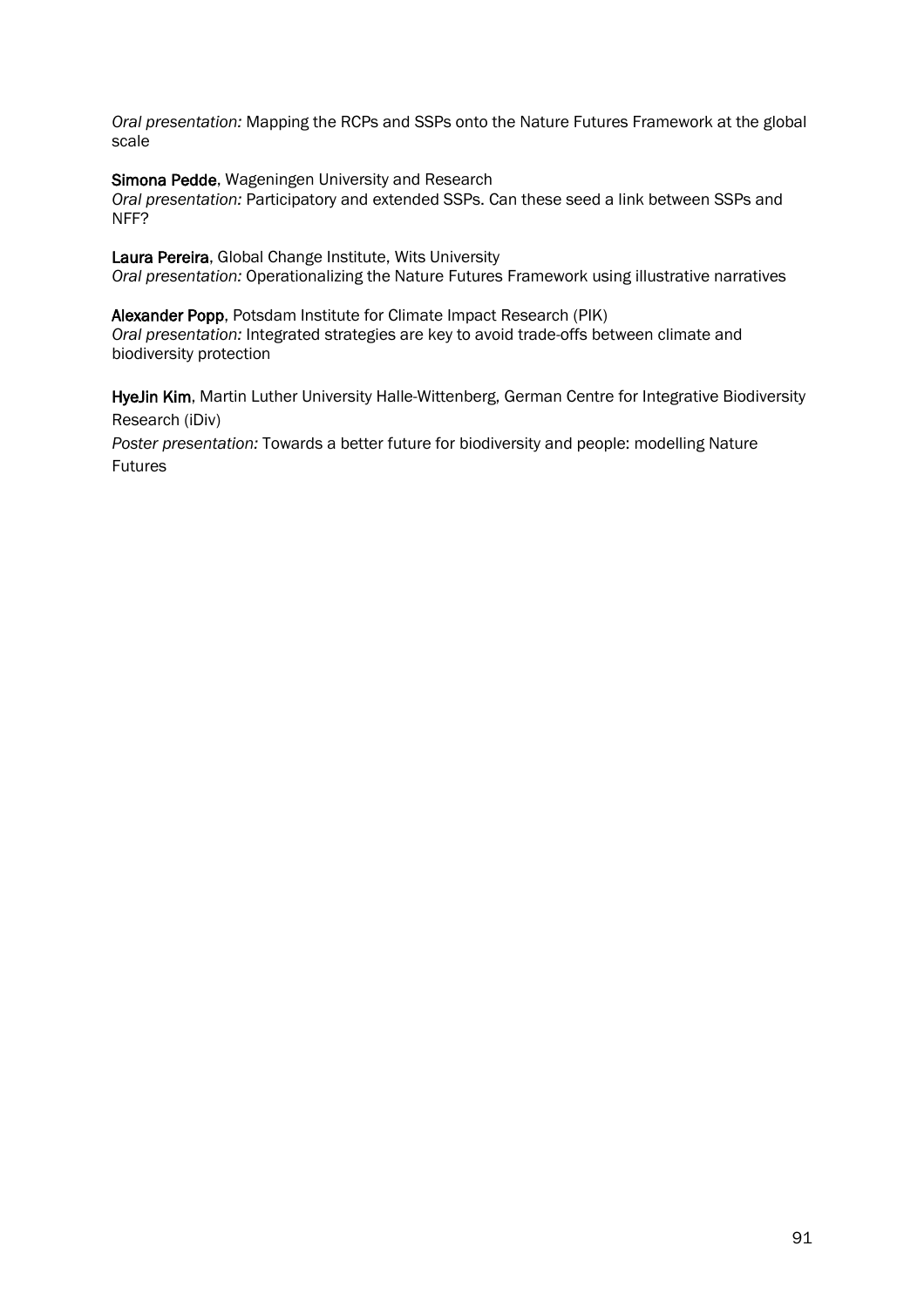*Oral presentation:* Mapping the RCPs and SSPs onto the Nature Futures Framework at the global scale

**Simona Pedde**, Wageningen University and Research
*Oral presentation:* Participatory and extended SSPs. Can these seed a link between SSPs and NFF?

**Laura Pereira**, Global Change Institute, Wits University
*Oral presentation:* Operationalizing the Nature Futures Framework using illustrative narratives

**Alexander Popp**, Potsdam Institute for Climate Impact Research (PIK)
*Oral presentation:* Integrated strategies are key to avoid trade-offs between climate and biodiversity protection

**HyeJin Kim**, Martin Luther University Halle-Wittenberg, German Centre for Integrative Biodiversity Research (iDiv)
*Poster presentation:* Towards a better future for biodiversity and people: modelling Nature Futures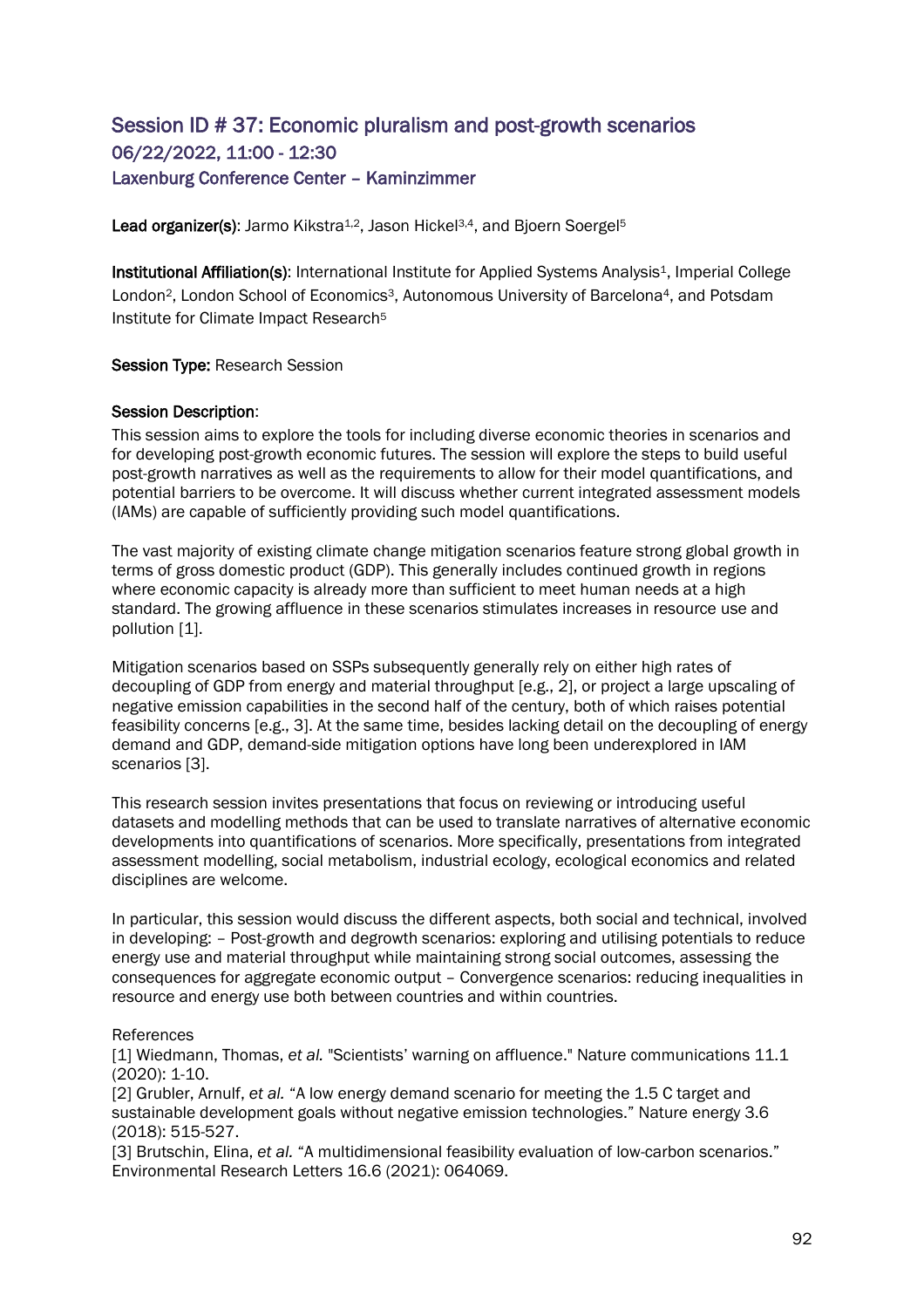## Session ID # 37: Economic pluralism and post-growth scenarios

### 06/22/2022, 11:00 - 12:30

### Laxenburg Conference Center – Kaminzimmer

**Lead organizer(s)**: Jarmo Kikstra[1,2], Jason Hickel[3,4], and Bjoern Soergel[5]

**Institutional Affiliation(s)**: International Institute for Applied Systems Analysis[1], Imperial College London[2], London School of Economics[3], Autonomous University of Barcelona[4], and Potsdam Institute for Climate Impact Research[5]

**Session Type:** Research Session

**Session Description**:

This session aims to explore the tools for including diverse economic theories in scenarios and for developing post-growth economic futures. The session will explore the steps to build useful post-growth narratives as well as the requirements to allow for their model quantifications, and potential barriers to be overcome. It will discuss whether current integrated assessment models (IAMs) are capable of sufficiently providing such model quantifications.

The vast majority of existing climate change mitigation scenarios feature strong global growth in terms of gross domestic product (GDP). This generally includes continued growth in regions where economic capacity is already more than sufficient to meet human needs at a high standard. The growing affluence in these scenarios stimulates increases in resource use and pollution [1].

Mitigation scenarios based on SSPs subsequently generally rely on either high rates of decoupling of GDP from energy and material throughput [e.g., 2], or project a large upscaling of negative emission capabilities in the second half of the century, both of which raises potential feasibility concerns [e.g., 3]. At the same time, besides lacking detail on the decoupling of energy demand and GDP, demand-side mitigation options have long been underexplored in IAM scenarios [3].

This research session invites presentations that focus on reviewing or introducing useful datasets and modelling methods that can be used to translate narratives of alternative economic developments into quantifications of scenarios. More specifically, presentations from integrated assessment modelling, social metabolism, industrial ecology, ecological economics and related disciplines are welcome.

In particular, this session would discuss the different aspects, both social and technical, involved in developing: – Post-growth and degrowth scenarios: exploring and utilising potentials to reduce energy use and material throughput while maintaining strong social outcomes, assessing the consequences for aggregate economic output – Convergence scenarios: reducing inequalities in resource and energy use both between countries and within countries.

References

[1] Wiedmann, Thomas, *et al.* "Scientists' warning on affluence." Nature communications 11.1 (2020): 1-10.

[2] Grubler, Arnulf, *et al.* "A low energy demand scenario for meeting the 1.5 C target and sustainable development goals without negative emission technologies." Nature energy 3.6 (2018): 515-527.

[3] Brutschin, Elina, *et al.* "A multidimensional feasibility evaluation of low-carbon scenarios." Environmental Research Letters 16.6 (2021): 064069.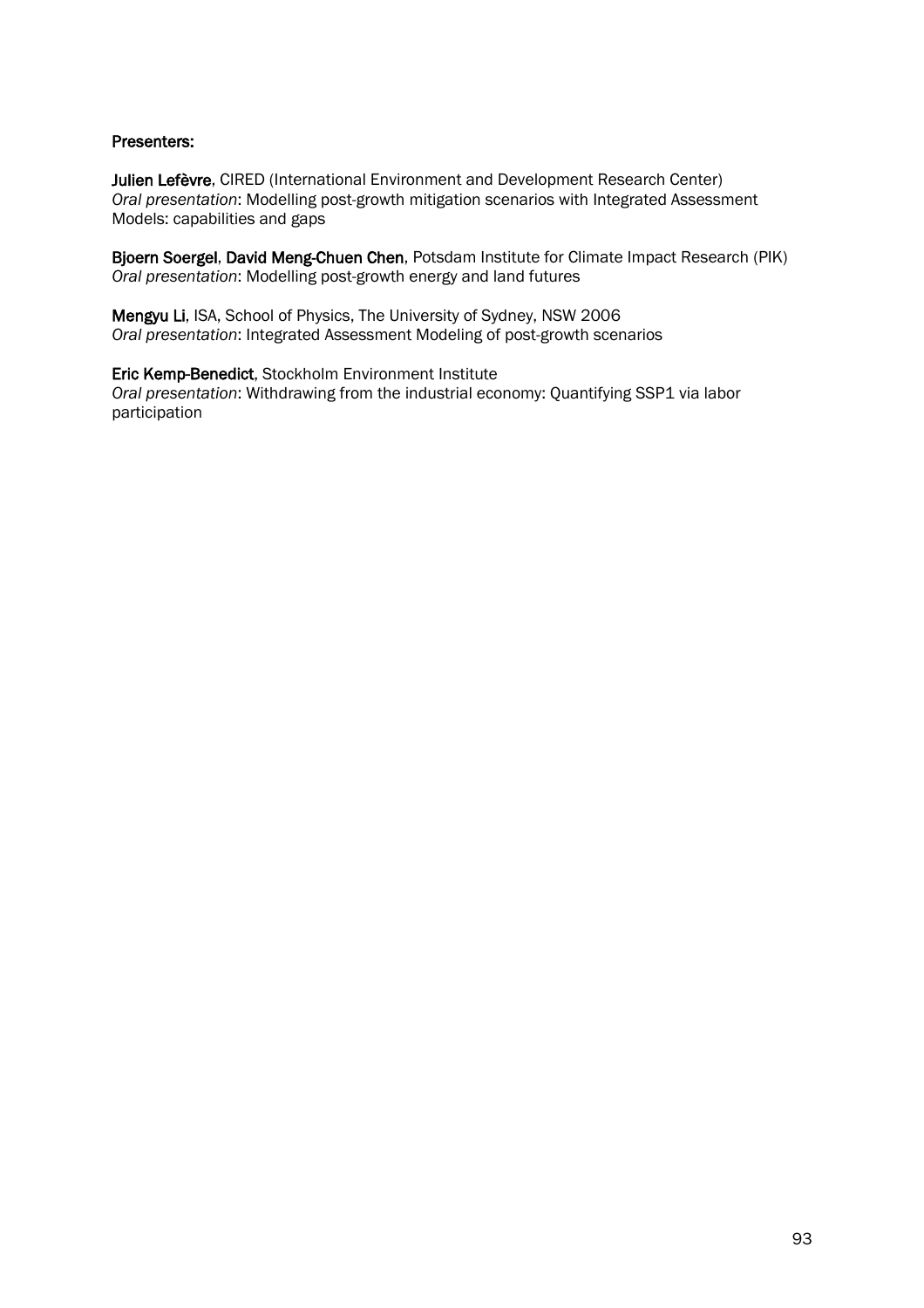**Presenters:**

**Julien Lefèvre**, CIRED (International Environment and Development Research Center)
*Oral presentation*: Modelling post-growth mitigation scenarios with Integrated Assessment Models: capabilities and gaps

**Bjoern Soergel**, **David Meng-Chuen Chen**, Potsdam Institute for Climate Impact Research (PIK)
*Oral presentation*: Modelling post-growth energy and land futures

**Mengyu Li**, ISA, School of Physics, The University of Sydney, NSW 2006
*Oral presentation*: Integrated Assessment Modeling of post-growth scenarios

**Eric Kemp-Benedict**, Stockholm Environment Institute
*Oral presentation*: Withdrawing from the industrial economy: Quantifying SSP1 via labor participation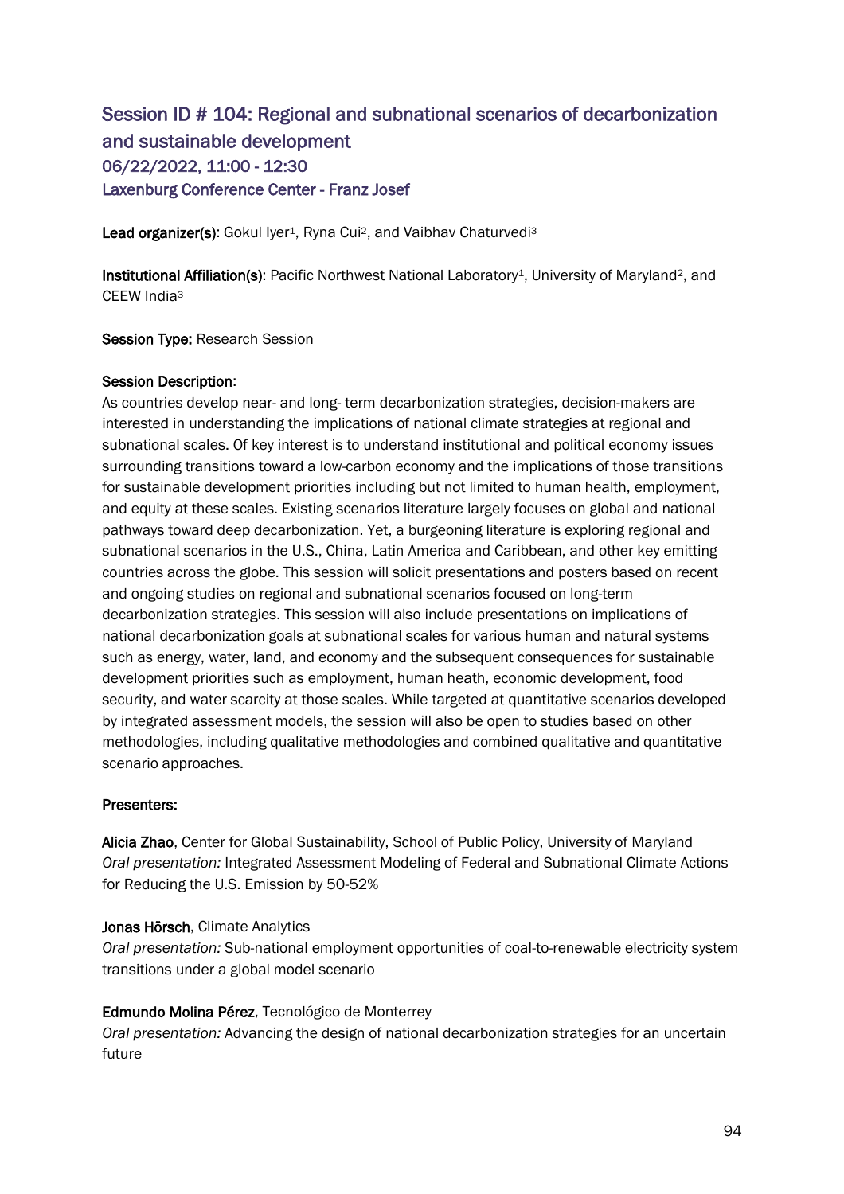## Session ID # 104: Regional and subnational scenarios of decarbonization and sustainable development

### 06/22/2022, 11:00 - 12:30

### Laxenburg Conference Center - Franz Josef

**Lead organizer(s)**: Gokul Iyer[1], Ryna Cui[2], and Vaibhav Chaturvedi[3]

**Institutional Affiliation(s)**: Pacific Northwest National Laboratory[1], University of Maryland[2], and CEEW India[3]

**Session Type:** Research Session

**Session Description**:

As countries develop near- and long- term decarbonization strategies, decision-makers are interested in understanding the implications of national climate strategies at regional and subnational scales. Of key interest is to understand institutional and political economy issues surrounding transitions toward a low-carbon economy and the implications of those transitions for sustainable development priorities including but not limited to human health, employment, and equity at these scales. Existing scenarios literature largely focuses on global and national pathways toward deep decarbonization. Yet, a burgeoning literature is exploring regional and subnational scenarios in the U.S., China, Latin America and Caribbean, and other key emitting countries across the globe. This session will solicit presentations and posters based on recent and ongoing studies on regional and subnational scenarios focused on long-term decarbonization strategies. This session will also include presentations on implications of national decarbonization goals at subnational scales for various human and natural systems such as energy, water, land, and economy and the subsequent consequences for sustainable development priorities such as employment, human heath, economic development, food security, and water scarcity at those scales. While targeted at quantitative scenarios developed by integrated assessment models, the session will also be open to studies based on other methodologies, including qualitative methodologies and combined qualitative and quantitative scenario approaches.

**Presenters:**

**Alicia Zhao**, Center for Global Sustainability, School of Public Policy, University of Maryland
*Oral presentation:* Integrated Assessment Modeling of Federal and Subnational Climate Actions for Reducing the U.S. Emission by 50-52%

**Jonas Hörsch**, Climate Analytics
*Oral presentation:* Sub-national employment opportunities of coal-to-renewable electricity system transitions under a global model scenario

**Edmundo Molina Pérez**, Tecnológico de Monterrey
*Oral presentation:* Advancing the design of national decarbonization strategies for an uncertain future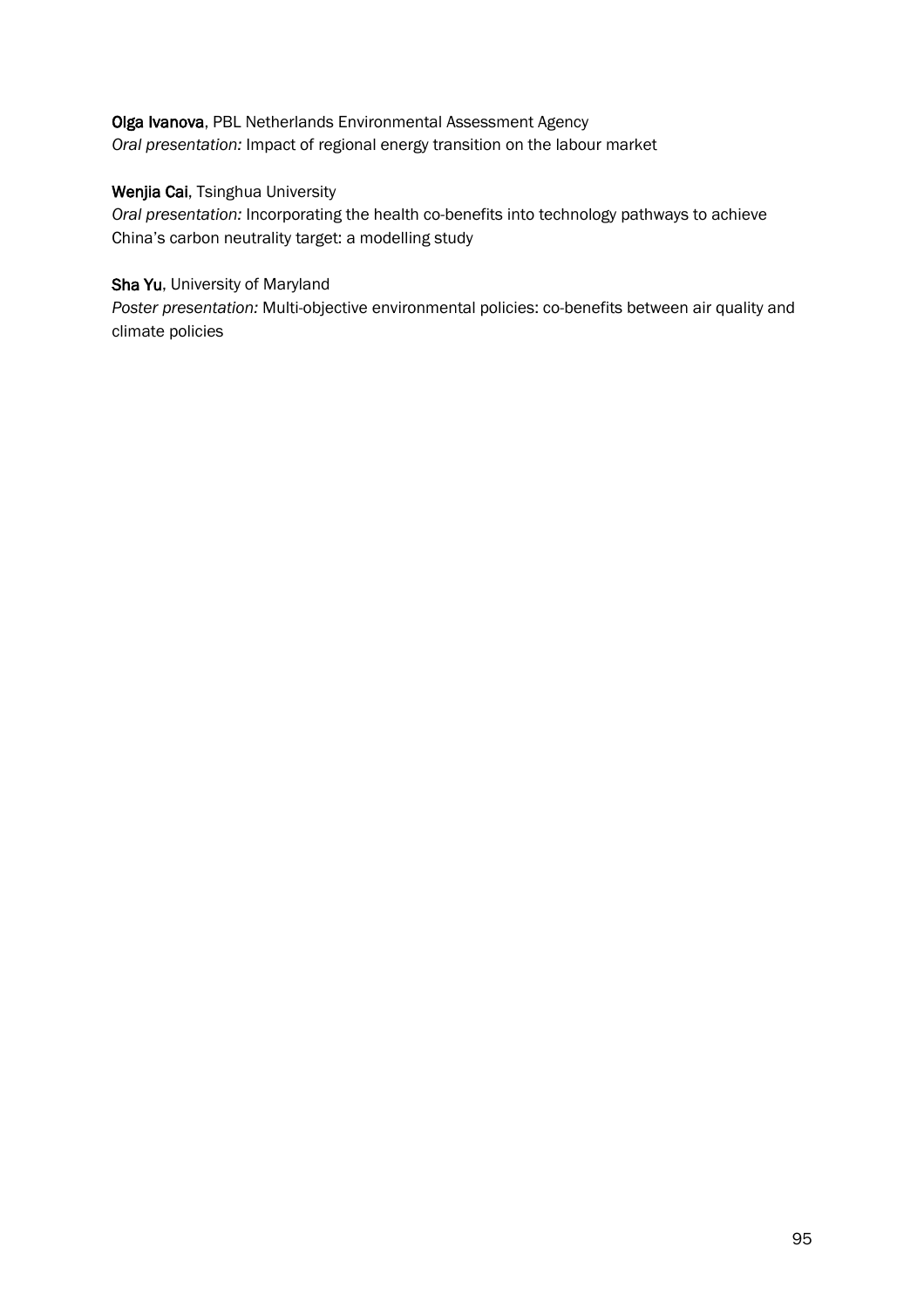**Olga Ivanova**, PBL Netherlands Environmental Assessment Agency
*Oral presentation:* Impact of regional energy transition on the labour market

**Wenjia Cai**, Tsinghua University
*Oral presentation:* Incorporating the health co-benefits into technology pathways to achieve China's carbon neutrality target: a modelling study

**Sha Yu**, University of Maryland
*Poster presentation:* Multi-objective environmental policies: co-benefits between air quality and climate policies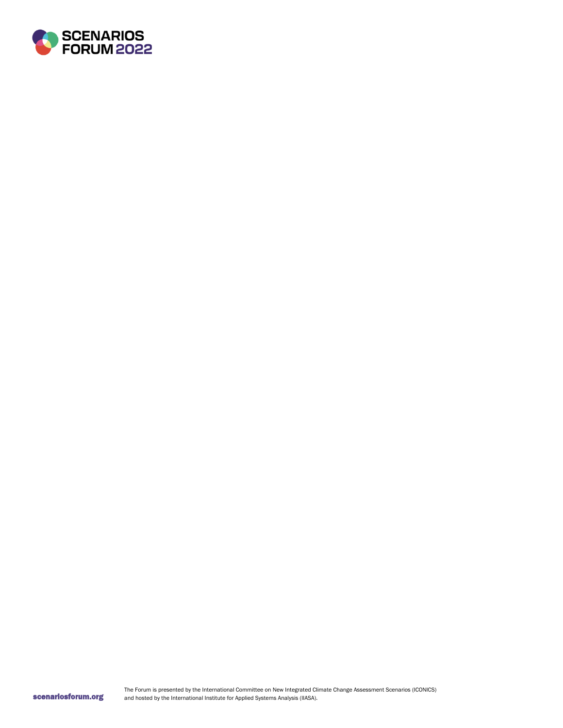SCENARIOS FORUM 2022

scenariosforum.org

The Forum is presented by the International Committee on New Integrated Climate Change Assessment Scenarios (ICONICS) and hosted by the International Institute for Applied Systems Analysis (IIASA).